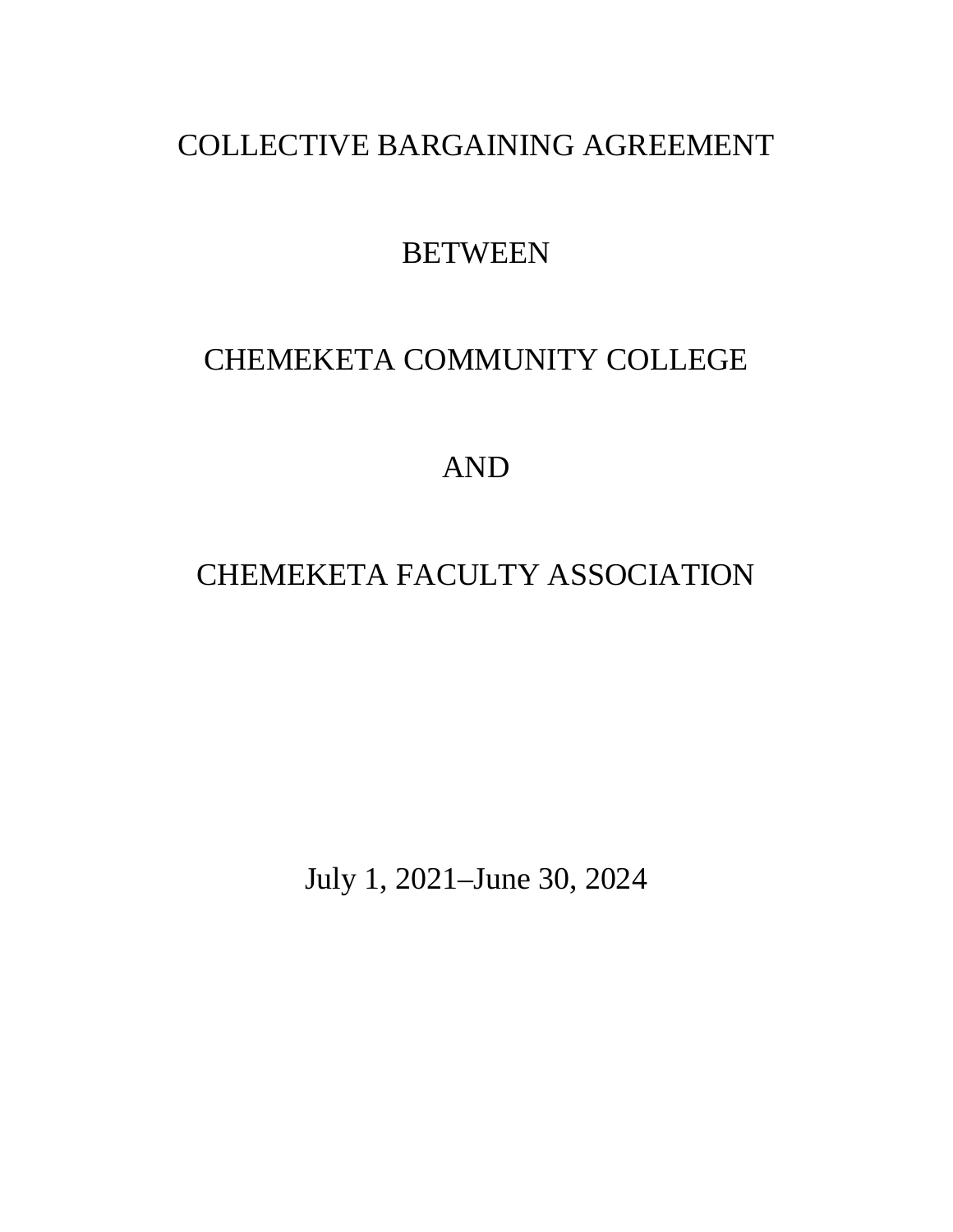# COLLECTIVE BARGAINING AGREEMENT

BETWEEN

CHEMEKETA COMMUNITY COLLEGE

AND

CHEMEKETA FACULTY ASSOCIATION

July 1, 2021–June 30, 2024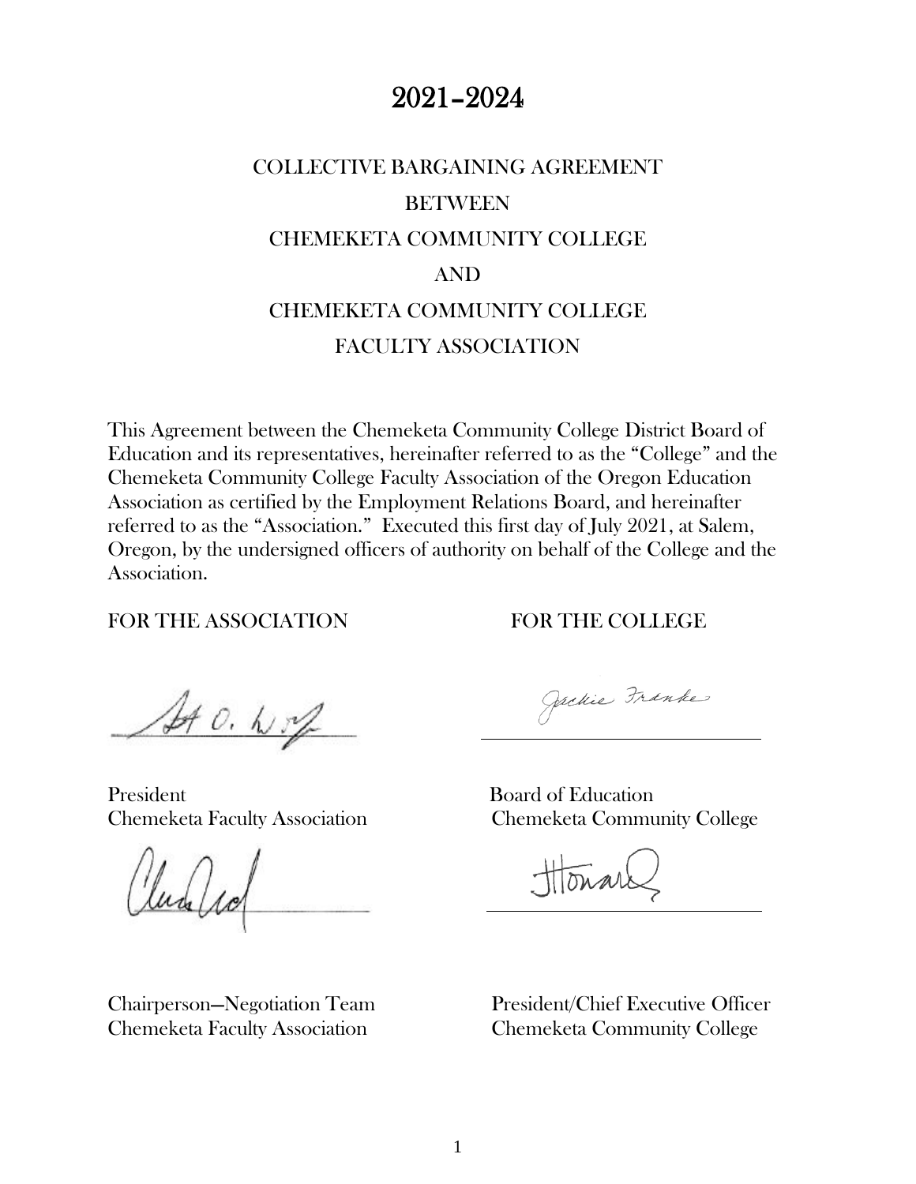# 2021–2024

## COLLECTIVE BARGAINING AGREEMENT
## BETWEEN
## CHEMEKETA COMMUNITY COLLEGE
## AND
## CHEMEKETA COMMUNITY COLLEGE
## FACULTY ASSOCIATION

This Agreement between the Chemeketa Community College District Board of Education and its representatives, hereinafter referred to as the "College" and the Chemeketa Community College Faculty Association of the Oregon Education Association as certified by the Employment Relations Board, and hereinafter referred to as the "Association." Executed this first day of July 2021, at Salem, Oregon, by the undersigned officers of authority on behalf of the College and the Association.

FOR THE ASSOCIATION

President
Chemeketa Faculty Association

Chairperson—Negotiation Team
Chemeketa Faculty Association

FOR THE COLLEGE

Board of Education
Chemeketa Community College

President/Chief Executive Officer
Chemeketa Community College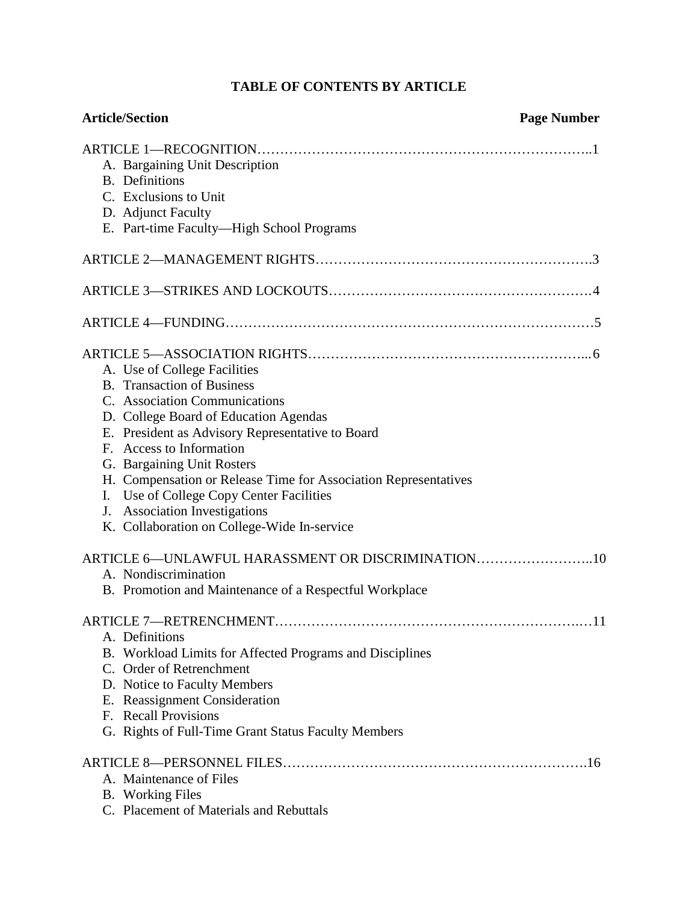# TABLE OF CONTENTS BY ARTICLE

| Article/Section | Page Number |
|---|---|
| ARTICLE 1—RECOGNITION | 1 |
| A. Bargaining Unit Description | |
| B. Definitions | |
| C. Exclusions to Unit | |
| D. Adjunct Faculty | |
| E. Part-time Faculty—High School Programs | |
| ARTICLE 2—MANAGEMENT RIGHTS | 3 |
| ARTICLE 3—STRIKES AND LOCKOUTS | 4 |
| ARTICLE 4—FUNDING | 5 |
| ARTICLE 5—ASSOCIATION RIGHTS | 6 |
| A. Use of College Facilities | |
| B. Transaction of Business | |
| C. Association Communications | |
| D. College Board of Education Agendas | |
| E. President as Advisory Representative to Board | |
| F. Access to Information | |
| G. Bargaining Unit Rosters | |
| H. Compensation or Release Time for Association Representatives | |
| I. Use of College Copy Center Facilities | |
| J. Association Investigations | |
| K. Collaboration on College-Wide In-service | |
| ARTICLE 6—UNLAWFUL HARASSMENT OR DISCRIMINATION | 10 |
| A. Nondiscrimination | |
| B. Promotion and Maintenance of a Respectful Workplace | |
| ARTICLE 7—RETRENCHMENT | 11 |
| A. Definitions | |
| B. Workload Limits for Affected Programs and Disciplines | |
| C. Order of Retrenchment | |
| D. Notice to Faculty Members | |
| E. Reassignment Consideration | |
| F. Recall Provisions | |
| G. Rights of Full-Time Grant Status Faculty Members | |
| ARTICLE 8—PERSONNEL FILES | 16 |
| A. Maintenance of Files | |
| B. Working Files | |
| C. Placement of Materials and Rebuttals | |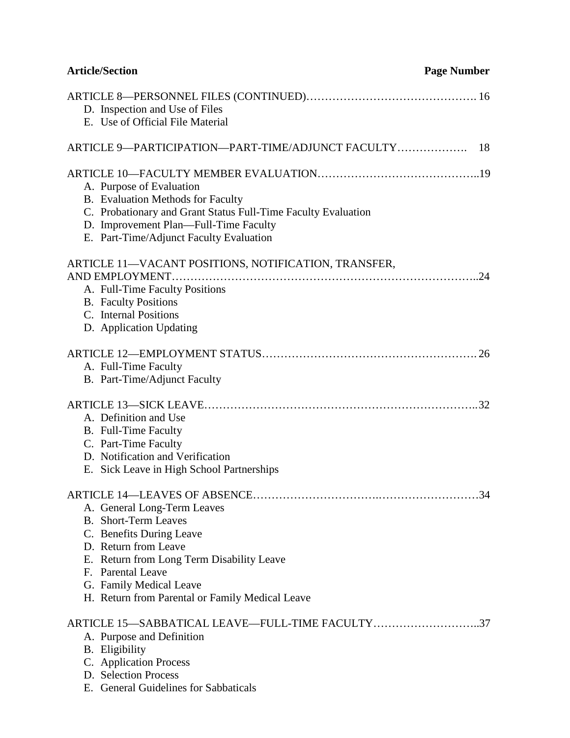| Article/Section | Page Number |
|---|---|
| ARTICLE 8—PERSONNEL FILES (CONTINUED) | 16 |
| D. Inspection and Use of Files | |
| E. Use of Official File Material | |
| ARTICLE 9—PARTICIPATION—PART-TIME/ADJUNCT FACULTY | 18 |
| ARTICLE 10—FACULTY MEMBER EVALUATION | 19 |
| A. Purpose of Evaluation | |
| B. Evaluation Methods for Faculty | |
| C. Probationary and Grant Status Full-Time Faculty Evaluation | |
| D. Improvement Plan—Full-Time Faculty | |
| E. Part-Time/Adjunct Faculty Evaluation | |
| ARTICLE 11—VACANT POSITIONS, NOTIFICATION, TRANSFER, AND EMPLOYMENT | 24 |
| A. Full-Time Faculty Positions | |
| B. Faculty Positions | |
| C. Internal Positions | |
| D. Application Updating | |
| ARTICLE 12—EMPLOYMENT STATUS | 26 |
| A. Full-Time Faculty | |
| B. Part-Time/Adjunct Faculty | |
| ARTICLE 13—SICK LEAVE | 32 |
| A. Definition and Use | |
| B. Full-Time Faculty | |
| C. Part-Time Faculty | |
| D. Notification and Verification | |
| E. Sick Leave in High School Partnerships | |
| ARTICLE 14—LEAVES OF ABSENCE | 34 |
| A. General Long-Term Leaves | |
| B. Short-Term Leaves | |
| C. Benefits During Leave | |
| D. Return from Leave | |
| E. Return from Long Term Disability Leave | |
| F. Parental Leave | |
| G. Family Medical Leave | |
| H. Return from Parental or Family Medical Leave | |
| ARTICLE 15—SABBATICAL LEAVE—FULL-TIME FACULTY | 37 |
| A. Purpose and Definition | |
| B. Eligibility | |
| C. Application Process | |
| D. Selection Process | |
| E. General Guidelines for Sabbaticals | |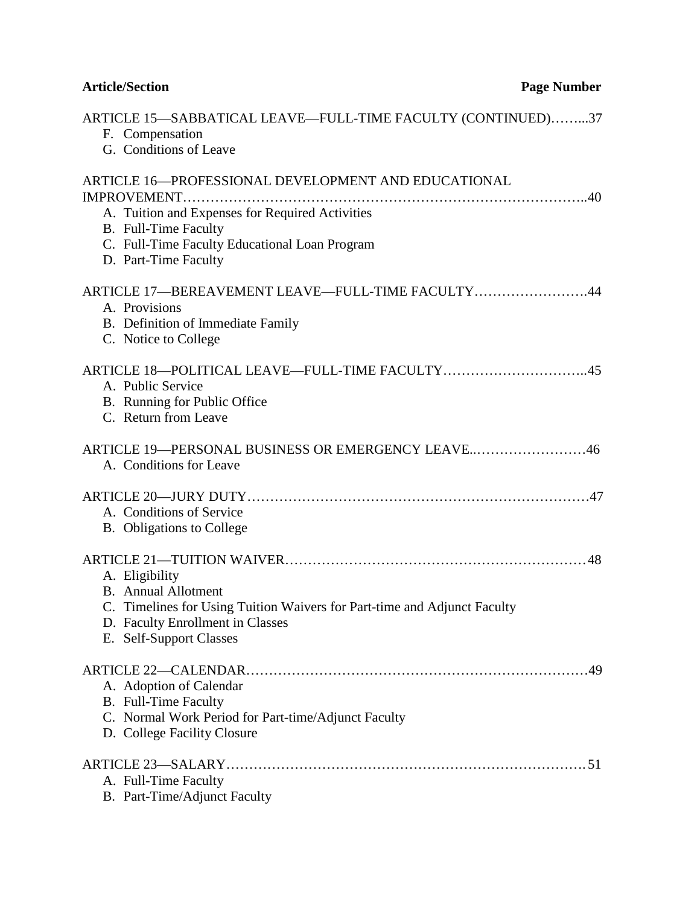**Article/Section** **Page Number**

ARTICLE 15—SABBATICAL LEAVE—FULL-TIME FACULTY (CONTINUED)……...37

F. Compensation
G. Conditions of Leave

ARTICLE 16—PROFESSIONAL DEVELOPMENT AND EDUCATIONAL IMPROVEMENT……………………………………………………………………………..40

A. Tuition and Expenses for Required Activities
B. Full-Time Faculty
C. Full-Time Faculty Educational Loan Program
D. Part-Time Faculty

ARTICLE 17—BEREAVEMENT LEAVE—FULL-TIME FACULTY…………………….44

A. Provisions
B. Definition of Immediate Family
C. Notice to College

ARTICLE 18—POLITICAL LEAVE—FULL-TIME FACULTY…………………………..45

A. Public Service
B. Running for Public Office
C. Return from Leave

ARTICLE 19—PERSONAL BUSINESS OR EMERGENCY LEAVE..……………………46

A. Conditions for Leave

ARTICLE 20—JURY DUTY………………………………………………………………47

A. Conditions of Service
B. Obligations to College

ARTICLE 21—TUITION WAIVER………………………………………………………48

A. Eligibility
B. Annual Allotment
C. Timelines for Using Tuition Waivers for Part-time and Adjunct Faculty
D. Faculty Enrollment in Classes
E. Self-Support Classes

ARTICLE 22—CALENDAR………………………………………………………………49

A. Adoption of Calendar
B. Full-Time Faculty
C. Normal Work Period for Part-time/Adjunct Faculty
D. College Facility Closure

ARTICLE 23—SALARY…………………………………………………………………51

A. Full-Time Faculty
B. Part-Time/Adjunct Faculty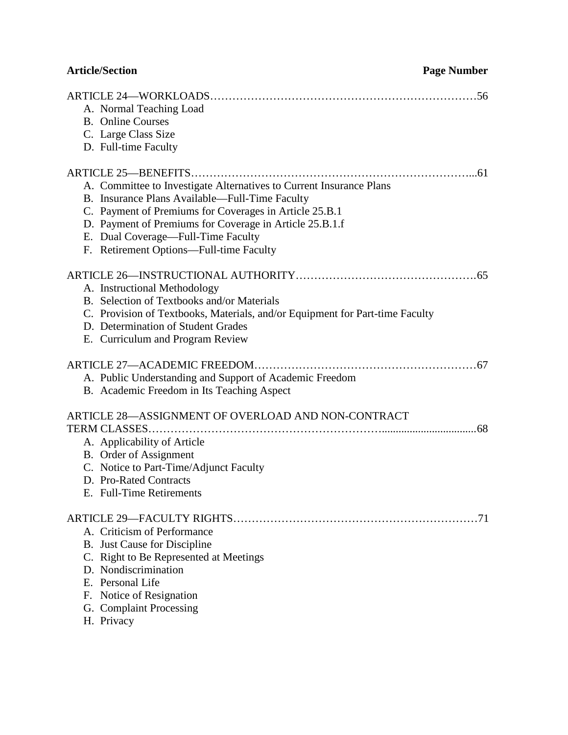| Article/Section | Page Number |
|---|---|
| ARTICLE 24—WORKLOADS | 56 |
| A. Normal Teaching Load | |
| B. Online Courses | |
| C. Large Class Size | |
| D. Full-time Faculty | |
| ARTICLE 25—BENEFITS | 61 |
| A. Committee to Investigate Alternatives to Current Insurance Plans | |
| B. Insurance Plans Available—Full-Time Faculty | |
| C. Payment of Premiums for Coverages in Article 25.B.1 | |
| D. Payment of Premiums for Coverage in Article 25.B.1.f | |
| E. Dual Coverage—Full-Time Faculty | |
| F. Retirement Options—Full-time Faculty | |
| ARTICLE 26—INSTRUCTIONAL AUTHORITY | 65 |
| A. Instructional Methodology | |
| B. Selection of Textbooks and/or Materials | |
| C. Provision of Textbooks, Materials, and/or Equipment for Part-time Faculty | |
| D. Determination of Student Grades | |
| E. Curriculum and Program Review | |
| ARTICLE 27—ACADEMIC FREEDOM | 67 |
| A. Public Understanding and Support of Academic Freedom | |
| B. Academic Freedom in Its Teaching Aspect | |
| ARTICLE 28—ASSIGNMENT OF OVERLOAD AND NON-CONTRACT TERM CLASSES | 68 |
| A. Applicability of Article | |
| B. Order of Assignment | |
| C. Notice to Part-Time/Adjunct Faculty | |
| D. Pro-Rated Contracts | |
| E. Full-Time Retirements | |
| ARTICLE 29—FACULTY RIGHTS | 71 |
| A. Criticism of Performance | |
| B. Just Cause for Discipline | |
| C. Right to Be Represented at Meetings | |
| D. Nondiscrimination | |
| E. Personal Life | |
| F. Notice of Resignation | |
| G. Complaint Processing | |
| H. Privacy | |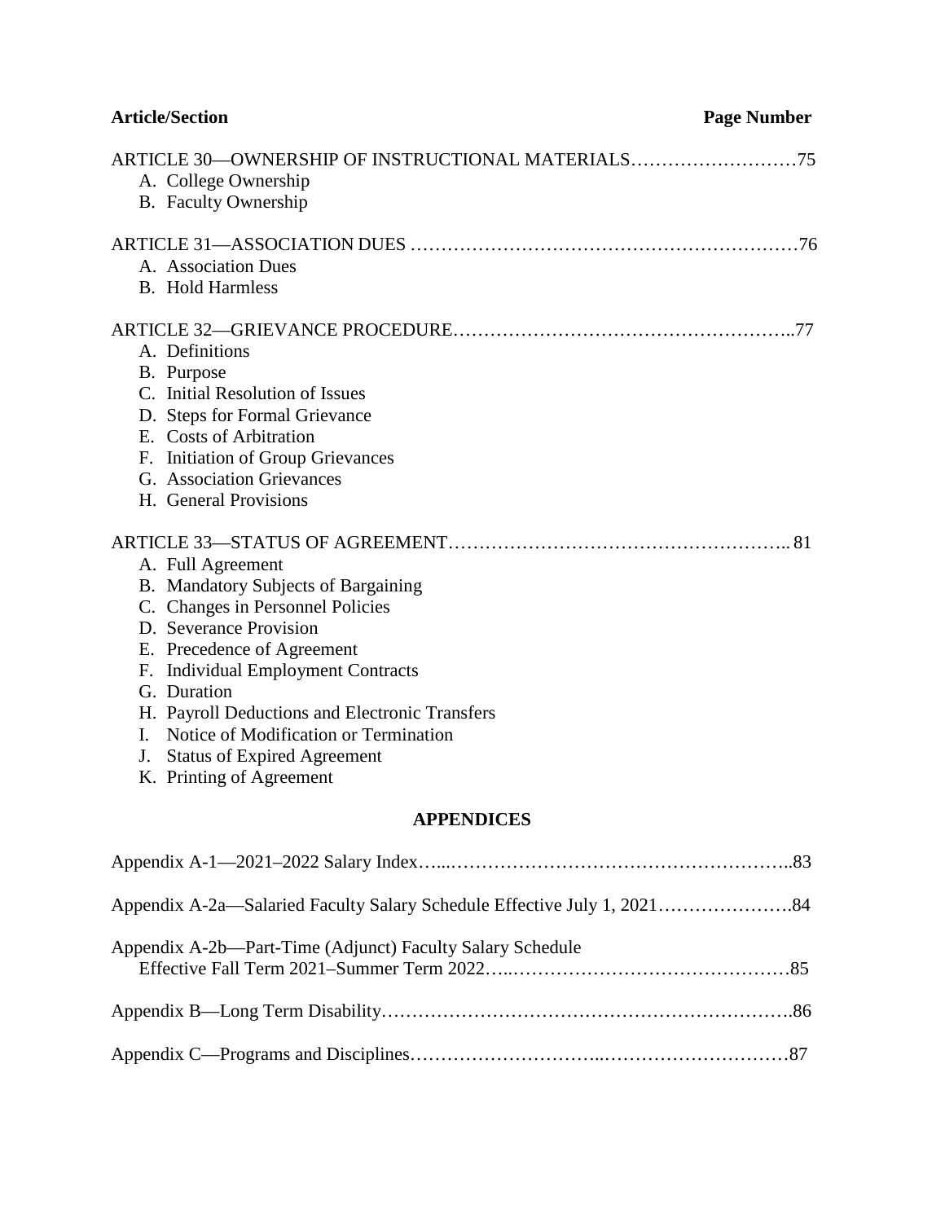**Article/Section** **Page Number**

ARTICLE 30—OWNERSHIP OF INSTRUCTIONAL MATERIALS………………………75

A. College Ownership
B. Faculty Ownership

ARTICLE 31—ASSOCIATION DUES ……………………………………………………76

A. Association Dues
B. Hold Harmless

ARTICLE 32—GRIEVANCE PROCEDURE………………………………………………..77

A. Definitions
B. Purpose
C. Initial Resolution of Issues
D. Steps for Formal Grievance
E. Costs of Arbitration
F. Initiation of Group Grievances
G. Association Grievances
H. General Provisions

ARTICLE 33—STATUS OF AGREEMENT……………………………………………….. 81

A. Full Agreement
B. Mandatory Subjects of Bargaining
C. Changes in Personnel Policies
D. Severance Provision
E. Precedence of Agreement
F. Individual Employment Contracts
G. Duration
H. Payroll Deductions and Electronic Transfers
I. Notice of Modification or Termination
J. Status of Expired Agreement
K. Printing of Agreement

## APPENDICES

Appendix A-1—2021–2022 Salary Index…...………………………………………………..83

Appendix A-2a—Salaried Faculty Salary Schedule Effective July 1, 2021………………….84

Appendix A-2b—Part-Time (Adjunct) Faculty Salary Schedule
Effective Fall Term 2021–Summer Term 2022…..………………………………………85

Appendix B—Long Term Disability…………………………………………………………..86

Appendix C—Programs and Disciplines…………………………..…………………………87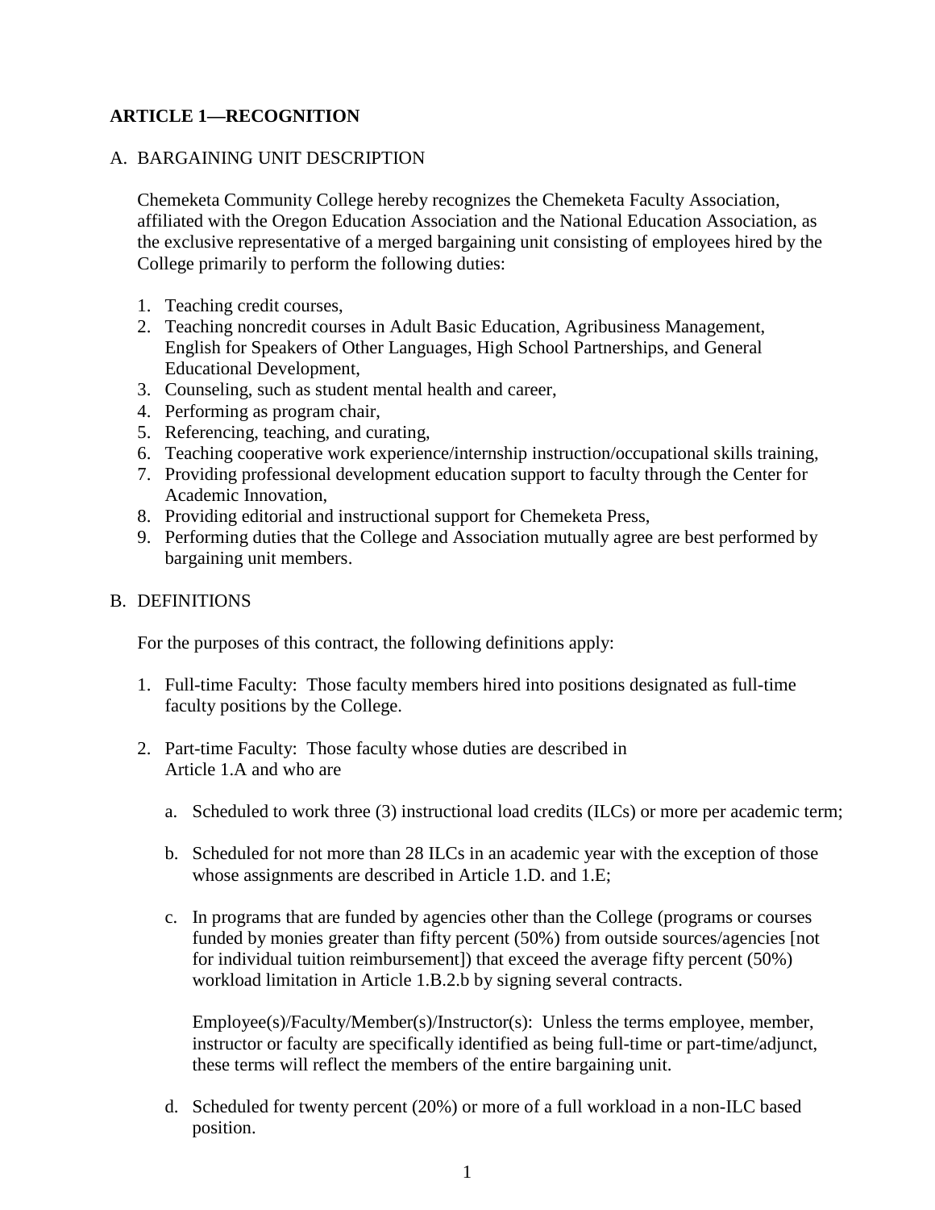## ARTICLE 1—RECOGNITION

A. BARGAINING UNIT DESCRIPTION

Chemeketa Community College hereby recognizes the Chemeketa Faculty Association, affiliated with the Oregon Education Association and the National Education Association, as the exclusive representative of a merged bargaining unit consisting of employees hired by the College primarily to perform the following duties:

1. Teaching credit courses,
2. Teaching noncredit courses in Adult Basic Education, Agribusiness Management, English for Speakers of Other Languages, High School Partnerships, and General Educational Development,
3. Counseling, such as student mental health and career,
4. Performing as program chair,
5. Referencing, teaching, and curating,
6. Teaching cooperative work experience/internship instruction/occupational skills training,
7. Providing professional development education support to faculty through the Center for Academic Innovation,
8. Providing editorial and instructional support for Chemeketa Press,
9. Performing duties that the College and Association mutually agree are best performed by bargaining unit members.

B. DEFINITIONS

For the purposes of this contract, the following definitions apply:

1. Full-time Faculty: Those faculty members hired into positions designated as full-time faculty positions by the College.

2. Part-time Faculty: Those faculty whose duties are described in Article 1.A and who are

   a. Scheduled to work three (3) instructional load credits (ILCs) or more per academic term;

   b. Scheduled for not more than 28 ILCs in an academic year with the exception of those whose assignments are described in Article 1.D. and 1.E;

   c. In programs that are funded by agencies other than the College (programs or courses funded by monies greater than fifty percent (50%) from outside sources/agencies [not for individual tuition reimbursement]) that exceed the average fifty percent (50%) workload limitation in Article 1.B.2.b by signing several contracts.

      Employee(s)/Faculty/Member(s)/Instructor(s): Unless the terms employee, member, instructor or faculty are specifically identified as being full-time or part-time/adjunct, these terms will reflect the members of the entire bargaining unit.

   d. Scheduled for twenty percent (20%) or more of a full workload in a non-ILC based position.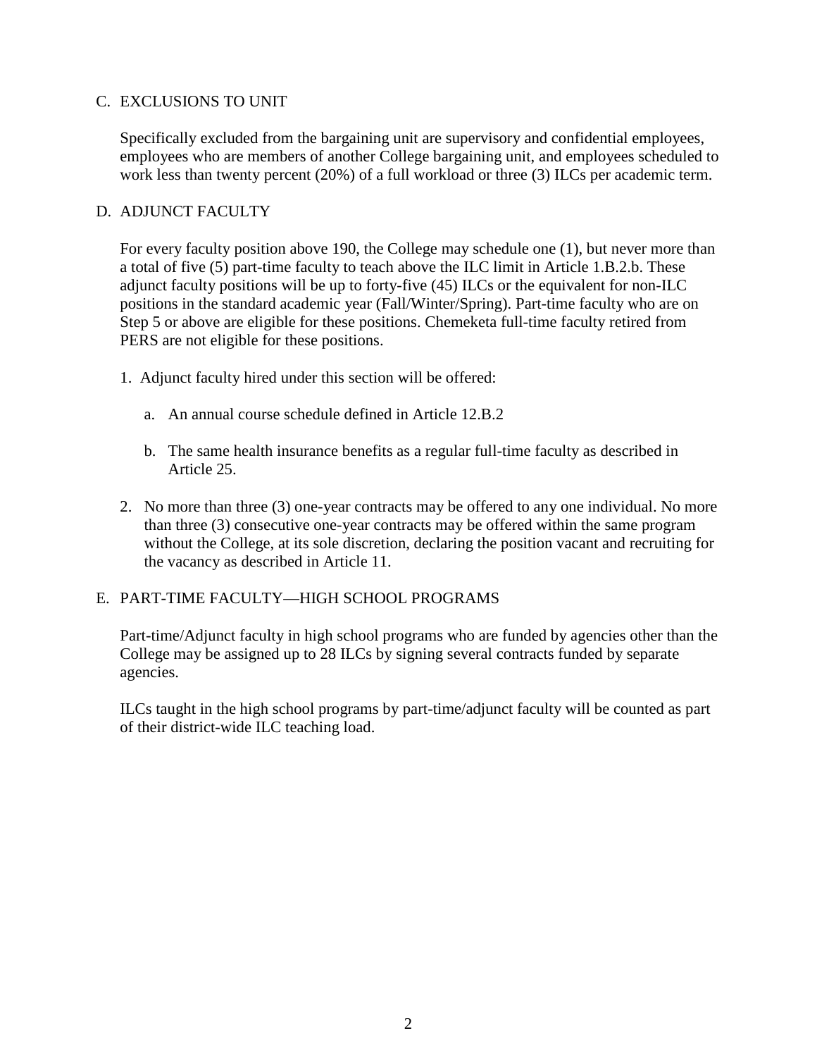## C. EXCLUSIONS TO UNIT

Specifically excluded from the bargaining unit are supervisory and confidential employees, employees who are members of another College bargaining unit, and employees scheduled to work less than twenty percent (20%) of a full workload or three (3) ILCs per academic term.

## D. ADJUNCT FACULTY

For every faculty position above 190, the College may schedule one (1), but never more than a total of five (5) part-time faculty to teach above the ILC limit in Article 1.B.2.b. These adjunct faculty positions will be up to forty-five (45) ILCs or the equivalent for non-ILC positions in the standard academic year (Fall/Winter/Spring). Part-time faculty who are on Step 5 or above are eligible for these positions. Chemeketa full-time faculty retired from PERS are not eligible for these positions.

1. Adjunct faculty hired under this section will be offered:

   a. An annual course schedule defined in Article 12.B.2

   b. The same health insurance benefits as a regular full-time faculty as described in Article 25.

2. No more than three (3) one-year contracts may be offered to any one individual. No more than three (3) consecutive one-year contracts may be offered within the same program without the College, at its sole discretion, declaring the position vacant and recruiting for the vacancy as described in Article 11.

## E. PART-TIME FACULTY—HIGH SCHOOL PROGRAMS

Part-time/Adjunct faculty in high school programs who are funded by agencies other than the College may be assigned up to 28 ILCs by signing several contracts funded by separate agencies.

ILCs taught in the high school programs by part-time/adjunct faculty will be counted as part of their district-wide ILC teaching load.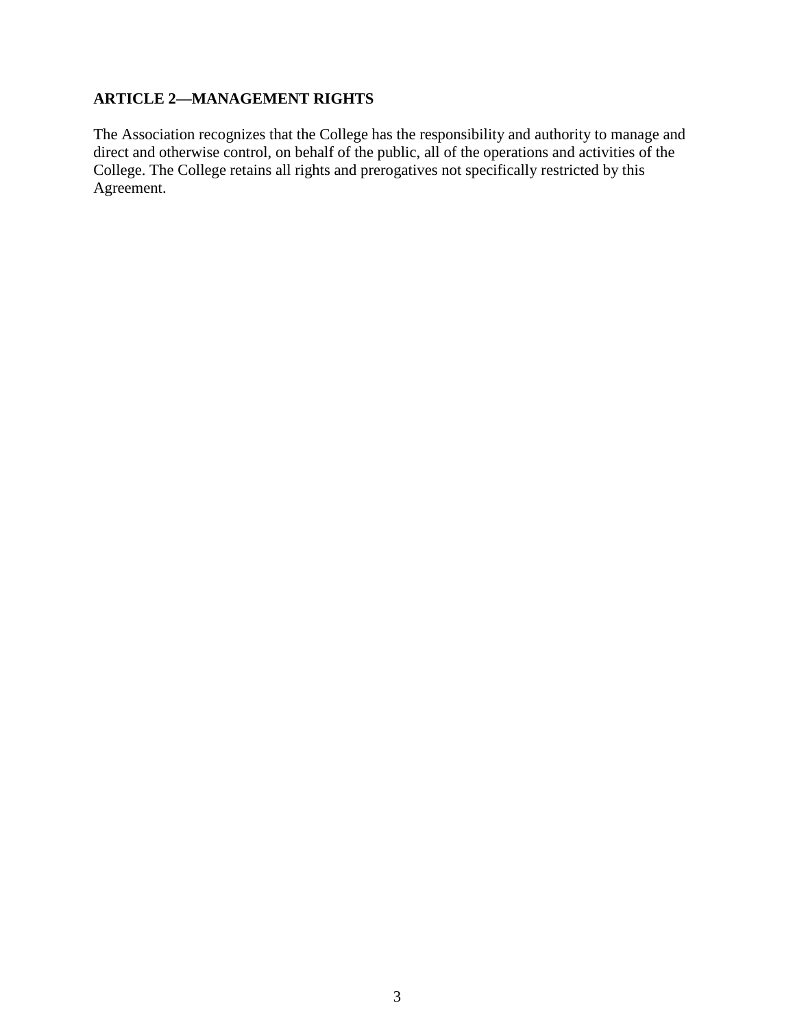## ARTICLE 2—MANAGEMENT RIGHTS

The Association recognizes that the College has the responsibility and authority to manage and direct and otherwise control, on behalf of the public, all of the operations and activities of the College. The College retains all rights and prerogatives not specifically restricted by this Agreement.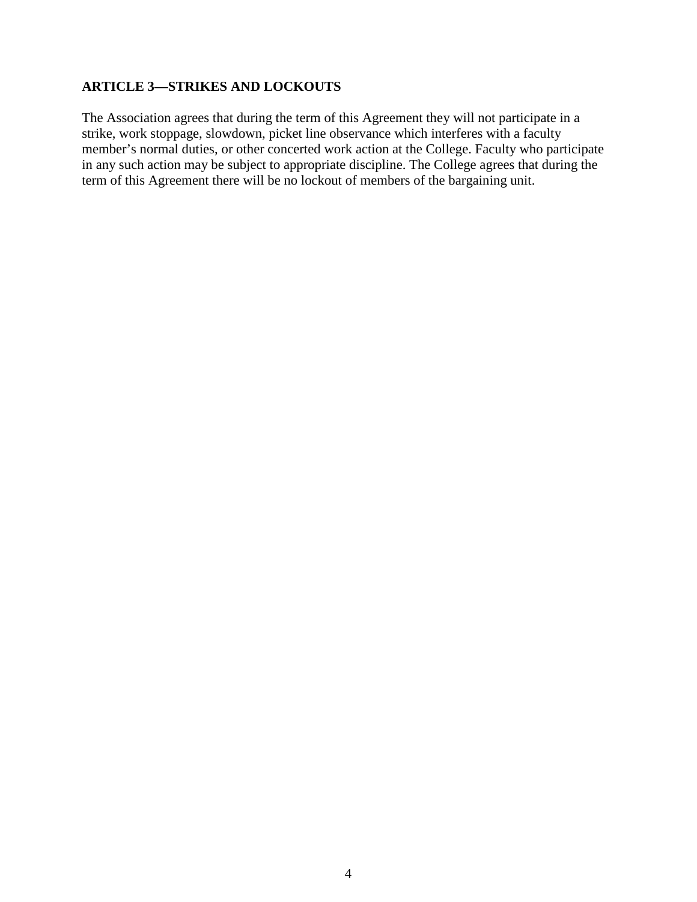## ARTICLE 3—STRIKES AND LOCKOUTS

The Association agrees that during the term of this Agreement they will not participate in a strike, work stoppage, slowdown, picket line observance which interferes with a faculty member's normal duties, or other concerted work action at the College. Faculty who participate in any such action may be subject to appropriate discipline. The College agrees that during the term of this Agreement there will be no lockout of members of the bargaining unit.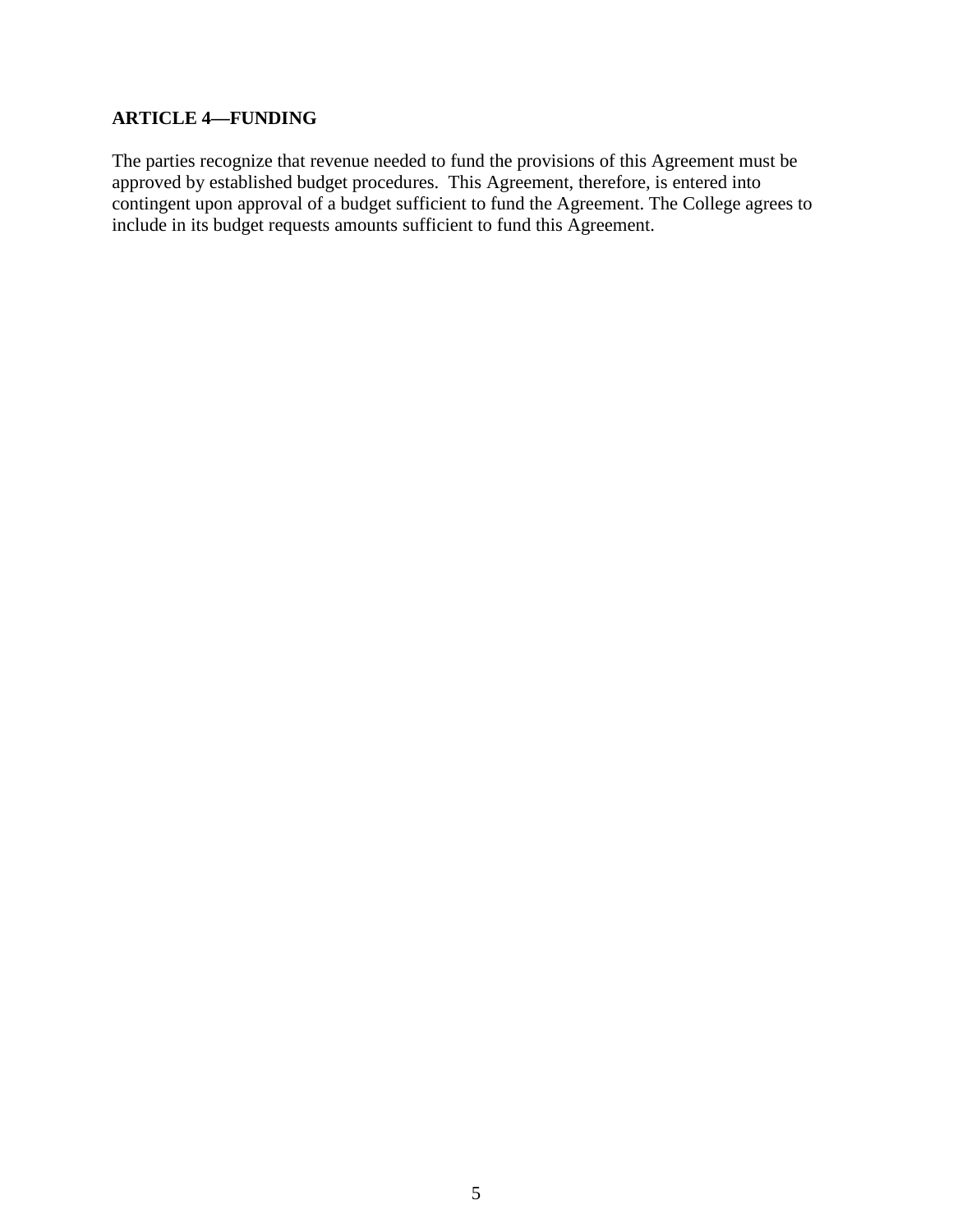## ARTICLE 4—FUNDING

The parties recognize that revenue needed to fund the provisions of this Agreement must be approved by established budget procedures. This Agreement, therefore, is entered into contingent upon approval of a budget sufficient to fund the Agreement. The College agrees to include in its budget requests amounts sufficient to fund this Agreement.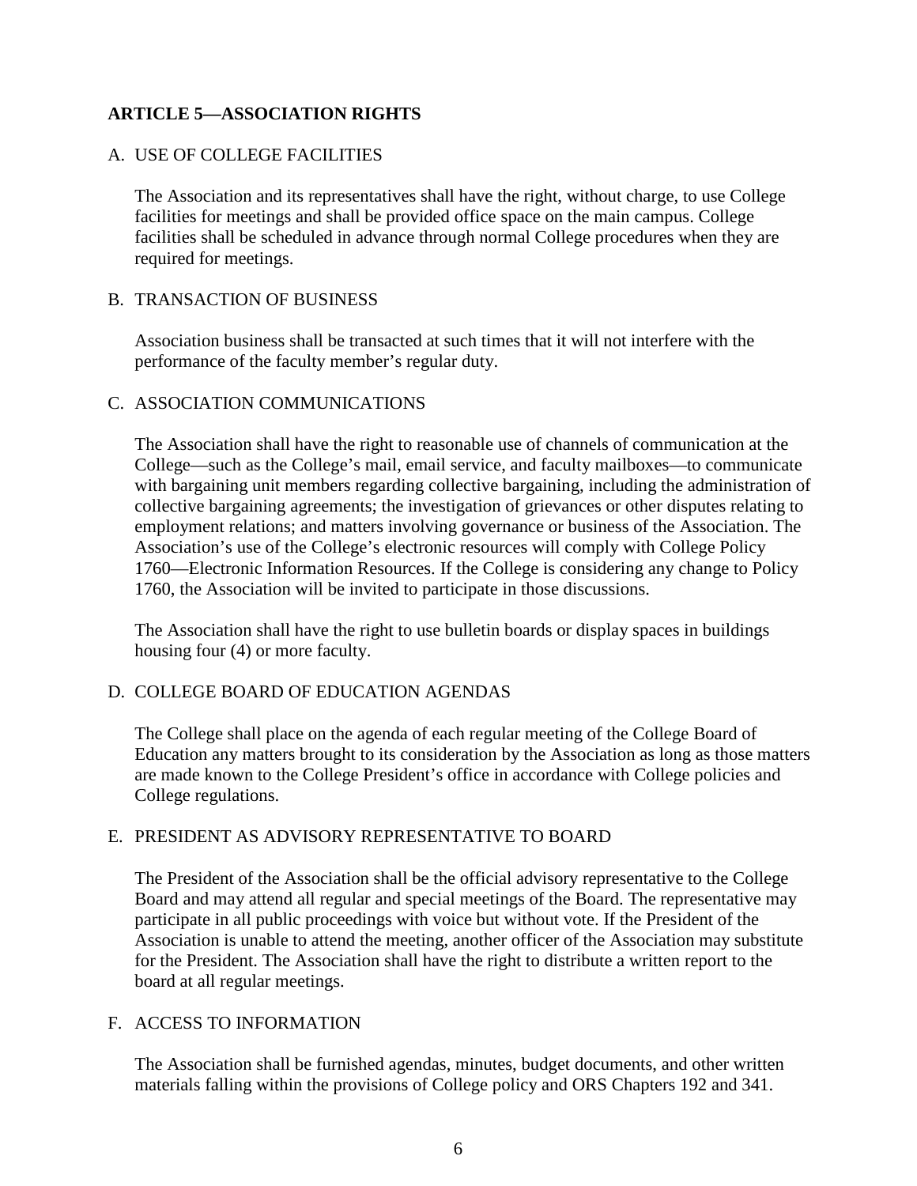## ARTICLE 5—ASSOCIATION RIGHTS

### A. USE OF COLLEGE FACILITIES

The Association and its representatives shall have the right, without charge, to use College facilities for meetings and shall be provided office space on the main campus. College facilities shall be scheduled in advance through normal College procedures when they are required for meetings.

### B. TRANSACTION OF BUSINESS

Association business shall be transacted at such times that it will not interfere with the performance of the faculty member's regular duty.

### C. ASSOCIATION COMMUNICATIONS

The Association shall have the right to reasonable use of channels of communication at the College—such as the College's mail, email service, and faculty mailboxes—to communicate with bargaining unit members regarding collective bargaining, including the administration of collective bargaining agreements; the investigation of grievances or other disputes relating to employment relations; and matters involving governance or business of the Association. The Association's use of the College's electronic resources will comply with College Policy 1760—Electronic Information Resources. If the College is considering any change to Policy 1760, the Association will be invited to participate in those discussions.

The Association shall have the right to use bulletin boards or display spaces in buildings housing four (4) or more faculty.

### D. COLLEGE BOARD OF EDUCATION AGENDAS

The College shall place on the agenda of each regular meeting of the College Board of Education any matters brought to its consideration by the Association as long as those matters are made known to the College President's office in accordance with College policies and College regulations.

### E. PRESIDENT AS ADVISORY REPRESENTATIVE TO BOARD

The President of the Association shall be the official advisory representative to the College Board and may attend all regular and special meetings of the Board. The representative may participate in all public proceedings with voice but without vote. If the President of the Association is unable to attend the meeting, another officer of the Association may substitute for the President. The Association shall have the right to distribute a written report to the board at all regular meetings.

### F. ACCESS TO INFORMATION

The Association shall be furnished agendas, minutes, budget documents, and other written materials falling within the provisions of College policy and ORS Chapters 192 and 341.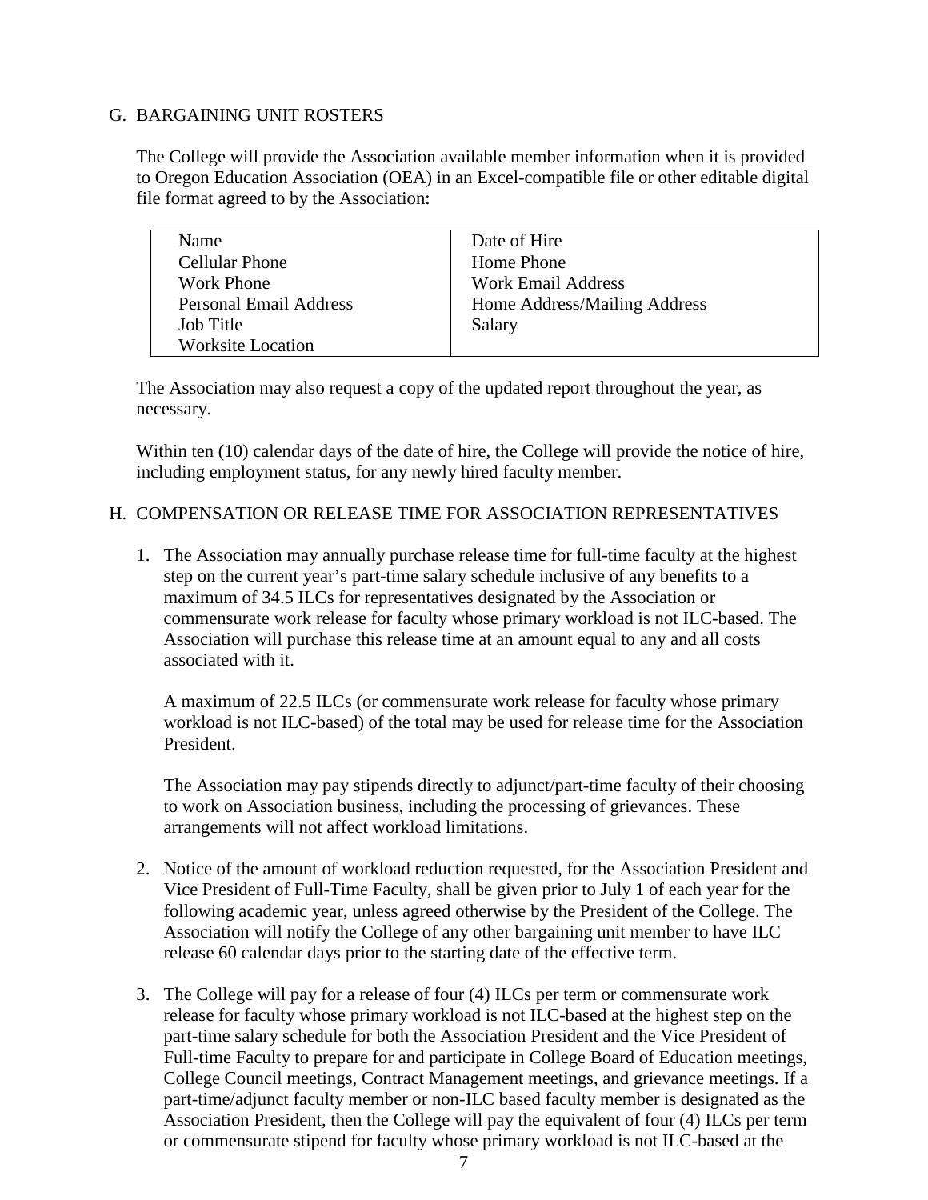## G. BARGAINING UNIT ROSTERS

The College will provide the Association available member information when it is provided to Oregon Education Association (OEA) in an Excel-compatible file or other editable digital file format agreed to by the Association:

| | |
|---|---|
| Name | Date of Hire |
| Cellular Phone | Home Phone |
| Work Phone | Work Email Address |
| Personal Email Address | Home Address/Mailing Address |
| Job Title | Salary |
| Worksite Location | |

The Association may also request a copy of the updated report throughout the year, as necessary.

Within ten (10) calendar days of the date of hire, the College will provide the notice of hire, including employment status, for any newly hired faculty member.

## H. COMPENSATION OR RELEASE TIME FOR ASSOCIATION REPRESENTATIVES

1. The Association may annually purchase release time for full-time faculty at the highest step on the current year's part-time salary schedule inclusive of any benefits to a maximum of 34.5 ILCs for representatives designated by the Association or commensurate work release for faculty whose primary workload is not ILC-based. The Association will purchase this release time at an amount equal to any and all costs associated with it.

   A maximum of 22.5 ILCs (or commensurate work release for faculty whose primary workload is not ILC-based) of the total may be used for release time for the Association President.

   The Association may pay stipends directly to adjunct/part-time faculty of their choosing to work on Association business, including the processing of grievances. These arrangements will not affect workload limitations.

2. Notice of the amount of workload reduction requested, for the Association President and Vice President of Full-Time Faculty, shall be given prior to July 1 of each year for the following academic year, unless agreed otherwise by the President of the College. The Association will notify the College of any other bargaining unit member to have ILC release 60 calendar days prior to the starting date of the effective term.

3. The College will pay for a release of four (4) ILCs per term or commensurate work release for faculty whose primary workload is not ILC-based at the highest step on the part-time salary schedule for both the Association President and the Vice President of Full-time Faculty to prepare for and participate in College Board of Education meetings, College Council meetings, Contract Management meetings, and grievance meetings. If a part-time/adjunct faculty member or non-ILC based faculty member is designated as the Association President, then the College will pay the equivalent of four (4) ILCs per term or commensurate stipend for faculty whose primary workload is not ILC-based at the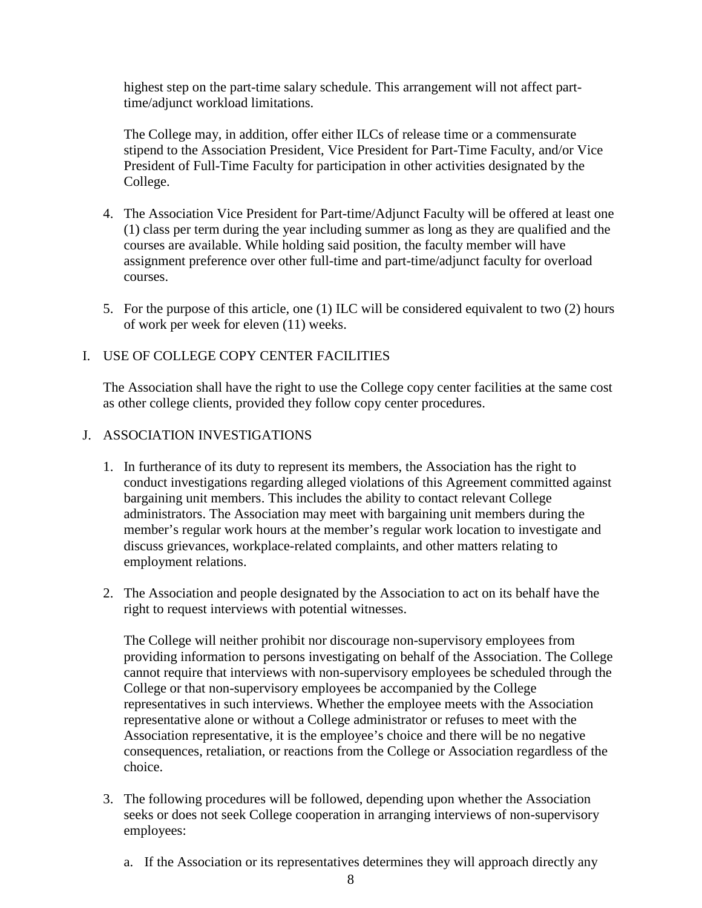highest step on the part-time salary schedule. This arrangement will not affect part-time/adjunct workload limitations.

The College may, in addition, offer either ILCs of release time or a commensurate stipend to the Association President, Vice President for Part-Time Faculty, and/or Vice President of Full-Time Faculty for participation in other activities designated by the College.

4. The Association Vice President for Part-time/Adjunct Faculty will be offered at least one (1) class per term during the year including summer as long as they are qualified and the courses are available. While holding said position, the faculty member will have assignment preference over other full-time and part-time/adjunct faculty for overload courses.

5. For the purpose of this article, one (1) ILC will be considered equivalent to two (2) hours of work per week for eleven (11) weeks.

## I. USE OF COLLEGE COPY CENTER FACILITIES

The Association shall have the right to use the College copy center facilities at the same cost as other college clients, provided they follow copy center procedures.

## J. ASSOCIATION INVESTIGATIONS

1. In furtherance of its duty to represent its members, the Association has the right to conduct investigations regarding alleged violations of this Agreement committed against bargaining unit members. This includes the ability to contact relevant College administrators. The Association may meet with bargaining unit members during the member's regular work hours at the member's regular work location to investigate and discuss grievances, workplace-related complaints, and other matters relating to employment relations.

2. The Association and people designated by the Association to act on its behalf have the right to request interviews with potential witnesses.

   The College will neither prohibit nor discourage non-supervisory employees from providing information to persons investigating on behalf of the Association. The College cannot require that interviews with non-supervisory employees be scheduled through the College or that non-supervisory employees be accompanied by the College representatives in such interviews. Whether the employee meets with the Association representative alone or without a College administrator or refuses to meet with the Association representative, it is the employee's choice and there will be no negative consequences, retaliation, or reactions from the College or Association regardless of the choice.

3. The following procedures will be followed, depending upon whether the Association seeks or does not seek College cooperation in arranging interviews of non-supervisory employees:

   a. If the Association or its representatives determines they will approach directly any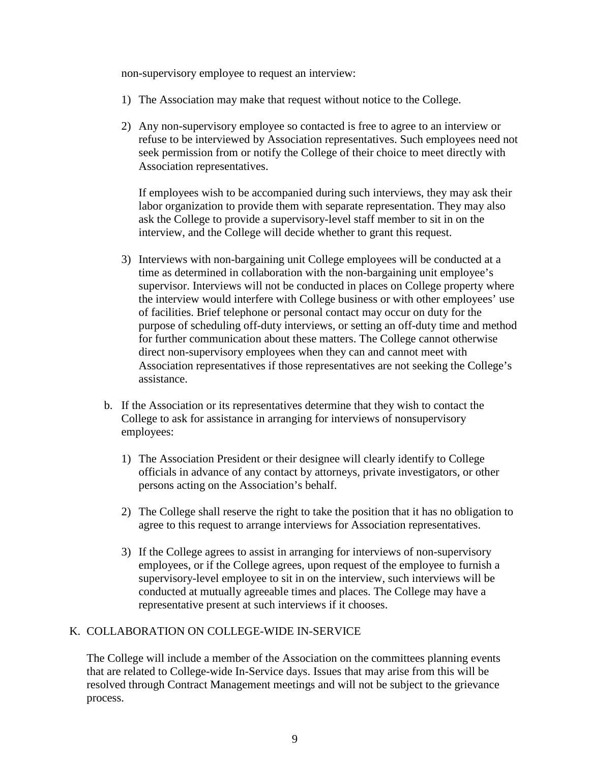non-supervisory employee to request an interview:

1) The Association may make that request without notice to the College.

2) Any non-supervisory employee so contacted is free to agree to an interview or refuse to be interviewed by Association representatives. Such employees need not seek permission from or notify the College of their choice to meet directly with Association representatives.

   If employees wish to be accompanied during such interviews, they may ask their labor organization to provide them with separate representation. They may also ask the College to provide a supervisory-level staff member to sit in on the interview, and the College will decide whether to grant this request.

3) Interviews with non-bargaining unit College employees will be conducted at a time as determined in collaboration with the non-bargaining unit employee's supervisor. Interviews will not be conducted in places on College property where the interview would interfere with College business or with other employees' use of facilities. Brief telephone or personal contact may occur on duty for the purpose of scheduling off-duty interviews, or setting an off-duty time and method for further communication about these matters. The College cannot otherwise direct non-supervisory employees when they can and cannot meet with Association representatives if those representatives are not seeking the College's assistance.

b. If the Association or its representatives determine that they wish to contact the College to ask for assistance in arranging for interviews of nonsupervisory employees:

   1) The Association President or their designee will clearly identify to College officials in advance of any contact by attorneys, private investigators, or other persons acting on the Association's behalf.

   2) The College shall reserve the right to take the position that it has no obligation to agree to this request to arrange interviews for Association representatives.

   3) If the College agrees to assist in arranging for interviews of non-supervisory employees, or if the College agrees, upon request of the employee to furnish a supervisory-level employee to sit in on the interview, such interviews will be conducted at mutually agreeable times and places. The College may have a representative present at such interviews if it chooses.

## K. COLLABORATION ON COLLEGE-WIDE IN-SERVICE

The College will include a member of the Association on the committees planning events that are related to College-wide In-Service days. Issues that may arise from this will be resolved through Contract Management meetings and will not be subject to the grievance process.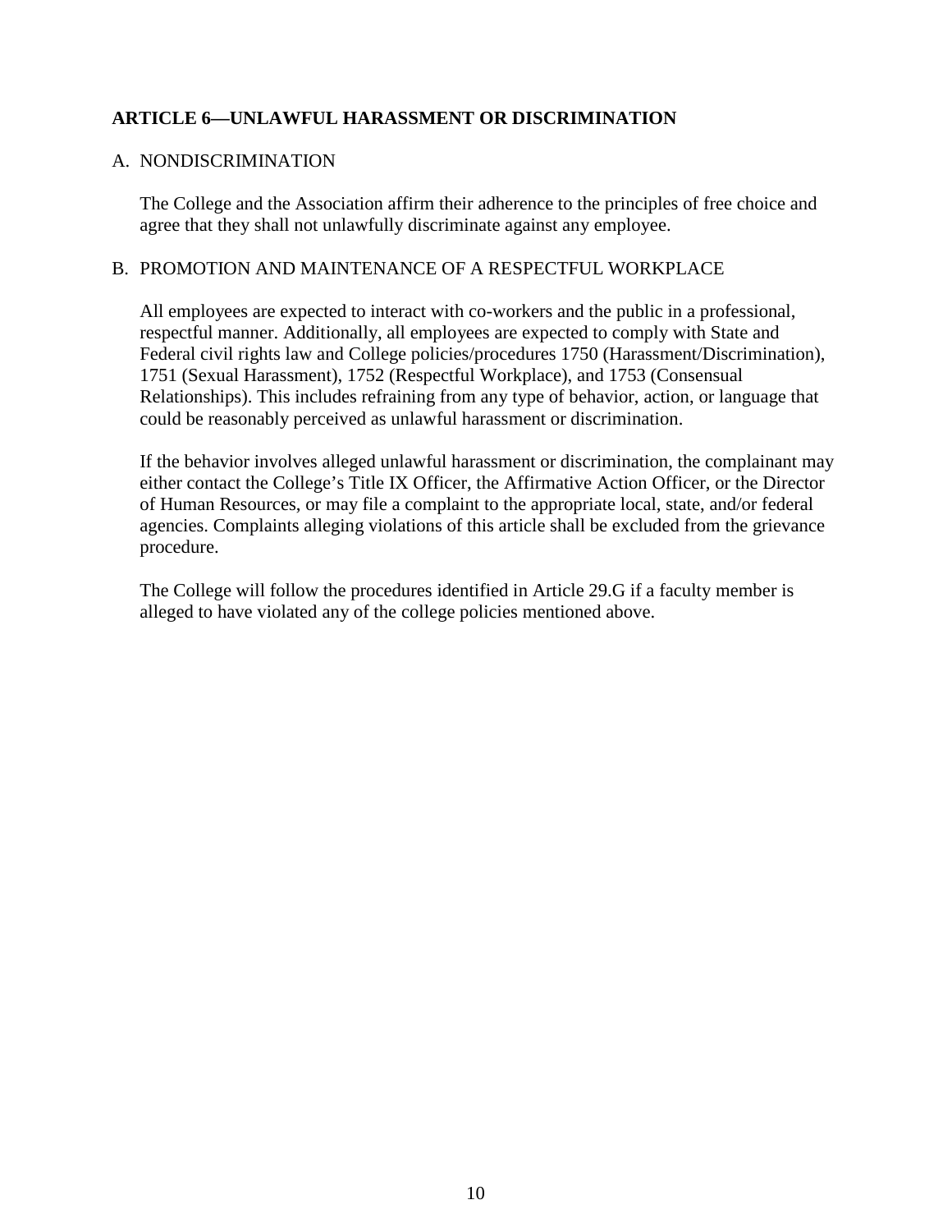## ARTICLE 6—UNLAWFUL HARASSMENT OR DISCRIMINATION

### A. NONDISCRIMINATION

The College and the Association affirm their adherence to the principles of free choice and agree that they shall not unlawfully discriminate against any employee.

### B. PROMOTION AND MAINTENANCE OF A RESPECTFUL WORKPLACE

All employees are expected to interact with co-workers and the public in a professional, respectful manner. Additionally, all employees are expected to comply with State and Federal civil rights law and College policies/procedures 1750 (Harassment/Discrimination), 1751 (Sexual Harassment), 1752 (Respectful Workplace), and 1753 (Consensual Relationships). This includes refraining from any type of behavior, action, or language that could be reasonably perceived as unlawful harassment or discrimination.

If the behavior involves alleged unlawful harassment or discrimination, the complainant may either contact the College's Title IX Officer, the Affirmative Action Officer, or the Director of Human Resources, or may file a complaint to the appropriate local, state, and/or federal agencies. Complaints alleging violations of this article shall be excluded from the grievance procedure.

The College will follow the procedures identified in Article 29.G if a faculty member is alleged to have violated any of the college policies mentioned above.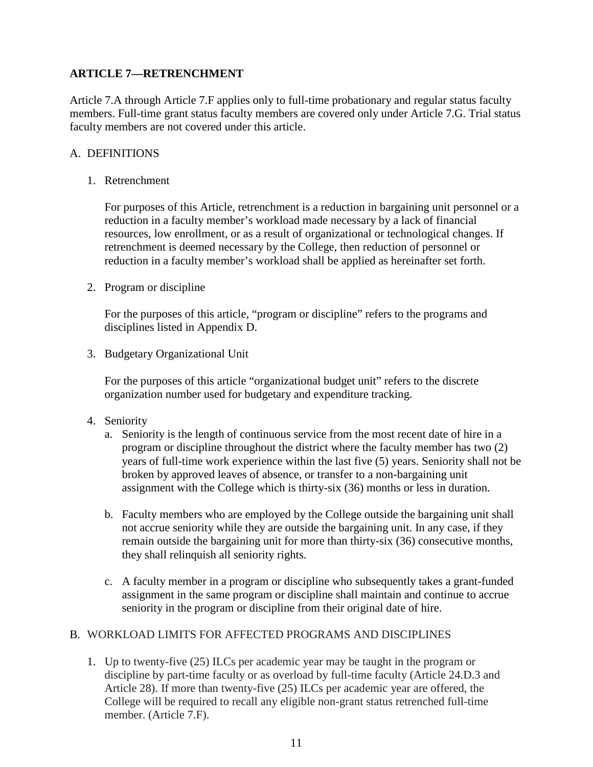## ARTICLE 7—RETRENCHMENT

Article 7.A through Article 7.F applies only to full-time probationary and regular status faculty members. Full-time grant status faculty members are covered only under Article 7.G. Trial status faculty members are not covered under this article.

### A. DEFINITIONS

1. Retrenchment

   For purposes of this Article, retrenchment is a reduction in bargaining unit personnel or a reduction in a faculty member's workload made necessary by a lack of financial resources, low enrollment, or as a result of organizational or technological changes. If retrenchment is deemed necessary by the College, then reduction of personnel or reduction in a faculty member's workload shall be applied as hereinafter set forth.

2. Program or discipline

   For the purposes of this article, "program or discipline" refers to the programs and disciplines listed in Appendix D.

3. Budgetary Organizational Unit

   For the purposes of this article "organizational budget unit" refers to the discrete organization number used for budgetary and expenditure tracking.

4. Seniority
   a. Seniority is the length of continuous service from the most recent date of hire in a program or discipline throughout the district where the faculty member has two (2) years of full-time work experience within the last five (5) years. Seniority shall not be broken by approved leaves of absence, or transfer to a non-bargaining unit assignment with the College which is thirty-six (36) months or less in duration.

   b. Faculty members who are employed by the College outside the bargaining unit shall not accrue seniority while they are outside the bargaining unit. In any case, if they remain outside the bargaining unit for more than thirty-six (36) consecutive months, they shall relinquish all seniority rights.

   c. A faculty member in a program or discipline who subsequently takes a grant-funded assignment in the same program or discipline shall maintain and continue to accrue seniority in the program or discipline from their original date of hire.

### B. WORKLOAD LIMITS FOR AFFECTED PROGRAMS AND DISCIPLINES

1. Up to twenty-five (25) ILCs per academic year may be taught in the program or discipline by part-time faculty or as overload by full-time faculty (Article 24.D.3 and Article 28). If more than twenty-five (25) ILCs per academic year are offered, the College will be required to recall any eligible non-grant status retrenched full-time member. (Article 7.F).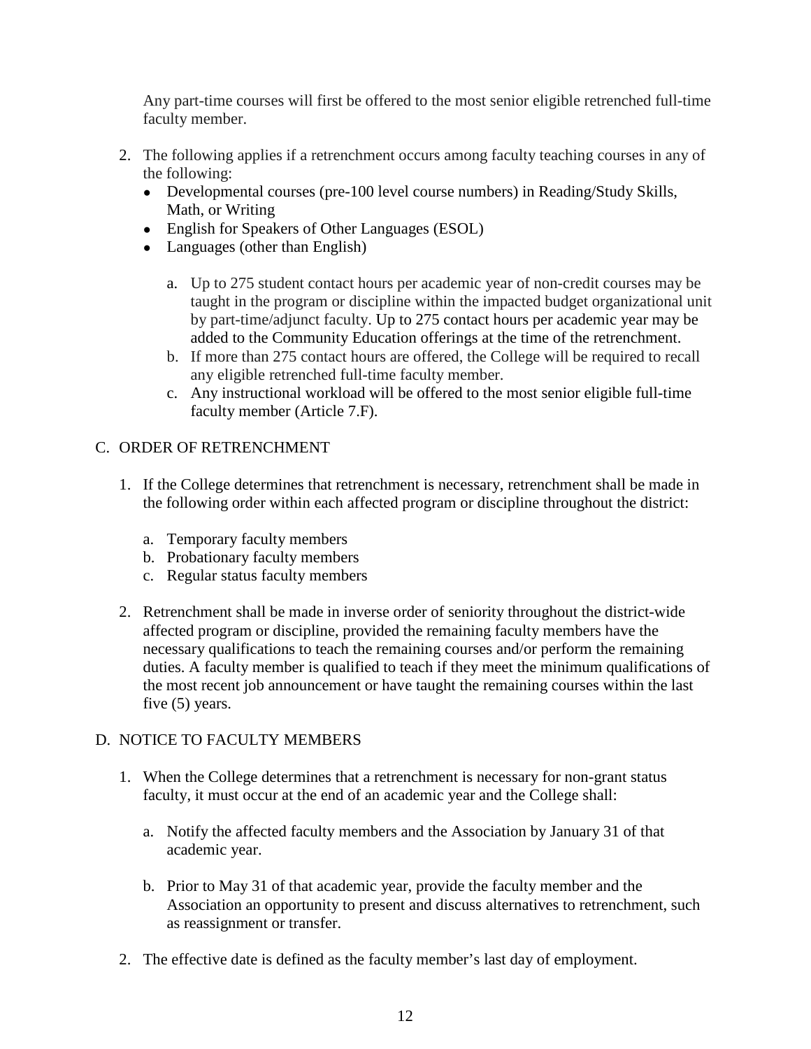Any part-time courses will first be offered to the most senior eligible retrenched full-time faculty member.

2. The following applies if a retrenchment occurs among faculty teaching courses in any of the following:
   - Developmental courses (pre-100 level course numbers) in Reading/Study Skills, Math, or Writing
   - English for Speakers of Other Languages (ESOL)
   - Languages (other than English)

   a. Up to 275 student contact hours per academic year of non-credit courses may be taught in the program or discipline within the impacted budget organizational unit by part-time/adjunct faculty. Up to 275 contact hours per academic year may be added to the Community Education offerings at the time of the retrenchment.
   b. If more than 275 contact hours are offered, the College will be required to recall any eligible retrenched full-time faculty member.
   c. Any instructional workload will be offered to the most senior eligible full-time faculty member (Article 7.F).

## C. ORDER OF RETRENCHMENT

1. If the College determines that retrenchment is necessary, retrenchment shall be made in the following order within each affected program or discipline throughout the district:

   a. Temporary faculty members
   b. Probationary faculty members
   c. Regular status faculty members

2. Retrenchment shall be made in inverse order of seniority throughout the district-wide affected program or discipline, provided the remaining faculty members have the necessary qualifications to teach the remaining courses and/or perform the remaining duties. A faculty member is qualified to teach if they meet the minimum qualifications of the most recent job announcement or have taught the remaining courses within the last five (5) years.

## D. NOTICE TO FACULTY MEMBERS

1. When the College determines that a retrenchment is necessary for non-grant status faculty, it must occur at the end of an academic year and the College shall:

   a. Notify the affected faculty members and the Association by January 31 of that academic year.

   b. Prior to May 31 of that academic year, provide the faculty member and the Association an opportunity to present and discuss alternatives to retrenchment, such as reassignment or transfer.

2. The effective date is defined as the faculty member's last day of employment.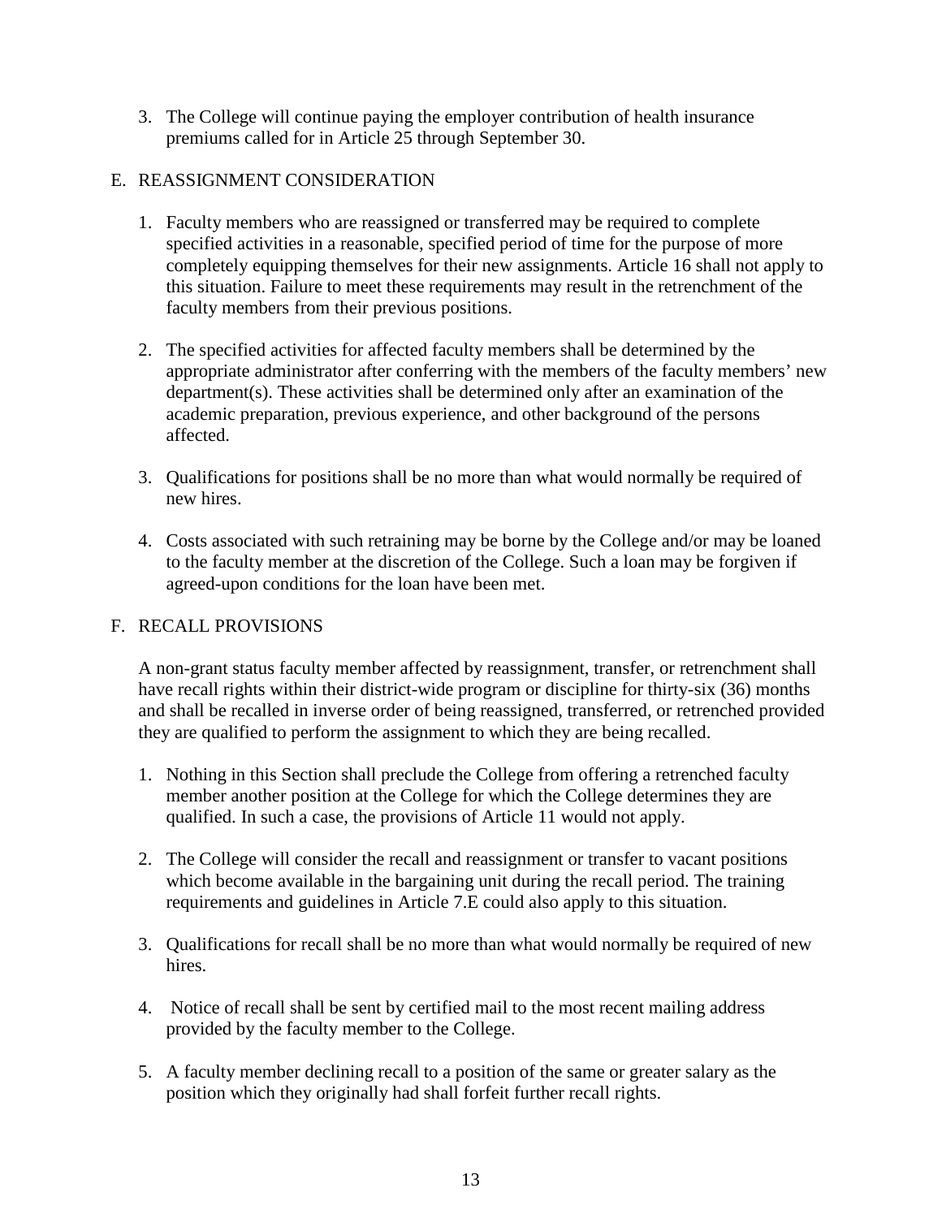3. The College will continue paying the employer contribution of health insurance premiums called for in Article 25 through September 30.

## E. REASSIGNMENT CONSIDERATION

1. Faculty members who are reassigned or transferred may be required to complete specified activities in a reasonable, specified period of time for the purpose of more completely equipping themselves for their new assignments. Article 16 shall not apply to this situation. Failure to meet these requirements may result in the retrenchment of the faculty members from their previous positions.

2. The specified activities for affected faculty members shall be determined by the appropriate administrator after conferring with the members of the faculty members' new department(s). These activities shall be determined only after an examination of the academic preparation, previous experience, and other background of the persons affected.

3. Qualifications for positions shall be no more than what would normally be required of new hires.

4. Costs associated with such retraining may be borne by the College and/or may be loaned to the faculty member at the discretion of the College. Such a loan may be forgiven if agreed-upon conditions for the loan have been met.

## F. RECALL PROVISIONS

A non-grant status faculty member affected by reassignment, transfer, or retrenchment shall have recall rights within their district-wide program or discipline for thirty-six (36) months and shall be recalled in inverse order of being reassigned, transferred, or retrenched provided they are qualified to perform the assignment to which they are being recalled.

1. Nothing in this Section shall preclude the College from offering a retrenched faculty member another position at the College for which the College determines they are qualified. In such a case, the provisions of Article 11 would not apply.

2. The College will consider the recall and reassignment or transfer to vacant positions which become available in the bargaining unit during the recall period. The training requirements and guidelines in Article 7.E could also apply to this situation.

3. Qualifications for recall shall be no more than what would normally be required of new hires.

4. Notice of recall shall be sent by certified mail to the most recent mailing address provided by the faculty member to the College.

5. A faculty member declining recall to a position of the same or greater salary as the position which they originally had shall forfeit further recall rights.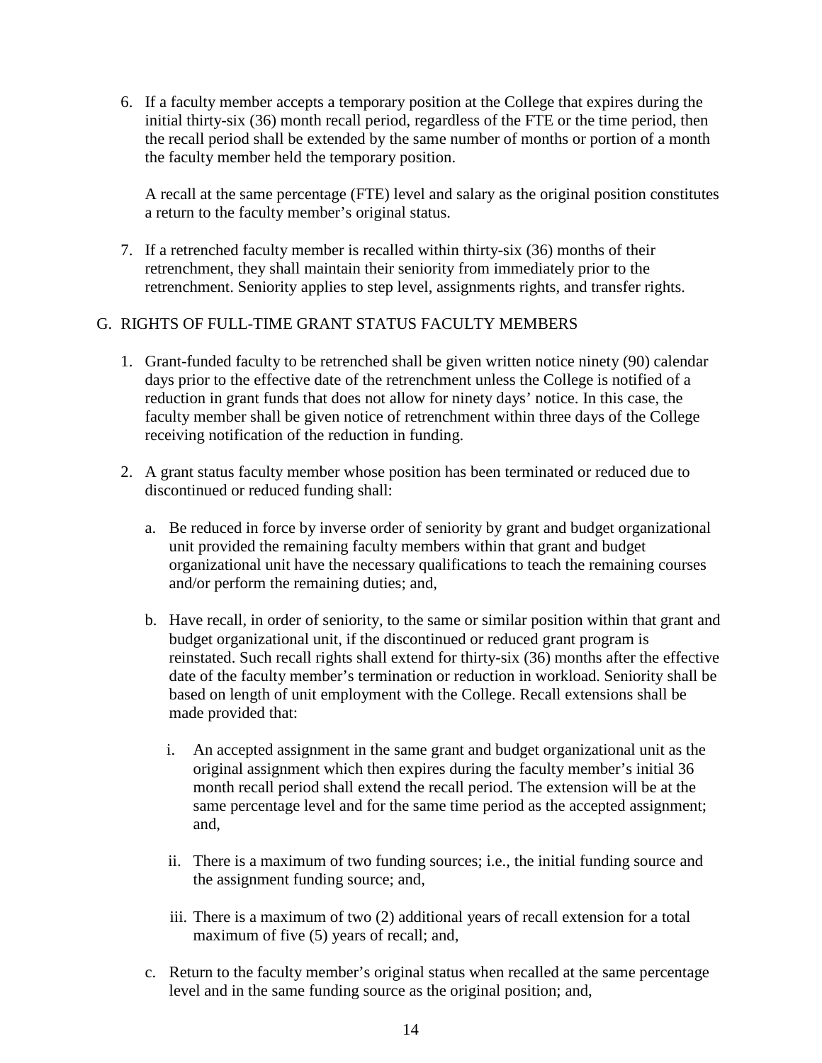6. If a faculty member accepts a temporary position at the College that expires during the initial thirty-six (36) month recall period, regardless of the FTE or the time period, then the recall period shall be extended by the same number of months or portion of a month the faculty member held the temporary position.

   A recall at the same percentage (FTE) level and salary as the original position constitutes a return to the faculty member's original status.

7. If a retrenched faculty member is recalled within thirty-six (36) months of their retrenchment, they shall maintain their seniority from immediately prior to the retrenchment. Seniority applies to step level, assignments rights, and transfer rights.

## G. RIGHTS OF FULL-TIME GRANT STATUS FACULTY MEMBERS

1. Grant-funded faculty to be retrenched shall be given written notice ninety (90) calendar days prior to the effective date of the retrenchment unless the College is notified of a reduction in grant funds that does not allow for ninety days' notice. In this case, the faculty member shall be given notice of retrenchment within three days of the College receiving notification of the reduction in funding.

2. A grant status faculty member whose position has been terminated or reduced due to discontinued or reduced funding shall:

   a. Be reduced in force by inverse order of seniority by grant and budget organizational unit provided the remaining faculty members within that grant and budget organizational unit have the necessary qualifications to teach the remaining courses and/or perform the remaining duties; and,

   b. Have recall, in order of seniority, to the same or similar position within that grant and budget organizational unit, if the discontinued or reduced grant program is reinstated. Such recall rights shall extend for thirty-six (36) months after the effective date of the faculty member's termination or reduction in workload. Seniority shall be based on length of unit employment with the College. Recall extensions shall be made provided that:

      i. An accepted assignment in the same grant and budget organizational unit as the original assignment which then expires during the faculty member's initial 36 month recall period shall extend the recall period. The extension will be at the same percentage level and for the same time period as the accepted assignment; and,

      ii. There is a maximum of two funding sources; i.e., the initial funding source and the assignment funding source; and,

      iii. There is a maximum of two (2) additional years of recall extension for a total maximum of five (5) years of recall; and,

   c. Return to the faculty member's original status when recalled at the same percentage level and in the same funding source as the original position; and,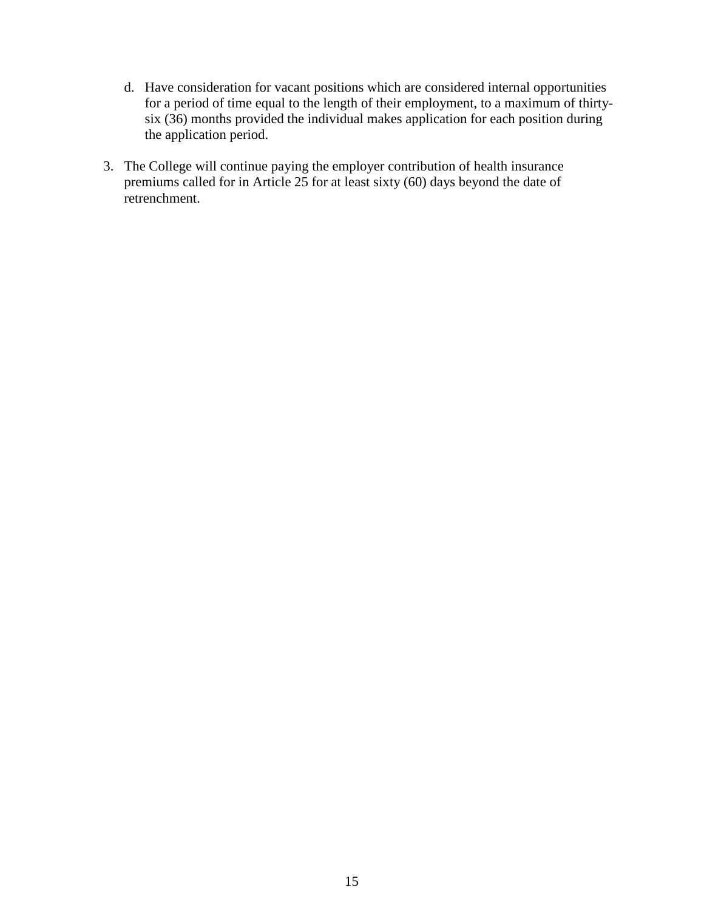d. Have consideration for vacant positions which are considered internal opportunities for a period of time equal to the length of their employment, to a maximum of thirty-six (36) months provided the individual makes application for each position during the application period.

3. The College will continue paying the employer contribution of health insurance premiums called for in Article 25 for at least sixty (60) days beyond the date of retrenchment.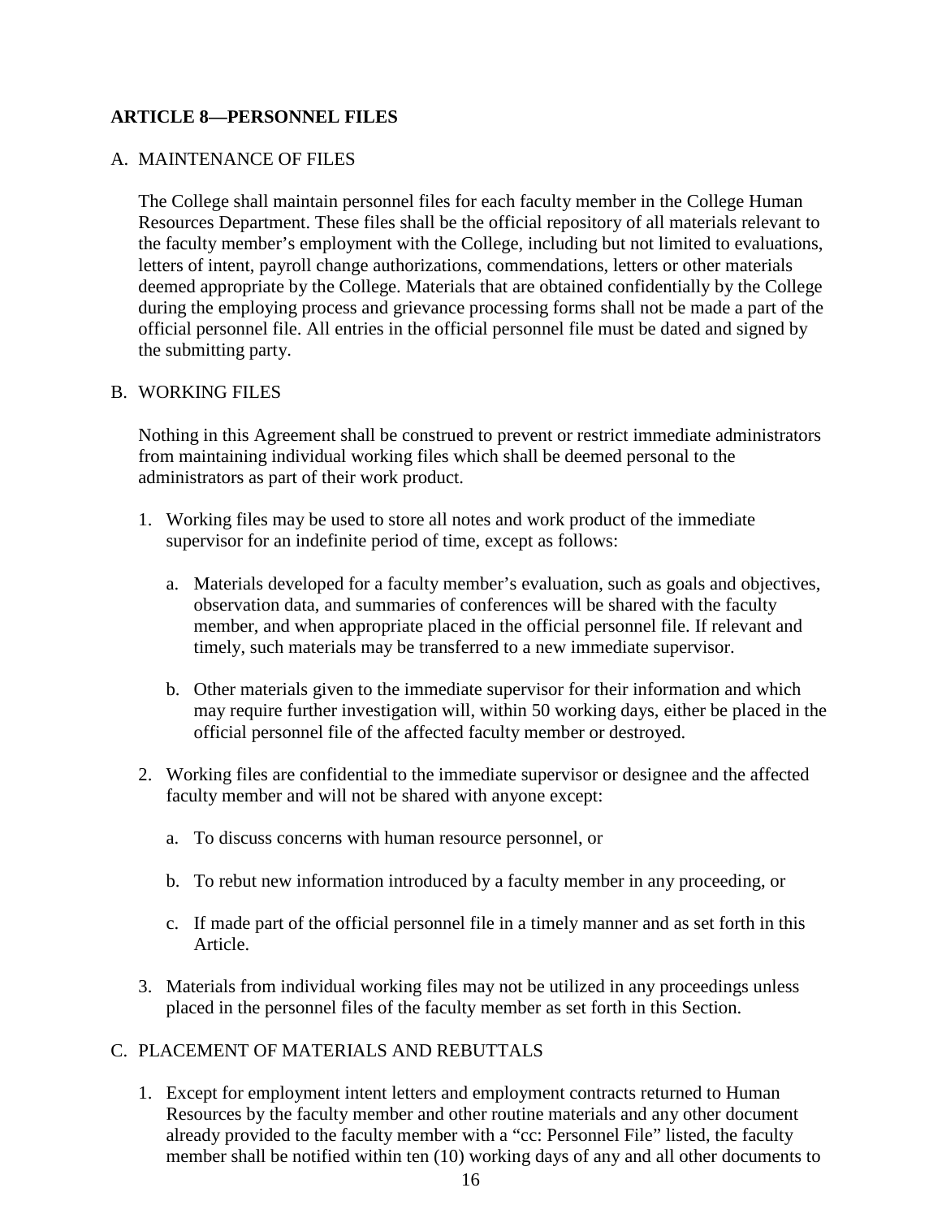## ARTICLE 8—PERSONNEL FILES

### A. MAINTENANCE OF FILES

The College shall maintain personnel files for each faculty member in the College Human Resources Department. These files shall be the official repository of all materials relevant to the faculty member's employment with the College, including but not limited to evaluations, letters of intent, payroll change authorizations, commendations, letters or other materials deemed appropriate by the College. Materials that are obtained confidentially by the College during the employing process and grievance processing forms shall not be made a part of the official personnel file. All entries in the official personnel file must be dated and signed by the submitting party.

### B. WORKING FILES

Nothing in this Agreement shall be construed to prevent or restrict immediate administrators from maintaining individual working files which shall be deemed personal to the administrators as part of their work product.

1. Working files may be used to store all notes and work product of the immediate supervisor for an indefinite period of time, except as follows:

   a. Materials developed for a faculty member's evaluation, such as goals and objectives, observation data, and summaries of conferences will be shared with the faculty member, and when appropriate placed in the official personnel file. If relevant and timely, such materials may be transferred to a new immediate supervisor.

   b. Other materials given to the immediate supervisor for their information and which may require further investigation will, within 50 working days, either be placed in the official personnel file of the affected faculty member or destroyed.

2. Working files are confidential to the immediate supervisor or designee and the affected faculty member and will not be shared with anyone except:

   a. To discuss concerns with human resource personnel, or

   b. To rebut new information introduced by a faculty member in any proceeding, or

   c. If made part of the official personnel file in a timely manner and as set forth in this Article.

3. Materials from individual working files may not be utilized in any proceedings unless placed in the personnel files of the faculty member as set forth in this Section.

### C. PLACEMENT OF MATERIALS AND REBUTTALS

1. Except for employment intent letters and employment contracts returned to Human Resources by the faculty member and other routine materials and any other document already provided to the faculty member with a "cc: Personnel File" listed, the faculty member shall be notified within ten (10) working days of any and all other documents to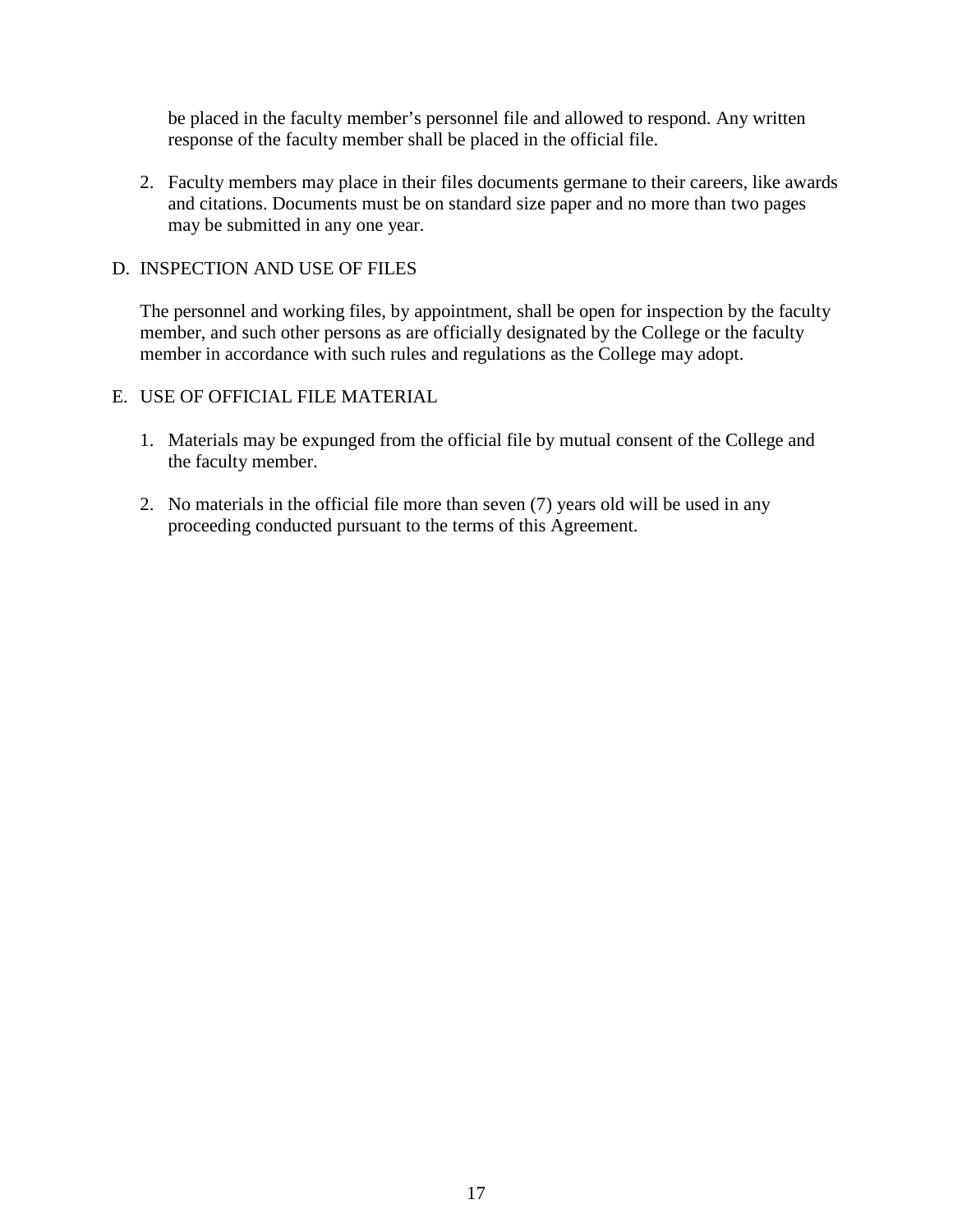be placed in the faculty member's personnel file and allowed to respond. Any written response of the faculty member shall be placed in the official file.

2. Faculty members may place in their files documents germane to their careers, like awards and citations. Documents must be on standard size paper and no more than two pages may be submitted in any one year.

D. INSPECTION AND USE OF FILES

The personnel and working files, by appointment, shall be open for inspection by the faculty member, and such other persons as are officially designated by the College or the faculty member in accordance with such rules and regulations as the College may adopt.

E. USE OF OFFICIAL FILE MATERIAL

1. Materials may be expunged from the official file by mutual consent of the College and the faculty member.

2. No materials in the official file more than seven (7) years old will be used in any proceeding conducted pursuant to the terms of this Agreement.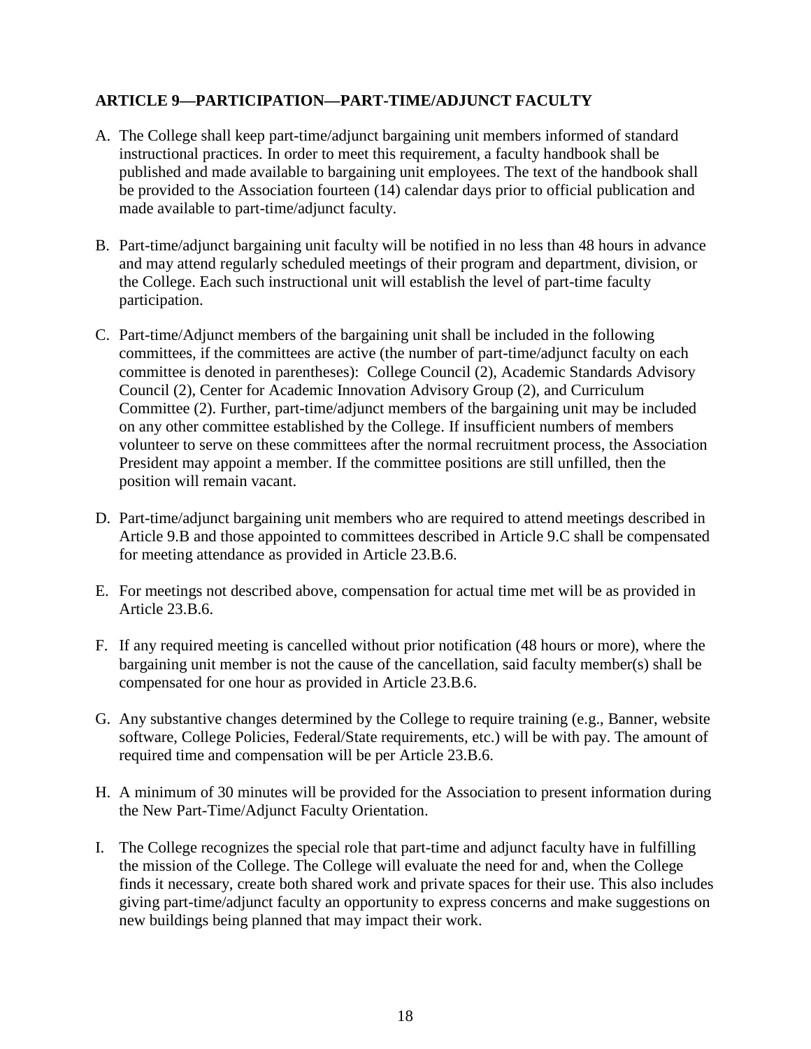**ARTICLE 9—PARTICIPATION—PART-TIME/ADJUNCT FACULTY**

A. The College shall keep part-time/adjunct bargaining unit members informed of standard instructional practices. In order to meet this requirement, a faculty handbook shall be published and made available to bargaining unit employees. The text of the handbook shall be provided to the Association fourteen (14) calendar days prior to official publication and made available to part-time/adjunct faculty.

B. Part-time/adjunct bargaining unit faculty will be notified in no less than 48 hours in advance and may attend regularly scheduled meetings of their program and department, division, or the College. Each such instructional unit will establish the level of part-time faculty participation.

C. Part-time/Adjunct members of the bargaining unit shall be included in the following committees, if the committees are active (the number of part-time/adjunct faculty on each committee is denoted in parentheses): College Council (2), Academic Standards Advisory Council (2), Center for Academic Innovation Advisory Group (2), and Curriculum Committee (2). Further, part-time/adjunct members of the bargaining unit may be included on any other committee established by the College. If insufficient numbers of members volunteer to serve on these committees after the normal recruitment process, the Association President may appoint a member. If the committee positions are still unfilled, then the position will remain vacant.

D. Part-time/adjunct bargaining unit members who are required to attend meetings described in Article 9.B and those appointed to committees described in Article 9.C shall be compensated for meeting attendance as provided in Article 23.B.6.

E. For meetings not described above, compensation for actual time met will be as provided in Article 23.B.6.

F. If any required meeting is cancelled without prior notification (48 hours or more), where the bargaining unit member is not the cause of the cancellation, said faculty member(s) shall be compensated for one hour as provided in Article 23.B.6.

G. Any substantive changes determined by the College to require training (e.g., Banner, website software, College Policies, Federal/State requirements, etc.) will be with pay. The amount of required time and compensation will be per Article 23.B.6.

H. A minimum of 30 minutes will be provided for the Association to present information during the New Part-Time/Adjunct Faculty Orientation.

I. The College recognizes the special role that part-time and adjunct faculty have in fulfilling the mission of the College. The College will evaluate the need for and, when the College finds it necessary, create both shared work and private spaces for their use. This also includes giving part-time/adjunct faculty an opportunity to express concerns and make suggestions on new buildings being planned that may impact their work.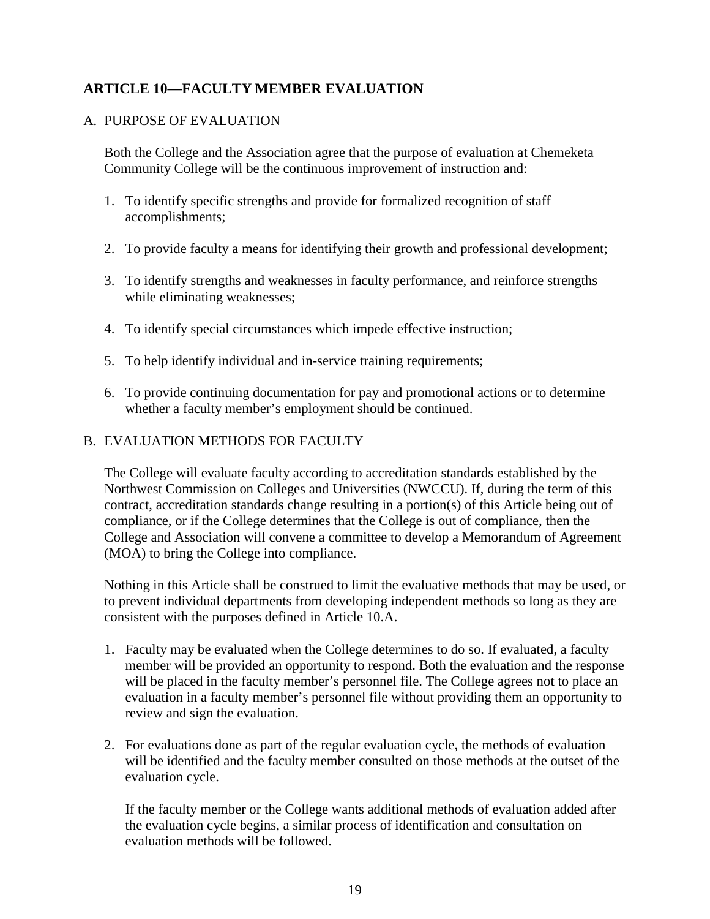## ARTICLE 10—FACULTY MEMBER EVALUATION

### A. PURPOSE OF EVALUATION

Both the College and the Association agree that the purpose of evaluation at Chemeketa Community College will be the continuous improvement of instruction and:

1. To identify specific strengths and provide for formalized recognition of staff accomplishments;
2. To provide faculty a means for identifying their growth and professional development;
3. To identify strengths and weaknesses in faculty performance, and reinforce strengths while eliminating weaknesses;
4. To identify special circumstances which impede effective instruction;
5. To help identify individual and in-service training requirements;
6. To provide continuing documentation for pay and promotional actions or to determine whether a faculty member's employment should be continued.

### B. EVALUATION METHODS FOR FACULTY

The College will evaluate faculty according to accreditation standards established by the Northwest Commission on Colleges and Universities (NWCCU). If, during the term of this contract, accreditation standards change resulting in a portion(s) of this Article being out of compliance, or if the College determines that the College is out of compliance, then the College and Association will convene a committee to develop a Memorandum of Agreement (MOA) to bring the College into compliance.

Nothing in this Article shall be construed to limit the evaluative methods that may be used, or to prevent individual departments from developing independent methods so long as they are consistent with the purposes defined in Article 10.A.

1. Faculty may be evaluated when the College determines to do so. If evaluated, a faculty member will be provided an opportunity to respond. Both the evaluation and the response will be placed in the faculty member's personnel file. The College agrees not to place an evaluation in a faculty member's personnel file without providing them an opportunity to review and sign the evaluation.
2. For evaluations done as part of the regular evaluation cycle, the methods of evaluation will be identified and the faculty member consulted on those methods at the outset of the evaluation cycle.

   If the faculty member or the College wants additional methods of evaluation added after the evaluation cycle begins, a similar process of identification and consultation on evaluation methods will be followed.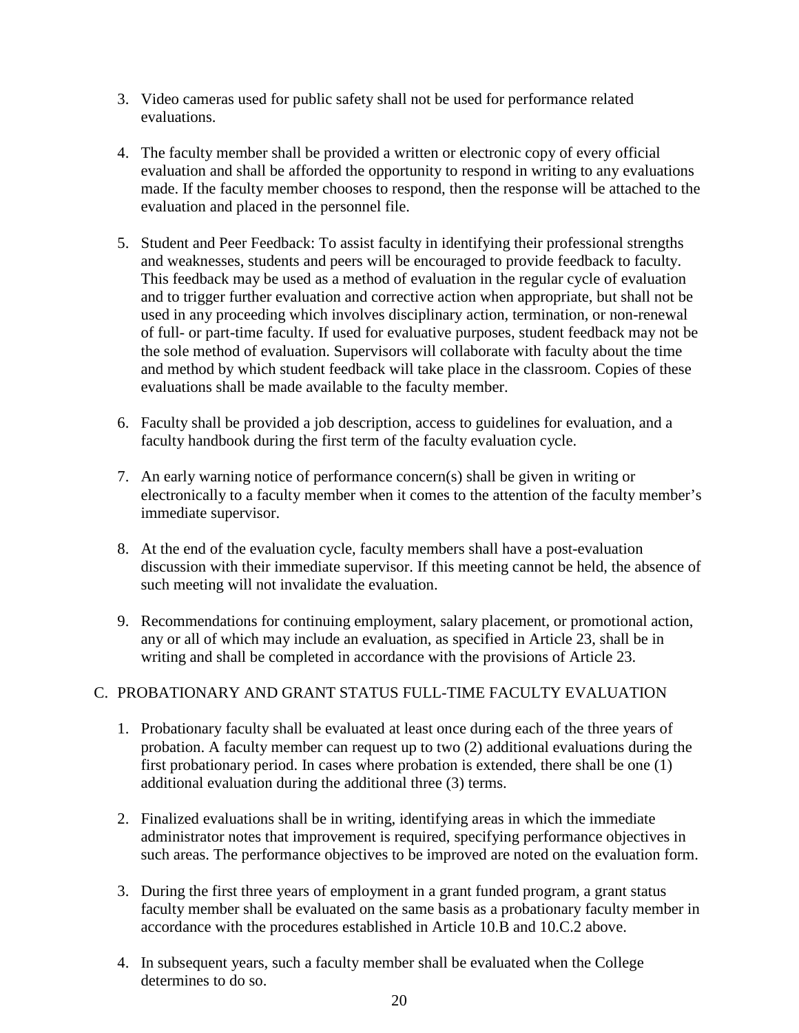3. Video cameras used for public safety shall not be used for performance related evaluations.

4. The faculty member shall be provided a written or electronic copy of every official evaluation and shall be afforded the opportunity to respond in writing to any evaluations made. If the faculty member chooses to respond, then the response will be attached to the evaluation and placed in the personnel file.

5. Student and Peer Feedback: To assist faculty in identifying their professional strengths and weaknesses, students and peers will be encouraged to provide feedback to faculty. This feedback may be used as a method of evaluation in the regular cycle of evaluation and to trigger further evaluation and corrective action when appropriate, but shall not be used in any proceeding which involves disciplinary action, termination, or non-renewal of full- or part-time faculty. If used for evaluative purposes, student feedback may not be the sole method of evaluation. Supervisors will collaborate with faculty about the time and method by which student feedback will take place in the classroom. Copies of these evaluations shall be made available to the faculty member.

6. Faculty shall be provided a job description, access to guidelines for evaluation, and a faculty handbook during the first term of the faculty evaluation cycle.

7. An early warning notice of performance concern(s) shall be given in writing or electronically to a faculty member when it comes to the attention of the faculty member's immediate supervisor.

8. At the end of the evaluation cycle, faculty members shall have a post-evaluation discussion with their immediate supervisor. If this meeting cannot be held, the absence of such meeting will not invalidate the evaluation.

9. Recommendations for continuing employment, salary placement, or promotional action, any or all of which may include an evaluation, as specified in Article 23, shall be in writing and shall be completed in accordance with the provisions of Article 23.

## C. PROBATIONARY AND GRANT STATUS FULL-TIME FACULTY EVALUATION

1. Probationary faculty shall be evaluated at least once during each of the three years of probation. A faculty member can request up to two (2) additional evaluations during the first probationary period. In cases where probation is extended, there shall be one (1) additional evaluation during the additional three (3) terms.

2. Finalized evaluations shall be in writing, identifying areas in which the immediate administrator notes that improvement is required, specifying performance objectives in such areas. The performance objectives to be improved are noted on the evaluation form.

3. During the first three years of employment in a grant funded program, a grant status faculty member shall be evaluated on the same basis as a probationary faculty member in accordance with the procedures established in Article 10.B and 10.C.2 above.

4. In subsequent years, such a faculty member shall be evaluated when the College determines to do so.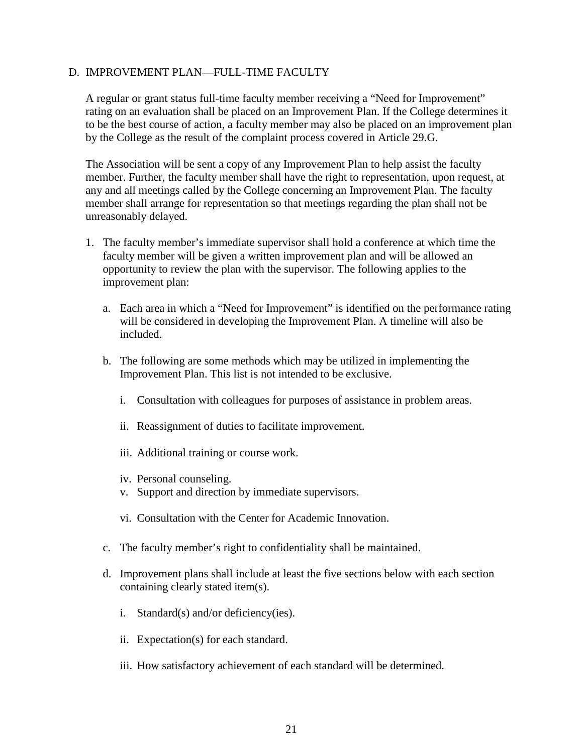## D. IMPROVEMENT PLAN—FULL-TIME FACULTY

A regular or grant status full-time faculty member receiving a "Need for Improvement" rating on an evaluation shall be placed on an Improvement Plan. If the College determines it to be the best course of action, a faculty member may also be placed on an improvement plan by the College as the result of the complaint process covered in Article 29.G.

The Association will be sent a copy of any Improvement Plan to help assist the faculty member. Further, the faculty member shall have the right to representation, upon request, at any and all meetings called by the College concerning an Improvement Plan. The faculty member shall arrange for representation so that meetings regarding the plan shall not be unreasonably delayed.

1. The faculty member's immediate supervisor shall hold a conference at which time the faculty member will be given a written improvement plan and will be allowed an opportunity to review the plan with the supervisor. The following applies to the improvement plan:

   a. Each area in which a "Need for Improvement" is identified on the performance rating will be considered in developing the Improvement Plan. A timeline will also be included.

   b. The following are some methods which may be utilized in implementing the Improvement Plan. This list is not intended to be exclusive.

      i. Consultation with colleagues for purposes of assistance in problem areas.

      ii. Reassignment of duties to facilitate improvement.

      iii. Additional training or course work.

      iv. Personal counseling.

      v. Support and direction by immediate supervisors.

      vi. Consultation with the Center for Academic Innovation.

   c. The faculty member's right to confidentiality shall be maintained.

   d. Improvement plans shall include at least the five sections below with each section containing clearly stated item(s).

      i. Standard(s) and/or deficiency(ies).

      ii. Expectation(s) for each standard.

      iii. How satisfactory achievement of each standard will be determined.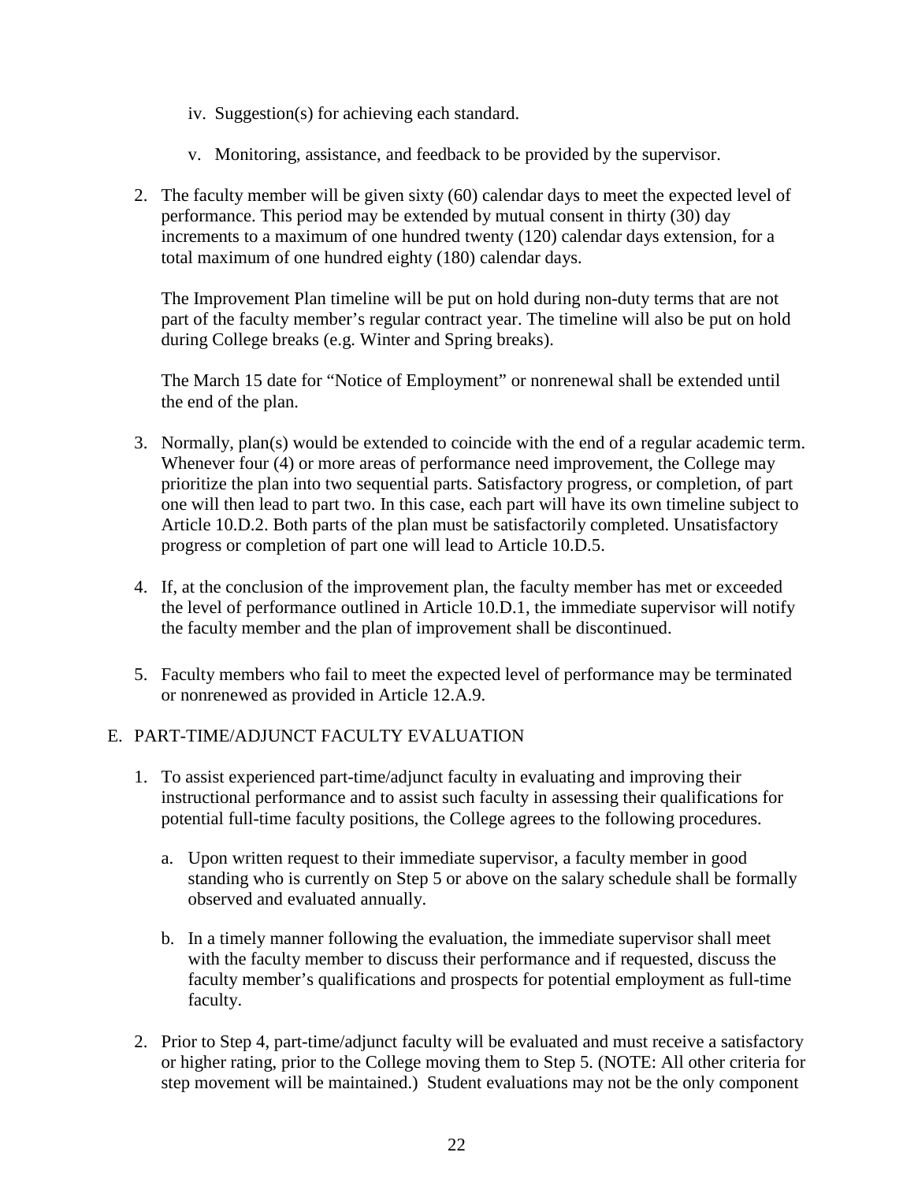iv. Suggestion(s) for achieving each standard.

   v. Monitoring, assistance, and feedback to be provided by the supervisor.

2. The faculty member will be given sixty (60) calendar days to meet the expected level of performance. This period may be extended by mutual consent in thirty (30) day increments to a maximum of one hundred twenty (120) calendar days extension, for a total maximum of one hundred eighty (180) calendar days.

   The Improvement Plan timeline will be put on hold during non-duty terms that are not part of the faculty member's regular contract year. The timeline will also be put on hold during College breaks (e.g. Winter and Spring breaks).

   The March 15 date for "Notice of Employment" or nonrenewal shall be extended until the end of the plan.

3. Normally, plan(s) would be extended to coincide with the end of a regular academic term. Whenever four (4) or more areas of performance need improvement, the College may prioritize the plan into two sequential parts. Satisfactory progress, or completion, of part one will then lead to part two. In this case, each part will have its own timeline subject to Article 10.D.2. Both parts of the plan must be satisfactorily completed. Unsatisfactory progress or completion of part one will lead to Article 10.D.5.

4. If, at the conclusion of the improvement plan, the faculty member has met or exceeded the level of performance outlined in Article 10.D.1, the immediate supervisor will notify the faculty member and the plan of improvement shall be discontinued.

5. Faculty members who fail to meet the expected level of performance may be terminated or nonrenewed as provided in Article 12.A.9.

## E. PART-TIME/ADJUNCT FACULTY EVALUATION

1. To assist experienced part-time/adjunct faculty in evaluating and improving their instructional performance and to assist such faculty in assessing their qualifications for potential full-time faculty positions, the College agrees to the following procedures.

   a. Upon written request to their immediate supervisor, a faculty member in good standing who is currently on Step 5 or above on the salary schedule shall be formally observed and evaluated annually.

   b. In a timely manner following the evaluation, the immediate supervisor shall meet with the faculty member to discuss their performance and if requested, discuss the faculty member's qualifications and prospects for potential employment as full-time faculty.

2. Prior to Step 4, part-time/adjunct faculty will be evaluated and must receive a satisfactory or higher rating, prior to the College moving them to Step 5. (NOTE: All other criteria for step movement will be maintained.) Student evaluations may not be the only component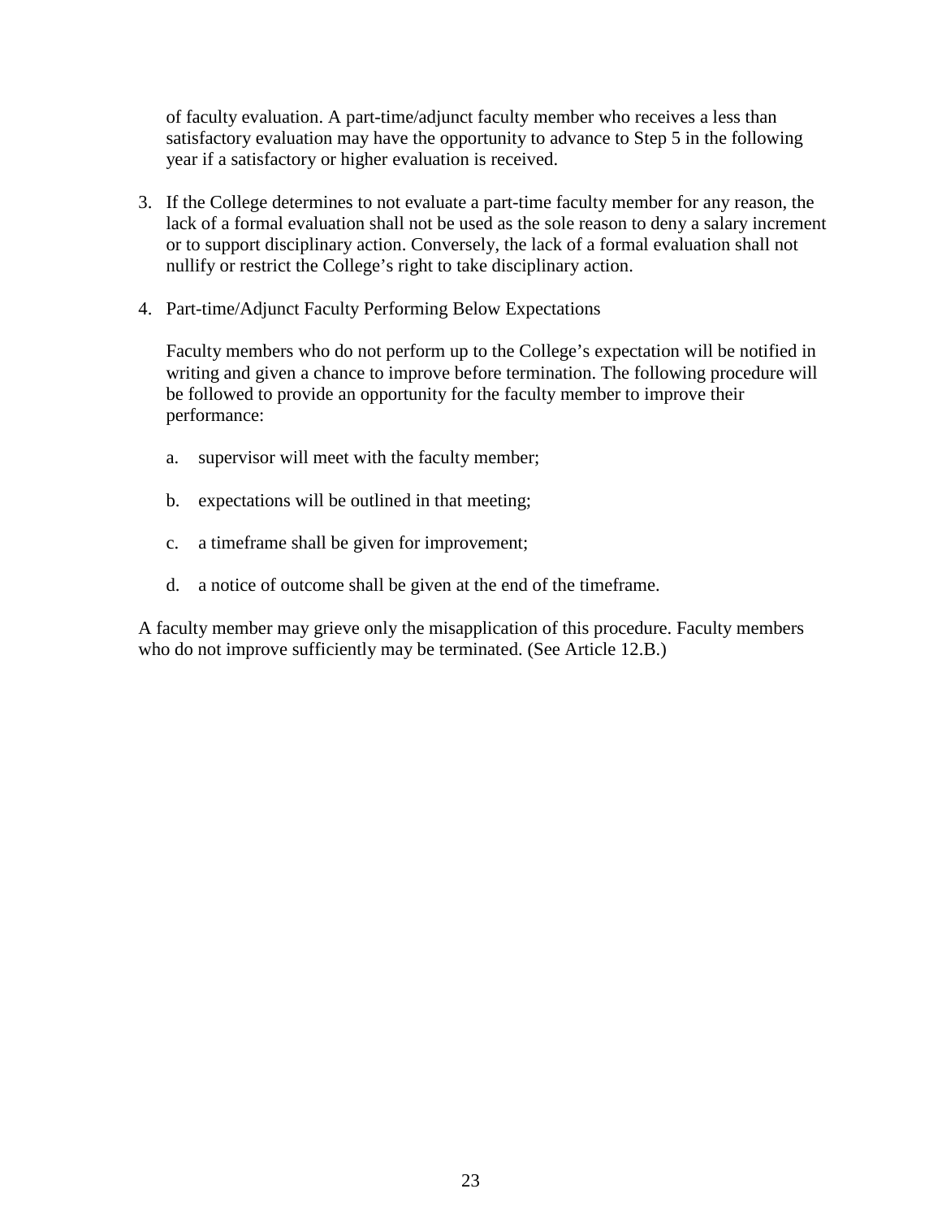of faculty evaluation. A part-time/adjunct faculty member who receives a less than satisfactory evaluation may have the opportunity to advance to Step 5 in the following year if a satisfactory or higher evaluation is received.

3. If the College determines to not evaluate a part-time faculty member for any reason, the lack of a formal evaluation shall not be used as the sole reason to deny a salary increment or to support disciplinary action. Conversely, the lack of a formal evaluation shall not nullify or restrict the College's right to take disciplinary action.

4. Part-time/Adjunct Faculty Performing Below Expectations

   Faculty members who do not perform up to the College's expectation will be notified in writing and given a chance to improve before termination. The following procedure will be followed to provide an opportunity for the faculty member to improve their performance:

   a. supervisor will meet with the faculty member;

   b. expectations will be outlined in that meeting;

   c. a timeframe shall be given for improvement;

   d. a notice of outcome shall be given at the end of the timeframe.

A faculty member may grieve only the misapplication of this procedure. Faculty members who do not improve sufficiently may be terminated. (See Article 12.B.)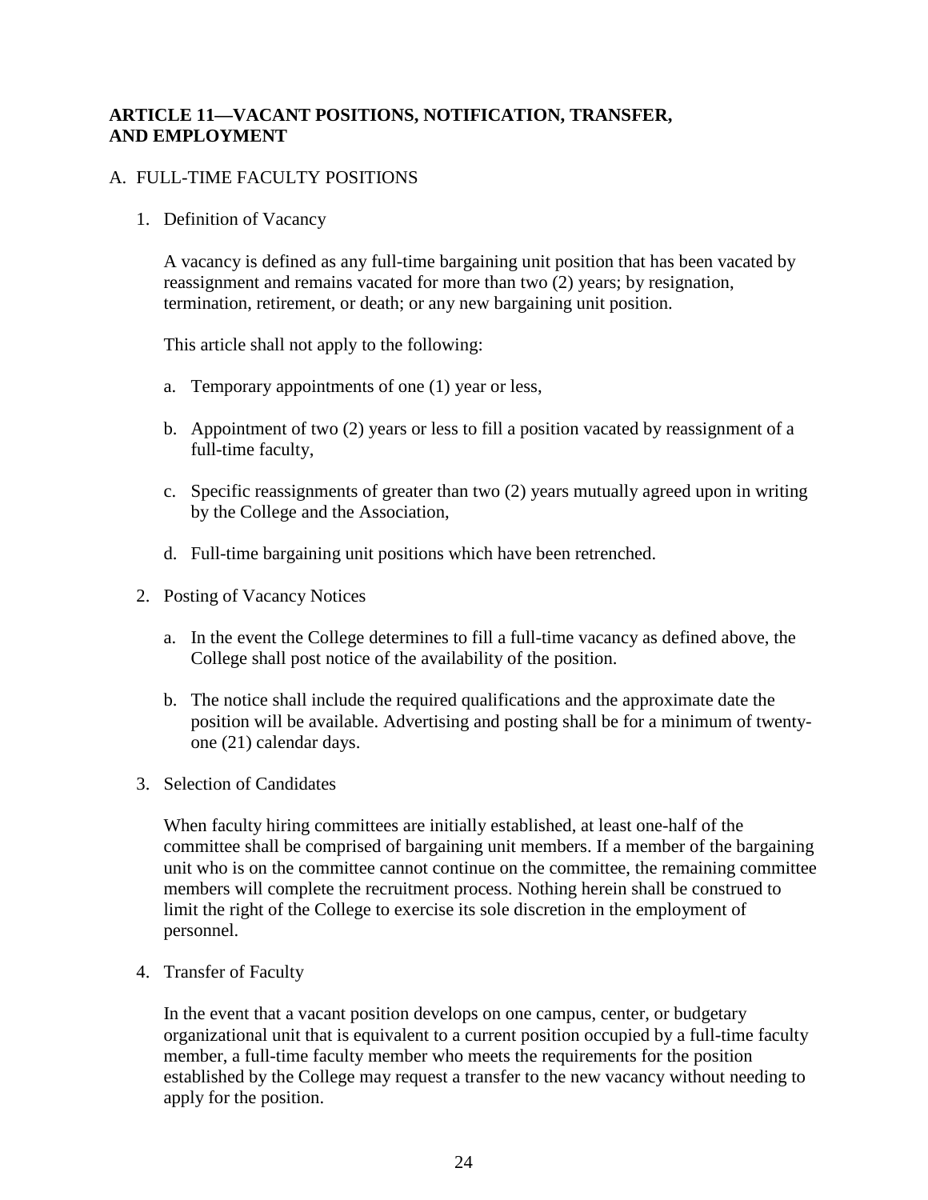## ARTICLE 11—VACANT POSITIONS, NOTIFICATION, TRANSFER, AND EMPLOYMENT

A. FULL-TIME FACULTY POSITIONS

1. Definition of Vacancy

   A vacancy is defined as any full-time bargaining unit position that has been vacated by reassignment and remains vacated for more than two (2) years; by resignation, termination, retirement, or death; or any new bargaining unit position.

   This article shall not apply to the following:

   a. Temporary appointments of one (1) year or less,

   b. Appointment of two (2) years or less to fill a position vacated by reassignment of a full-time faculty,

   c. Specific reassignments of greater than two (2) years mutually agreed upon in writing by the College and the Association,

   d. Full-time bargaining unit positions which have been retrenched.

2. Posting of Vacancy Notices

   a. In the event the College determines to fill a full-time vacancy as defined above, the College shall post notice of the availability of the position.

   b. The notice shall include the required qualifications and the approximate date the position will be available. Advertising and posting shall be for a minimum of twenty-one (21) calendar days.

3. Selection of Candidates

   When faculty hiring committees are initially established, at least one-half of the committee shall be comprised of bargaining unit members. If a member of the bargaining unit who is on the committee cannot continue on the committee, the remaining committee members will complete the recruitment process. Nothing herein shall be construed to limit the right of the College to exercise its sole discretion in the employment of personnel.

4. Transfer of Faculty

   In the event that a vacant position develops on one campus, center, or budgetary organizational unit that is equivalent to a current position occupied by a full-time faculty member, a full-time faculty member who meets the requirements for the position established by the College may request a transfer to the new vacancy without needing to apply for the position.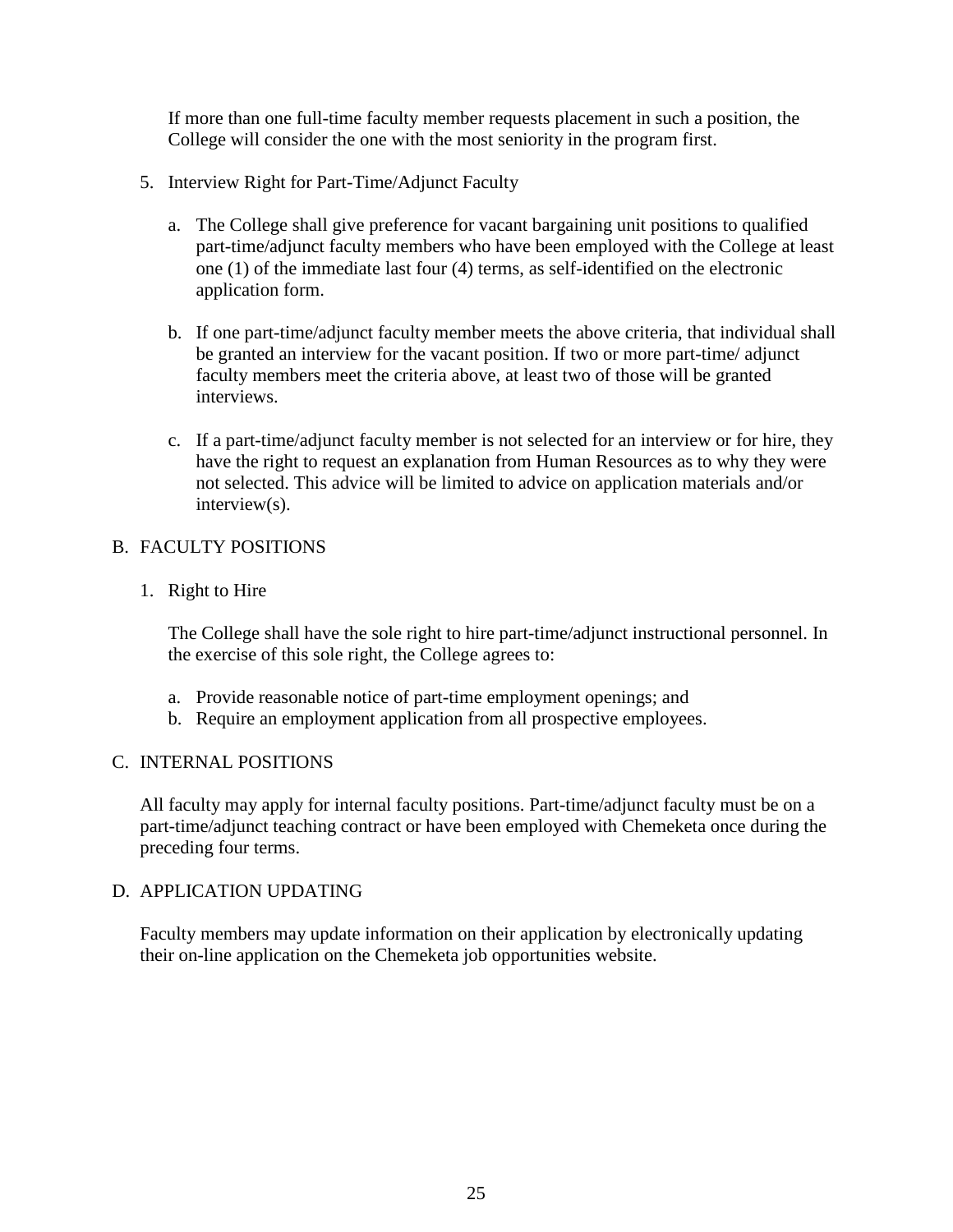If more than one full-time faculty member requests placement in such a position, the College will consider the one with the most seniority in the program first.

5. Interview Right for Part-Time/Adjunct Faculty

   a. The College shall give preference for vacant bargaining unit positions to qualified part-time/adjunct faculty members who have been employed with the College at least one (1) of the immediate last four (4) terms, as self-identified on the electronic application form.

   b. If one part-time/adjunct faculty member meets the above criteria, that individual shall be granted an interview for the vacant position. If two or more part-time/ adjunct faculty members meet the criteria above, at least two of those will be granted interviews.

   c. If a part-time/adjunct faculty member is not selected for an interview or for hire, they have the right to request an explanation from Human Resources as to why they were not selected. This advice will be limited to advice on application materials and/or interview(s).

## B. FACULTY POSITIONS

1. Right to Hire

   The College shall have the sole right to hire part-time/adjunct instructional personnel. In the exercise of this sole right, the College agrees to:

   a. Provide reasonable notice of part-time employment openings; and
   b. Require an employment application from all prospective employees.

## C. INTERNAL POSITIONS

All faculty may apply for internal faculty positions. Part-time/adjunct faculty must be on a part-time/adjunct teaching contract or have been employed with Chemeketa once during the preceding four terms.

## D. APPLICATION UPDATING

Faculty members may update information on their application by electronically updating their on-line application on the Chemeketa job opportunities website.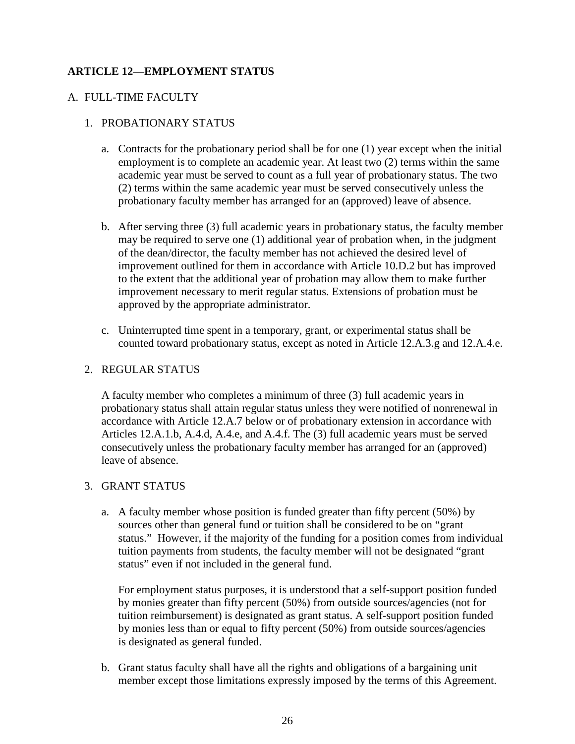## ARTICLE 12—EMPLOYMENT STATUS

A. FULL-TIME FACULTY

1. PROBATIONARY STATUS

   a. Contracts for the probationary period shall be for one (1) year except when the initial employment is to complete an academic year. At least two (2) terms within the same academic year must be served to count as a full year of probationary status. The two (2) terms within the same academic year must be served consecutively unless the probationary faculty member has arranged for an (approved) leave of absence.

   b. After serving three (3) full academic years in probationary status, the faculty member may be required to serve one (1) additional year of probation when, in the judgment of the dean/director, the faculty member has not achieved the desired level of improvement outlined for them in accordance with Article 10.D.2 but has improved to the extent that the additional year of probation may allow them to make further improvement necessary to merit regular status. Extensions of probation must be approved by the appropriate administrator.

   c. Uninterrupted time spent in a temporary, grant, or experimental status shall be counted toward probationary status, except as noted in Article 12.A.3.g and 12.A.4.e.

2. REGULAR STATUS

   A faculty member who completes a minimum of three (3) full academic years in probationary status shall attain regular status unless they were notified of nonrenewal in accordance with Article 12.A.7 below or of probationary extension in accordance with Articles 12.A.1.b, A.4.d, A.4.e, and A.4.f. The (3) full academic years must be served consecutively unless the probationary faculty member has arranged for an (approved) leave of absence.

3. GRANT STATUS

   a. A faculty member whose position is funded greater than fifty percent (50%) by sources other than general fund or tuition shall be considered to be on "grant status." However, if the majority of the funding for a position comes from individual tuition payments from students, the faculty member will not be designated "grant status" even if not included in the general fund.

      For employment status purposes, it is understood that a self-support position funded by monies greater than fifty percent (50%) from outside sources/agencies (not for tuition reimbursement) is designated as grant status. A self-support position funded by monies less than or equal to fifty percent (50%) from outside sources/agencies is designated as general funded.

   b. Grant status faculty shall have all the rights and obligations of a bargaining unit member except those limitations expressly imposed by the terms of this Agreement.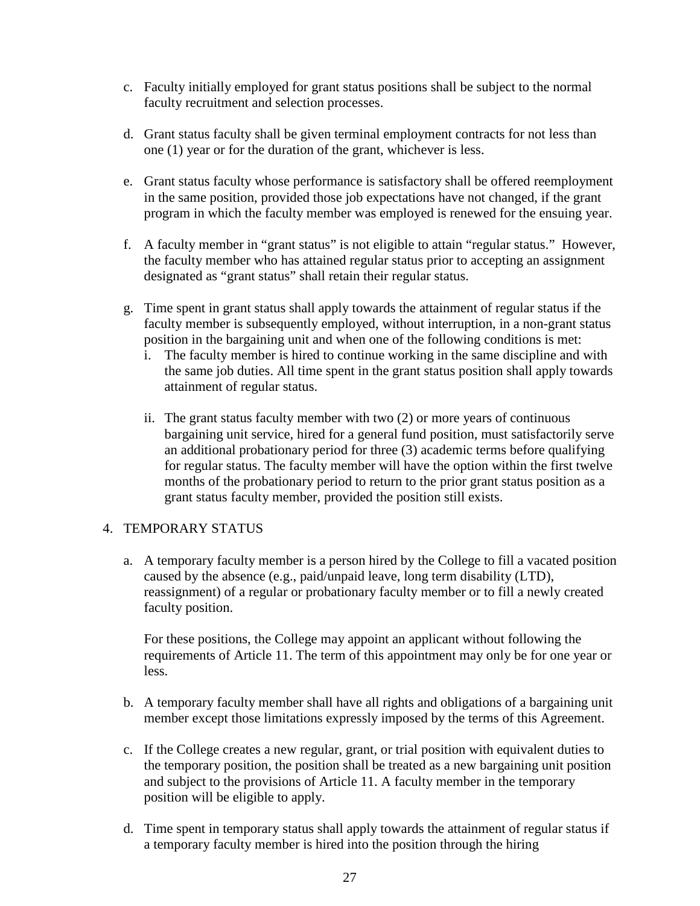c. Faculty initially employed for grant status positions shall be subject to the normal faculty recruitment and selection processes.

d. Grant status faculty shall be given terminal employment contracts for not less than one (1) year or for the duration of the grant, whichever is less.

e. Grant status faculty whose performance is satisfactory shall be offered reemployment in the same position, provided those job expectations have not changed, if the grant program in which the faculty member was employed is renewed for the ensuing year.

f. A faculty member in "grant status" is not eligible to attain "regular status." However, the faculty member who has attained regular status prior to accepting an assignment designated as "grant status" shall retain their regular status.

g. Time spent in grant status shall apply towards the attainment of regular status if the faculty member is subsequently employed, without interruption, in a non-grant status position in the bargaining unit and when one of the following conditions is met:
   i. The faculty member is hired to continue working in the same discipline and with the same job duties. All time spent in the grant status position shall apply towards attainment of regular status.

   ii. The grant status faculty member with two (2) or more years of continuous bargaining unit service, hired for a general fund position, must satisfactorily serve an additional probationary period for three (3) academic terms before qualifying for regular status. The faculty member will have the option within the first twelve months of the probationary period to return to the prior grant status position as a grant status faculty member, provided the position still exists.

4. TEMPORARY STATUS

   a. A temporary faculty member is a person hired by the College to fill a vacated position caused by the absence (e.g., paid/unpaid leave, long term disability (LTD), reassignment) of a regular or probationary faculty member or to fill a newly created faculty position.

      For these positions, the College may appoint an applicant without following the requirements of Article 11. The term of this appointment may only be for one year or less.

   b. A temporary faculty member shall have all rights and obligations of a bargaining unit member except those limitations expressly imposed by the terms of this Agreement.

   c. If the College creates a new regular, grant, or trial position with equivalent duties to the temporary position, the position shall be treated as a new bargaining unit position and subject to the provisions of Article 11. A faculty member in the temporary position will be eligible to apply.

   d. Time spent in temporary status shall apply towards the attainment of regular status if a temporary faculty member is hired into the position through the hiring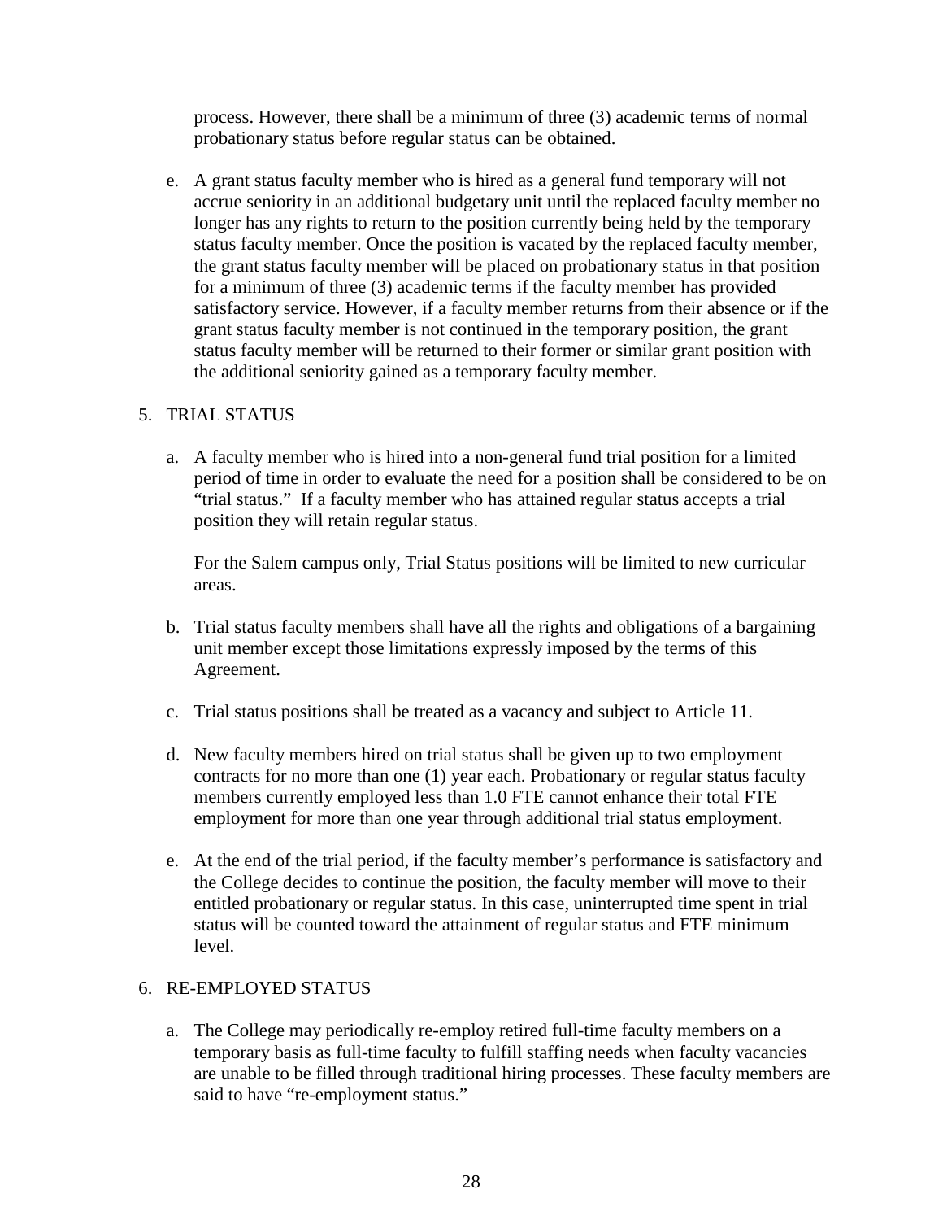process. However, there shall be a minimum of three (3) academic terms of normal probationary status before regular status can be obtained.

e. A grant status faculty member who is hired as a general fund temporary will not accrue seniority in an additional budgetary unit until the replaced faculty member no longer has any rights to return to the position currently being held by the temporary status faculty member. Once the position is vacated by the replaced faculty member, the grant status faculty member will be placed on probationary status in that position for a minimum of three (3) academic terms if the faculty member has provided satisfactory service. However, if a faculty member returns from their absence or if the grant status faculty member is not continued in the temporary position, the grant status faculty member will be returned to their former or similar grant position with the additional seniority gained as a temporary faculty member.

5. TRIAL STATUS

   a. A faculty member who is hired into a non-general fund trial position for a limited period of time in order to evaluate the need for a position shall be considered to be on "trial status." If a faculty member who has attained regular status accepts a trial position they will retain regular status.

      For the Salem campus only, Trial Status positions will be limited to new curricular areas.

   b. Trial status faculty members shall have all the rights and obligations of a bargaining unit member except those limitations expressly imposed by the terms of this Agreement.

   c. Trial status positions shall be treated as a vacancy and subject to Article 11.

   d. New faculty members hired on trial status shall be given up to two employment contracts for no more than one (1) year each. Probationary or regular status faculty members currently employed less than 1.0 FTE cannot enhance their total FTE employment for more than one year through additional trial status employment.

   e. At the end of the trial period, if the faculty member's performance is satisfactory and the College decides to continue the position, the faculty member will move to their entitled probationary or regular status. In this case, uninterrupted time spent in trial status will be counted toward the attainment of regular status and FTE minimum level.

6. RE-EMPLOYED STATUS

   a. The College may periodically re-employ retired full-time faculty members on a temporary basis as full-time faculty to fulfill staffing needs when faculty vacancies are unable to be filled through traditional hiring processes. These faculty members are said to have "re-employment status."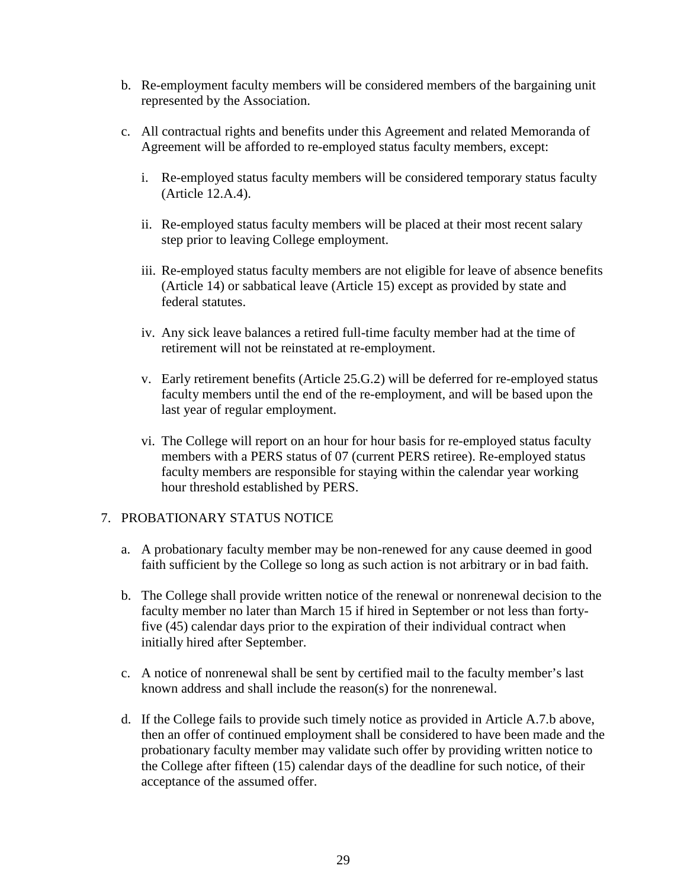b. Re-employment faculty members will be considered members of the bargaining unit represented by the Association.

c. All contractual rights and benefits under this Agreement and related Memoranda of Agreement will be afforded to re-employed status faculty members, except:

   i. Re-employed status faculty members will be considered temporary status faculty (Article 12.A.4).

   ii. Re-employed status faculty members will be placed at their most recent salary step prior to leaving College employment.

   iii. Re-employed status faculty members are not eligible for leave of absence benefits (Article 14) or sabbatical leave (Article 15) except as provided by state and federal statutes.

   iv. Any sick leave balances a retired full-time faculty member had at the time of retirement will not be reinstated at re-employment.

   v. Early retirement benefits (Article 25.G.2) will be deferred for re-employed status faculty members until the end of the re-employment, and will be based upon the last year of regular employment.

   vi. The College will report on an hour for hour basis for re-employed status faculty members with a PERS status of 07 (current PERS retiree). Re-employed status faculty members are responsible for staying within the calendar year working hour threshold established by PERS.

7. PROBATIONARY STATUS NOTICE

   a. A probationary faculty member may be non-renewed for any cause deemed in good faith sufficient by the College so long as such action is not arbitrary or in bad faith.

   b. The College shall provide written notice of the renewal or nonrenewal decision to the faculty member no later than March 15 if hired in September or not less than forty-five (45) calendar days prior to the expiration of their individual contract when initially hired after September.

   c. A notice of nonrenewal shall be sent by certified mail to the faculty member's last known address and shall include the reason(s) for the nonrenewal.

   d. If the College fails to provide such timely notice as provided in Article A.7.b above, then an offer of continued employment shall be considered to have been made and the probationary faculty member may validate such offer by providing written notice to the College after fifteen (15) calendar days of the deadline for such notice, of their acceptance of the assumed offer.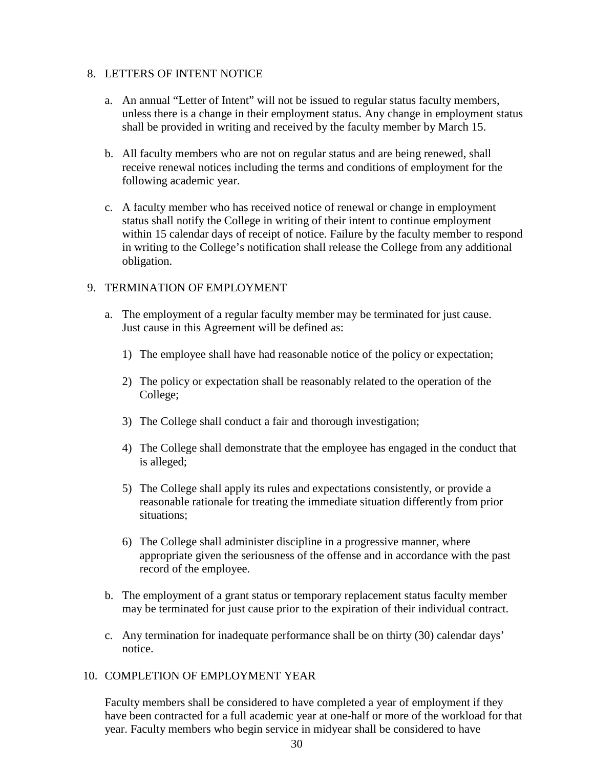8. LETTERS OF INTENT NOTICE

   a. An annual “Letter of Intent” will not be issued to regular status faculty members, unless there is a change in their employment status. Any change in employment status shall be provided in writing and received by the faculty member by March 15.

   b. All faculty members who are not on regular status and are being renewed, shall receive renewal notices including the terms and conditions of employment for the following academic year.

   c. A faculty member who has received notice of renewal or change in employment status shall notify the College in writing of their intent to continue employment within 15 calendar days of receipt of notice. Failure by the faculty member to respond in writing to the College’s notification shall release the College from any additional obligation.

9. TERMINATION OF EMPLOYMENT

   a. The employment of a regular faculty member may be terminated for just cause. Just cause in this Agreement will be defined as:

      1) The employee shall have had reasonable notice of the policy or expectation;

      2) The policy or expectation shall be reasonably related to the operation of the College;

      3) The College shall conduct a fair and thorough investigation;

      4) The College shall demonstrate that the employee has engaged in the conduct that is alleged;

      5) The College shall apply its rules and expectations consistently, or provide a reasonable rationale for treating the immediate situation differently from prior situations;

      6) The College shall administer discipline in a progressive manner, where appropriate given the seriousness of the offense and in accordance with the past record of the employee.

   b. The employment of a grant status or temporary replacement status faculty member may be terminated for just cause prior to the expiration of their individual contract.

   c. Any termination for inadequate performance shall be on thirty (30) calendar days’ notice.

10. COMPLETION OF EMPLOYMENT YEAR

    Faculty members shall be considered to have completed a year of employment if they have been contracted for a full academic year at one-half or more of the workload for that year. Faculty members who begin service in midyear shall be considered to have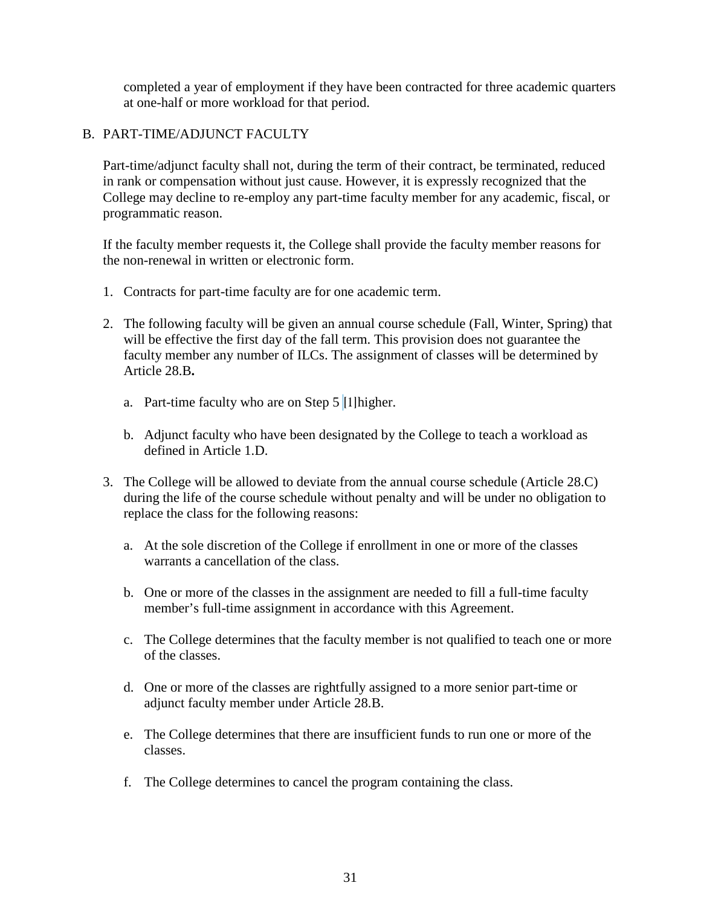completed a year of employment if they have been contracted for three academic quarters at one-half or more workload for that period.

B. PART-TIME/ADJUNCT FACULTY

Part-time/adjunct faculty shall not, during the term of their contract, be terminated, reduced in rank or compensation without just cause. However, it is expressly recognized that the College may decline to re-employ any part-time faculty member for any academic, fiscal, or programmatic reason.

If the faculty member requests it, the College shall provide the faculty member reasons for the non-renewal in written or electronic form.

1. Contracts for part-time faculty are for one academic term.

2. The following faculty will be given an annual course schedule (Fall, Winter, Spring) that will be effective the first day of the fall term. This provision does not guarantee the faculty member any number of ILCs. The assignment of classes will be determined by Article 28.B**.**

   a. Part-time faculty who are on Step 5 [1]higher.

   b. Adjunct faculty who have been designated by the College to teach a workload as defined in Article 1.D.

3. The College will be allowed to deviate from the annual course schedule (Article 28.C) during the life of the course schedule without penalty and will be under no obligation to replace the class for the following reasons:

   a. At the sole discretion of the College if enrollment in one or more of the classes warrants a cancellation of the class.

   b. One or more of the classes in the assignment are needed to fill a full-time faculty member's full-time assignment in accordance with this Agreement.

   c. The College determines that the faculty member is not qualified to teach one or more of the classes.

   d. One or more of the classes are rightfully assigned to a more senior part-time or adjunct faculty member under Article 28.B.

   e. The College determines that there are insufficient funds to run one or more of the classes.

   f. The College determines to cancel the program containing the class.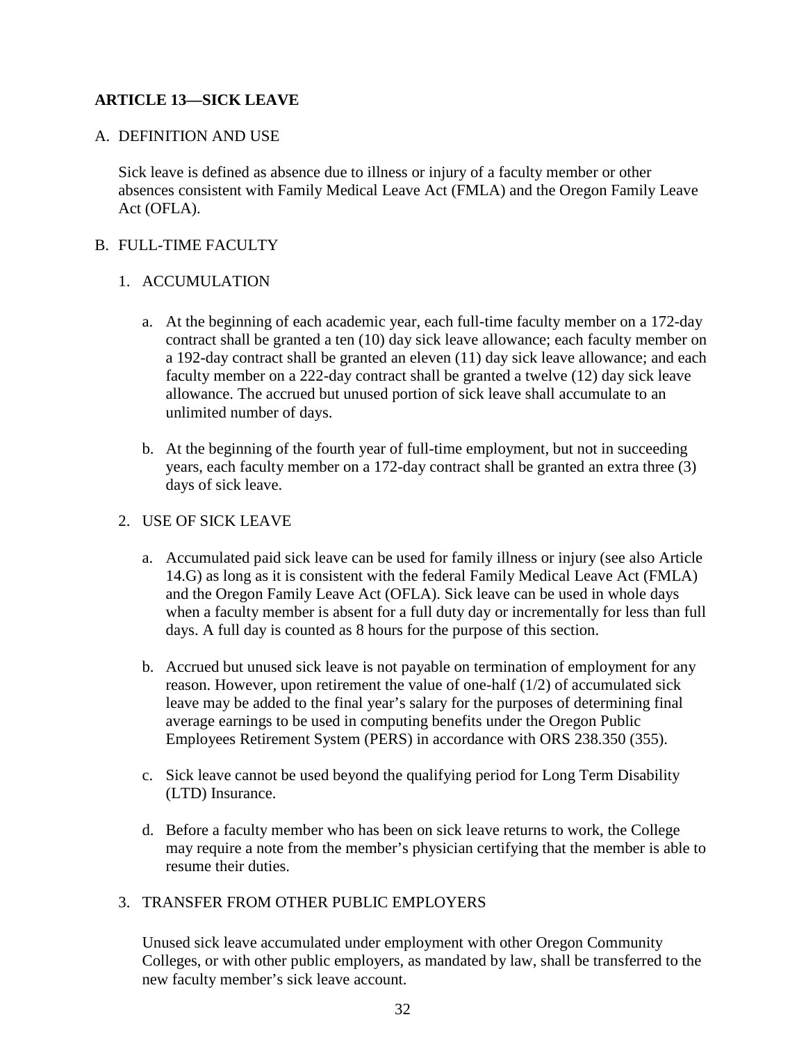## ARTICLE 13—SICK LEAVE

A. DEFINITION AND USE

Sick leave is defined as absence due to illness or injury of a faculty member or other absences consistent with Family Medical Leave Act (FMLA) and the Oregon Family Leave Act (OFLA).

B. FULL-TIME FACULTY

1. ACCUMULATION

   a. At the beginning of each academic year, each full-time faculty member on a 172-day contract shall be granted a ten (10) day sick leave allowance; each faculty member on a 192-day contract shall be granted an eleven (11) day sick leave allowance; and each faculty member on a 222-day contract shall be granted a twelve (12) day sick leave allowance. The accrued but unused portion of sick leave shall accumulate to an unlimited number of days.

   b. At the beginning of the fourth year of full-time employment, but not in succeeding years, each faculty member on a 172-day contract shall be granted an extra three (3) days of sick leave.

2. USE OF SICK LEAVE

   a. Accumulated paid sick leave can be used for family illness or injury (see also Article 14.G) as long as it is consistent with the federal Family Medical Leave Act (FMLA) and the Oregon Family Leave Act (OFLA). Sick leave can be used in whole days when a faculty member is absent for a full duty day or incrementally for less than full days. A full day is counted as 8 hours for the purpose of this section.

   b. Accrued but unused sick leave is not payable on termination of employment for any reason. However, upon retirement the value of one-half (1/2) of accumulated sick leave may be added to the final year's salary for the purposes of determining final average earnings to be used in computing benefits under the Oregon Public Employees Retirement System (PERS) in accordance with ORS 238.350 (355).

   c. Sick leave cannot be used beyond the qualifying period for Long Term Disability (LTD) Insurance.

   d. Before a faculty member who has been on sick leave returns to work, the College may require a note from the member's physician certifying that the member is able to resume their duties.

3. TRANSFER FROM OTHER PUBLIC EMPLOYERS

   Unused sick leave accumulated under employment with other Oregon Community Colleges, or with other public employers, as mandated by law, shall be transferred to the new faculty member's sick leave account.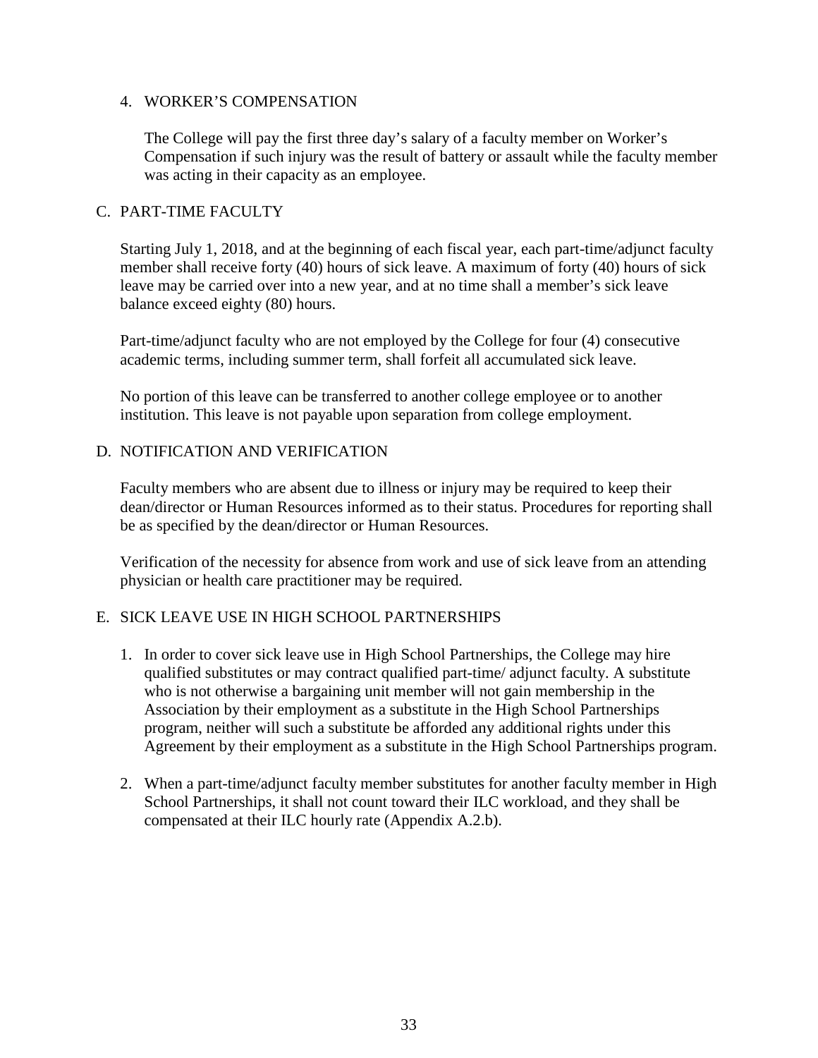4. WORKER'S COMPENSATION

   The College will pay the first three day's salary of a faculty member on Worker's Compensation if such injury was the result of battery or assault while the faculty member was acting in their capacity as an employee.

C. PART-TIME FACULTY

   Starting July 1, 2018, and at the beginning of each fiscal year, each part-time/adjunct faculty member shall receive forty (40) hours of sick leave. A maximum of forty (40) hours of sick leave may be carried over into a new year, and at no time shall a member's sick leave balance exceed eighty (80) hours.

   Part-time/adjunct faculty who are not employed by the College for four (4) consecutive academic terms, including summer term, shall forfeit all accumulated sick leave.

   No portion of this leave can be transferred to another college employee or to another institution. This leave is not payable upon separation from college employment.

D. NOTIFICATION AND VERIFICATION

   Faculty members who are absent due to illness or injury may be required to keep their dean/director or Human Resources informed as to their status. Procedures for reporting shall be as specified by the dean/director or Human Resources.

   Verification of the necessity for absence from work and use of sick leave from an attending physician or health care practitioner may be required.

E. SICK LEAVE USE IN HIGH SCHOOL PARTNERSHIPS

   1. In order to cover sick leave use in High School Partnerships, the College may hire qualified substitutes or may contract qualified part-time/ adjunct faculty. A substitute who is not otherwise a bargaining unit member will not gain membership in the Association by their employment as a substitute in the High School Partnerships program, neither will such a substitute be afforded any additional rights under this Agreement by their employment as a substitute in the High School Partnerships program.

   2. When a part-time/adjunct faculty member substitutes for another faculty member in High School Partnerships, it shall not count toward their ILC workload, and they shall be compensated at their ILC hourly rate (Appendix A.2.b).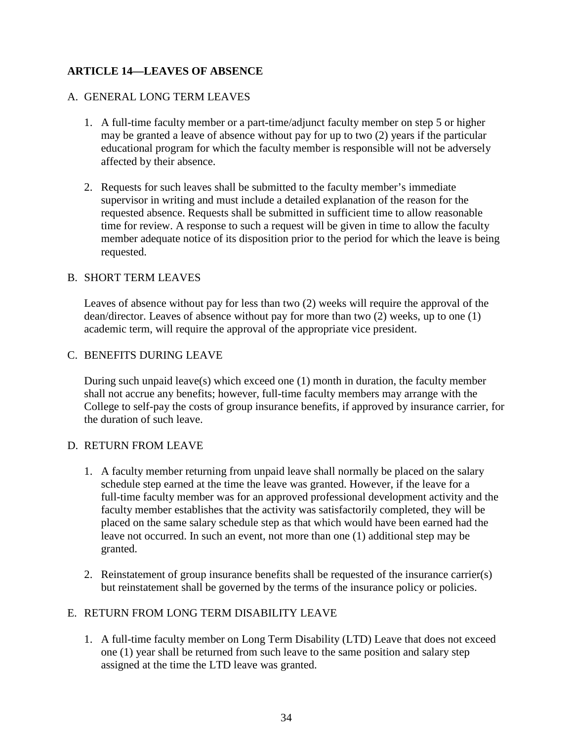## ARTICLE 14—LEAVES OF ABSENCE

### A. GENERAL LONG TERM LEAVES

1. A full-time faculty member or a part-time/adjunct faculty member on step 5 or higher may be granted a leave of absence without pay for up to two (2) years if the particular educational program for which the faculty member is responsible will not be adversely affected by their absence.

2. Requests for such leaves shall be submitted to the faculty member's immediate supervisor in writing and must include a detailed explanation of the reason for the requested absence. Requests shall be submitted in sufficient time to allow reasonable time for review. A response to such a request will be given in time to allow the faculty member adequate notice of its disposition prior to the period for which the leave is being requested.

### B. SHORT TERM LEAVES

Leaves of absence without pay for less than two (2) weeks will require the approval of the dean/director. Leaves of absence without pay for more than two (2) weeks, up to one (1) academic term, will require the approval of the appropriate vice president.

### C. BENEFITS DURING LEAVE

During such unpaid leave(s) which exceed one (1) month in duration, the faculty member shall not accrue any benefits; however, full-time faculty members may arrange with the College to self-pay the costs of group insurance benefits, if approved by insurance carrier, for the duration of such leave.

### D. RETURN FROM LEAVE

1. A faculty member returning from unpaid leave shall normally be placed on the salary schedule step earned at the time the leave was granted. However, if the leave for a full-time faculty member was for an approved professional development activity and the faculty member establishes that the activity was satisfactorily completed, they will be placed on the same salary schedule step as that which would have been earned had the leave not occurred. In such an event, not more than one (1) additional step may be granted.

2. Reinstatement of group insurance benefits shall be requested of the insurance carrier(s) but reinstatement shall be governed by the terms of the insurance policy or policies.

### E. RETURN FROM LONG TERM DISABILITY LEAVE

1. A full-time faculty member on Long Term Disability (LTD) Leave that does not exceed one (1) year shall be returned from such leave to the same position and salary step assigned at the time the LTD leave was granted.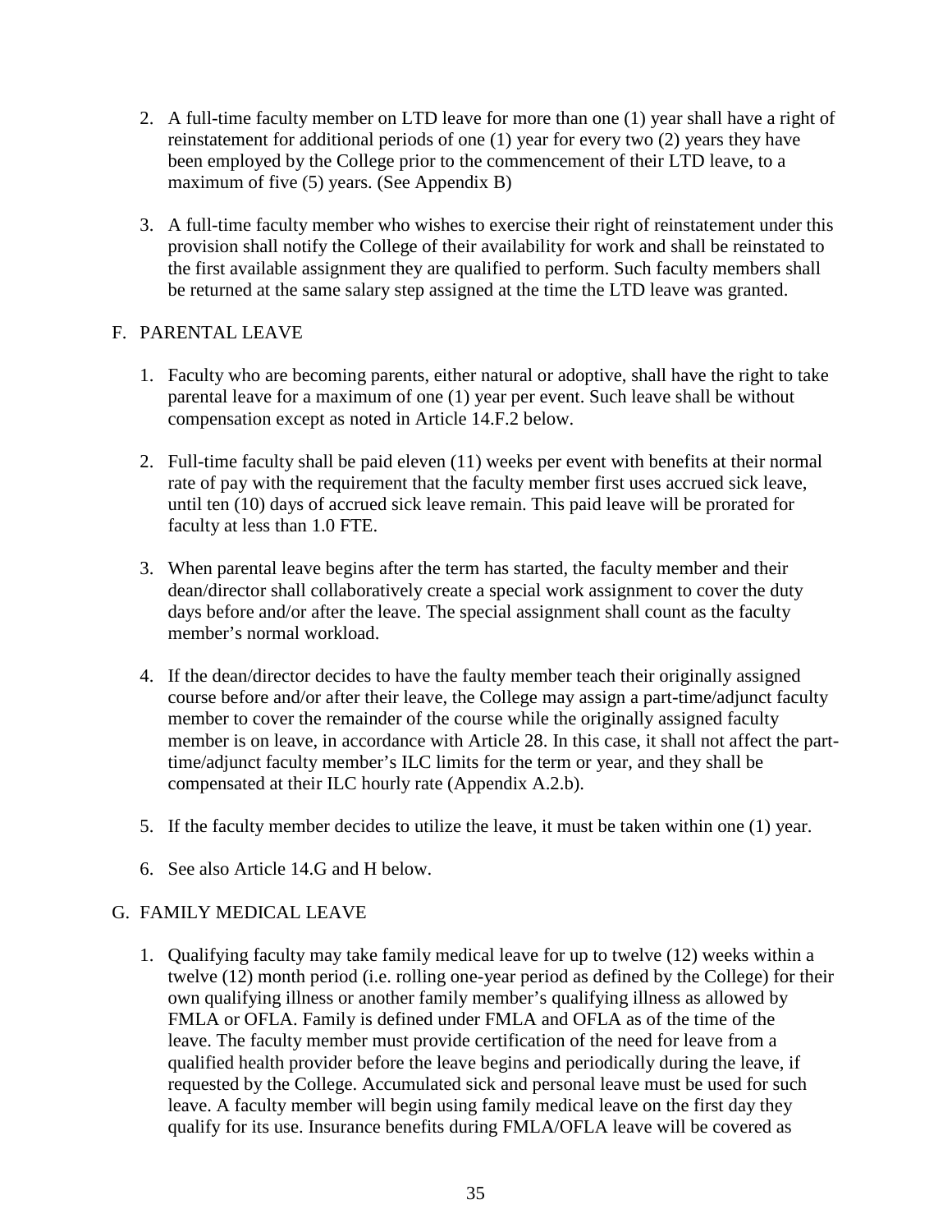2. A full-time faculty member on LTD leave for more than one (1) year shall have a right of reinstatement for additional periods of one (1) year for every two (2) years they have been employed by the College prior to the commencement of their LTD leave, to a maximum of five (5) years. (See Appendix B)

3. A full-time faculty member who wishes to exercise their right of reinstatement under this provision shall notify the College of their availability for work and shall be reinstated to the first available assignment they are qualified to perform. Such faculty members shall be returned at the same salary step assigned at the time the LTD leave was granted.

## F. PARENTAL LEAVE

1. Faculty who are becoming parents, either natural or adoptive, shall have the right to take parental leave for a maximum of one (1) year per event. Such leave shall be without compensation except as noted in Article 14.F.2 below.

2. Full-time faculty shall be paid eleven (11) weeks per event with benefits at their normal rate of pay with the requirement that the faculty member first uses accrued sick leave, until ten (10) days of accrued sick leave remain. This paid leave will be prorated for faculty at less than 1.0 FTE.

3. When parental leave begins after the term has started, the faculty member and their dean/director shall collaboratively create a special work assignment to cover the duty days before and/or after the leave. The special assignment shall count as the faculty member's normal workload.

4. If the dean/director decides to have the faulty member teach their originally assigned course before and/or after their leave, the College may assign a part-time/adjunct faculty member to cover the remainder of the course while the originally assigned faculty member is on leave, in accordance with Article 28. In this case, it shall not affect the part-time/adjunct faculty member's ILC limits for the term or year, and they shall be compensated at their ILC hourly rate (Appendix A.2.b).

5. If the faculty member decides to utilize the leave, it must be taken within one (1) year.

6. See also Article 14.G and H below.

## G. FAMILY MEDICAL LEAVE

1. Qualifying faculty may take family medical leave for up to twelve (12) weeks within a twelve (12) month period (i.e. rolling one-year period as defined by the College) for their own qualifying illness or another family member's qualifying illness as allowed by FMLA or OFLA. Family is defined under FMLA and OFLA as of the time of the leave. The faculty member must provide certification of the need for leave from a qualified health provider before the leave begins and periodically during the leave, if requested by the College. Accumulated sick and personal leave must be used for such leave. A faculty member will begin using family medical leave on the first day they qualify for its use. Insurance benefits during FMLA/OFLA leave will be covered as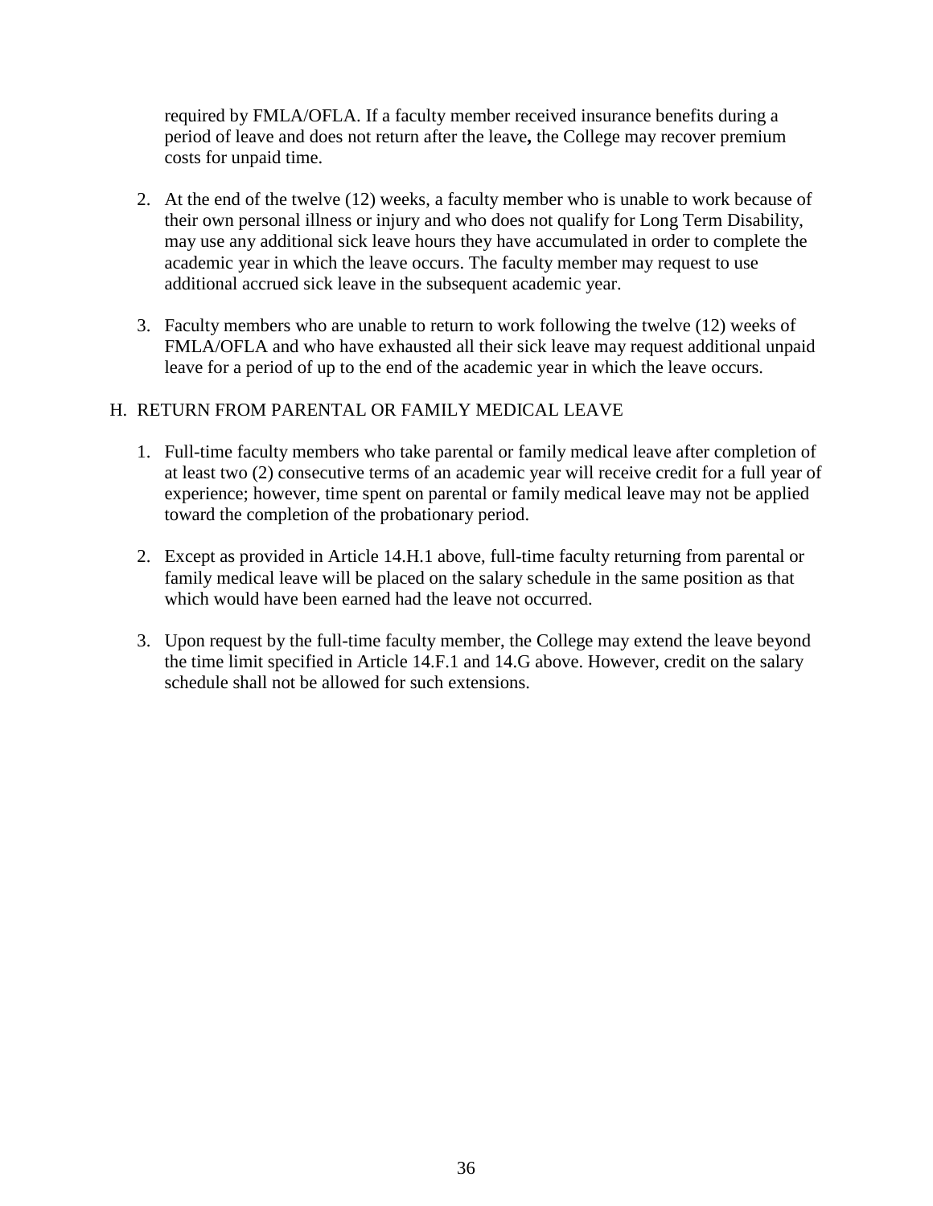required by FMLA/OFLA. If a faculty member received insurance benefits during a period of leave and does not return after the leave**,** the College may recover premium costs for unpaid time.

2. At the end of the twelve (12) weeks, a faculty member who is unable to work because of their own personal illness or injury and who does not qualify for Long Term Disability, may use any additional sick leave hours they have accumulated in order to complete the academic year in which the leave occurs. The faculty member may request to use additional accrued sick leave in the subsequent academic year.

3. Faculty members who are unable to return to work following the twelve (12) weeks of FMLA/OFLA and who have exhausted all their sick leave may request additional unpaid leave for a period of up to the end of the academic year in which the leave occurs.

H. RETURN FROM PARENTAL OR FAMILY MEDICAL LEAVE

1. Full-time faculty members who take parental or family medical leave after completion of at least two (2) consecutive terms of an academic year will receive credit for a full year of experience; however, time spent on parental or family medical leave may not be applied toward the completion of the probationary period.

2. Except as provided in Article 14.H.1 above, full-time faculty returning from parental or family medical leave will be placed on the salary schedule in the same position as that which would have been earned had the leave not occurred.

3. Upon request by the full-time faculty member, the College may extend the leave beyond the time limit specified in Article 14.F.1 and 14.G above. However, credit on the salary schedule shall not be allowed for such extensions.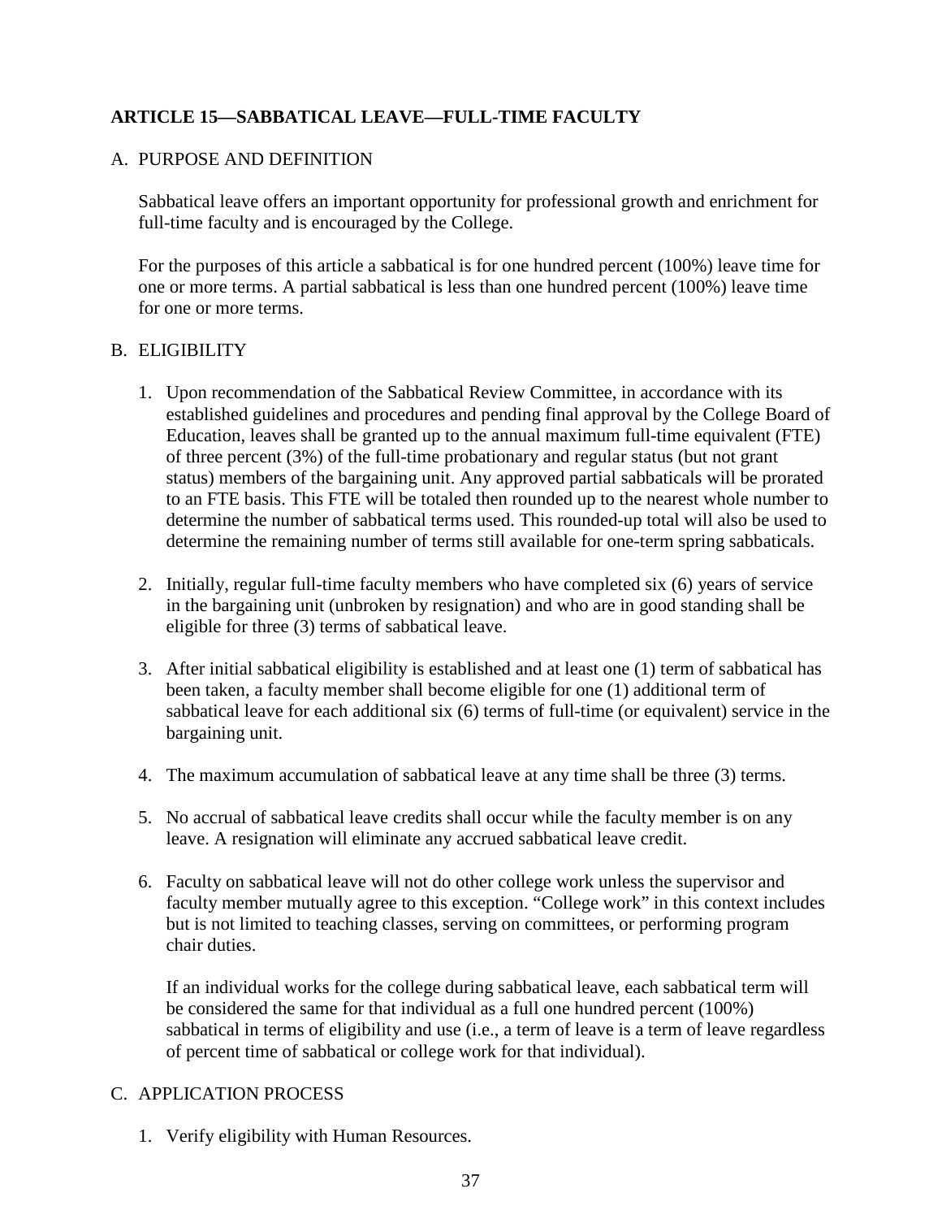## ARTICLE 15—SABBATICAL LEAVE—FULL-TIME FACULTY

A. PURPOSE AND DEFINITION

Sabbatical leave offers an important opportunity for professional growth and enrichment for full-time faculty and is encouraged by the College.

For the purposes of this article a sabbatical is for one hundred percent (100%) leave time for one or more terms. A partial sabbatical is less than one hundred percent (100%) leave time for one or more terms.

B. ELIGIBILITY

1. Upon recommendation of the Sabbatical Review Committee, in accordance with its established guidelines and procedures and pending final approval by the College Board of Education, leaves shall be granted up to the annual maximum full-time equivalent (FTE) of three percent (3%) of the full-time probationary and regular status (but not grant status) members of the bargaining unit. Any approved partial sabbaticals will be prorated to an FTE basis. This FTE will be totaled then rounded up to the nearest whole number to determine the number of sabbatical terms used. This rounded-up total will also be used to determine the remaining number of terms still available for one-term spring sabbaticals.

2. Initially, regular full-time faculty members who have completed six (6) years of service in the bargaining unit (unbroken by resignation) and who are in good standing shall be eligible for three (3) terms of sabbatical leave.

3. After initial sabbatical eligibility is established and at least one (1) term of sabbatical has been taken, a faculty member shall become eligible for one (1) additional term of sabbatical leave for each additional six (6) terms of full-time (or equivalent) service in the bargaining unit.

4. The maximum accumulation of sabbatical leave at any time shall be three (3) terms.

5. No accrual of sabbatical leave credits shall occur while the faculty member is on any leave. A resignation will eliminate any accrued sabbatical leave credit.

6. Faculty on sabbatical leave will not do other college work unless the supervisor and faculty member mutually agree to this exception. "College work" in this context includes but is not limited to teaching classes, serving on committees, or performing program chair duties.

   If an individual works for the college during sabbatical leave, each sabbatical term will be considered the same for that individual as a full one hundred percent (100%) sabbatical in terms of eligibility and use (i.e., a term of leave is a term of leave regardless of percent time of sabbatical or college work for that individual).

C. APPLICATION PROCESS

1. Verify eligibility with Human Resources.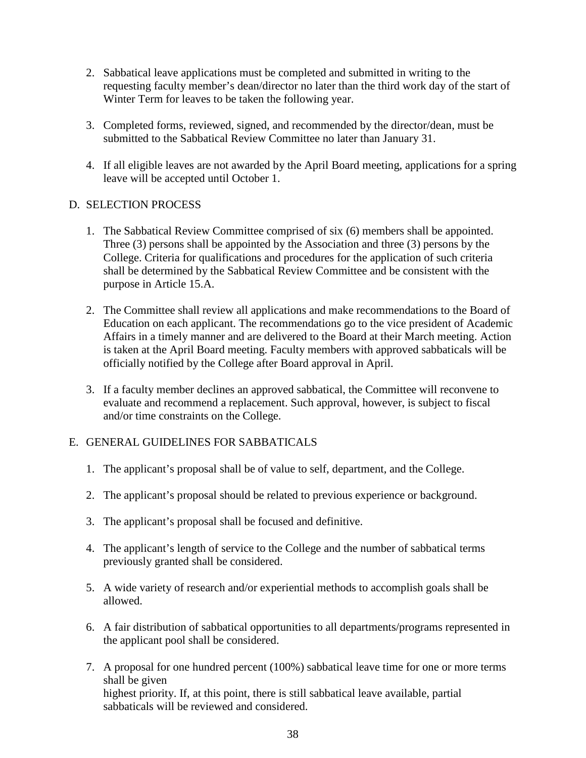2. Sabbatical leave applications must be completed and submitted in writing to the requesting faculty member's dean/director no later than the third work day of the start of Winter Term for leaves to be taken the following year.

3. Completed forms, reviewed, signed, and recommended by the director/dean, must be submitted to the Sabbatical Review Committee no later than January 31.

4. If all eligible leaves are not awarded by the April Board meeting, applications for a spring leave will be accepted until October 1.

D. SELECTION PROCESS

1. The Sabbatical Review Committee comprised of six (6) members shall be appointed. Three (3) persons shall be appointed by the Association and three (3) persons by the College. Criteria for qualifications and procedures for the application of such criteria shall be determined by the Sabbatical Review Committee and be consistent with the purpose in Article 15.A.

2. The Committee shall review all applications and make recommendations to the Board of Education on each applicant. The recommendations go to the vice president of Academic Affairs in a timely manner and are delivered to the Board at their March meeting. Action is taken at the April Board meeting. Faculty members with approved sabbaticals will be officially notified by the College after Board approval in April.

3. If a faculty member declines an approved sabbatical, the Committee will reconvene to evaluate and recommend a replacement. Such approval, however, is subject to fiscal and/or time constraints on the College.

E. GENERAL GUIDELINES FOR SABBATICALS

1. The applicant's proposal shall be of value to self, department, and the College.

2. The applicant's proposal should be related to previous experience or background.

3. The applicant's proposal shall be focused and definitive.

4. The applicant's length of service to the College and the number of sabbatical terms previously granted shall be considered.

5. A wide variety of research and/or experiential methods to accomplish goals shall be allowed.

6. A fair distribution of sabbatical opportunities to all departments/programs represented in the applicant pool shall be considered.

7. A proposal for one hundred percent (100%) sabbatical leave time for one or more terms shall be given highest priority. If, at this point, there is still sabbatical leave available, partial sabbaticals will be reviewed and considered.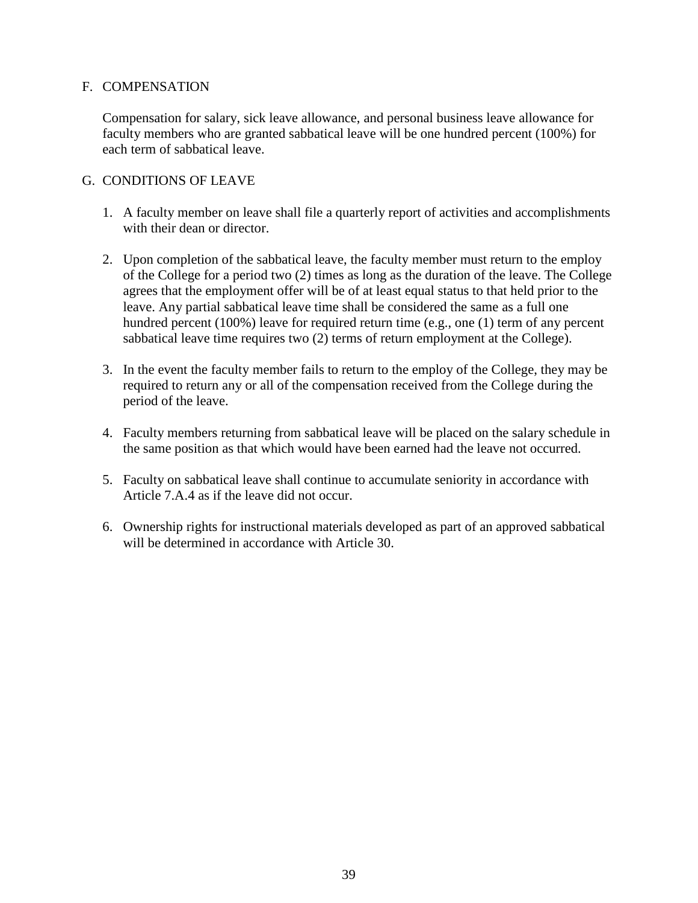### F. COMPENSATION

Compensation for salary, sick leave allowance, and personal business leave allowance for faculty members who are granted sabbatical leave will be one hundred percent (100%) for each term of sabbatical leave.

### G. CONDITIONS OF LEAVE

1. A faculty member on leave shall file a quarterly report of activities and accomplishments with their dean or director.

2. Upon completion of the sabbatical leave, the faculty member must return to the employ of the College for a period two (2) times as long as the duration of the leave. The College agrees that the employment offer will be of at least equal status to that held prior to the leave. Any partial sabbatical leave time shall be considered the same as a full one hundred percent (100%) leave for required return time (e.g., one (1) term of any percent sabbatical leave time requires two (2) terms of return employment at the College).

3. In the event the faculty member fails to return to the employ of the College, they may be required to return any or all of the compensation received from the College during the period of the leave.

4. Faculty members returning from sabbatical leave will be placed on the salary schedule in the same position as that which would have been earned had the leave not occurred.

5. Faculty on sabbatical leave shall continue to accumulate seniority in accordance with Article 7.A.4 as if the leave did not occur.

6. Ownership rights for instructional materials developed as part of an approved sabbatical will be determined in accordance with Article 30.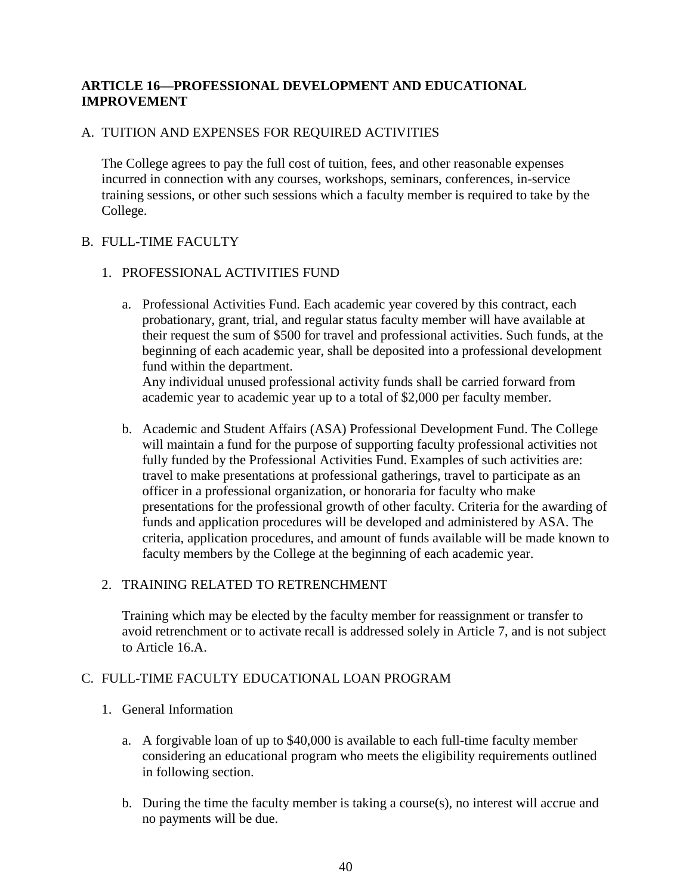**ARTICLE 16—PROFESSIONAL DEVELOPMENT AND EDUCATIONAL IMPROVEMENT**

A. TUITION AND EXPENSES FOR REQUIRED ACTIVITIES

The College agrees to pay the full cost of tuition, fees, and other reasonable expenses incurred in connection with any courses, workshops, seminars, conferences, in-service training sessions, or other such sessions which a faculty member is required to take by the College.

B. FULL-TIME FACULTY

1. PROFESSIONAL ACTIVITIES FUND

   a. Professional Activities Fund. Each academic year covered by this contract, each probationary, grant, trial, and regular status faculty member will have available at their request the sum of $500 for travel and professional activities. Such funds, at the beginning of each academic year, shall be deposited into a professional development fund within the department.
   Any individual unused professional activity funds shall be carried forward from academic year to academic year up to a total of $2,000 per faculty member.

   b. Academic and Student Affairs (ASA) Professional Development Fund. The College will maintain a fund for the purpose of supporting faculty professional activities not fully funded by the Professional Activities Fund. Examples of such activities are: travel to make presentations at professional gatherings, travel to participate as an officer in a professional organization, or honoraria for faculty who make presentations for the professional growth of other faculty. Criteria for the awarding of funds and application procedures will be developed and administered by ASA. The criteria, application procedures, and amount of funds available will be made known to faculty members by the College at the beginning of each academic year.

2. TRAINING RELATED TO RETRENCHMENT

   Training which may be elected by the faculty member for reassignment or transfer to avoid retrenchment or to activate recall is addressed solely in Article 7, and is not subject to Article 16.A.

C. FULL-TIME FACULTY EDUCATIONAL LOAN PROGRAM

1. General Information

   a. A forgivable loan of up to $40,000 is available to each full-time faculty member considering an educational program who meets the eligibility requirements outlined in following section.

   b. During the time the faculty member is taking a course(s), no interest will accrue and no payments will be due.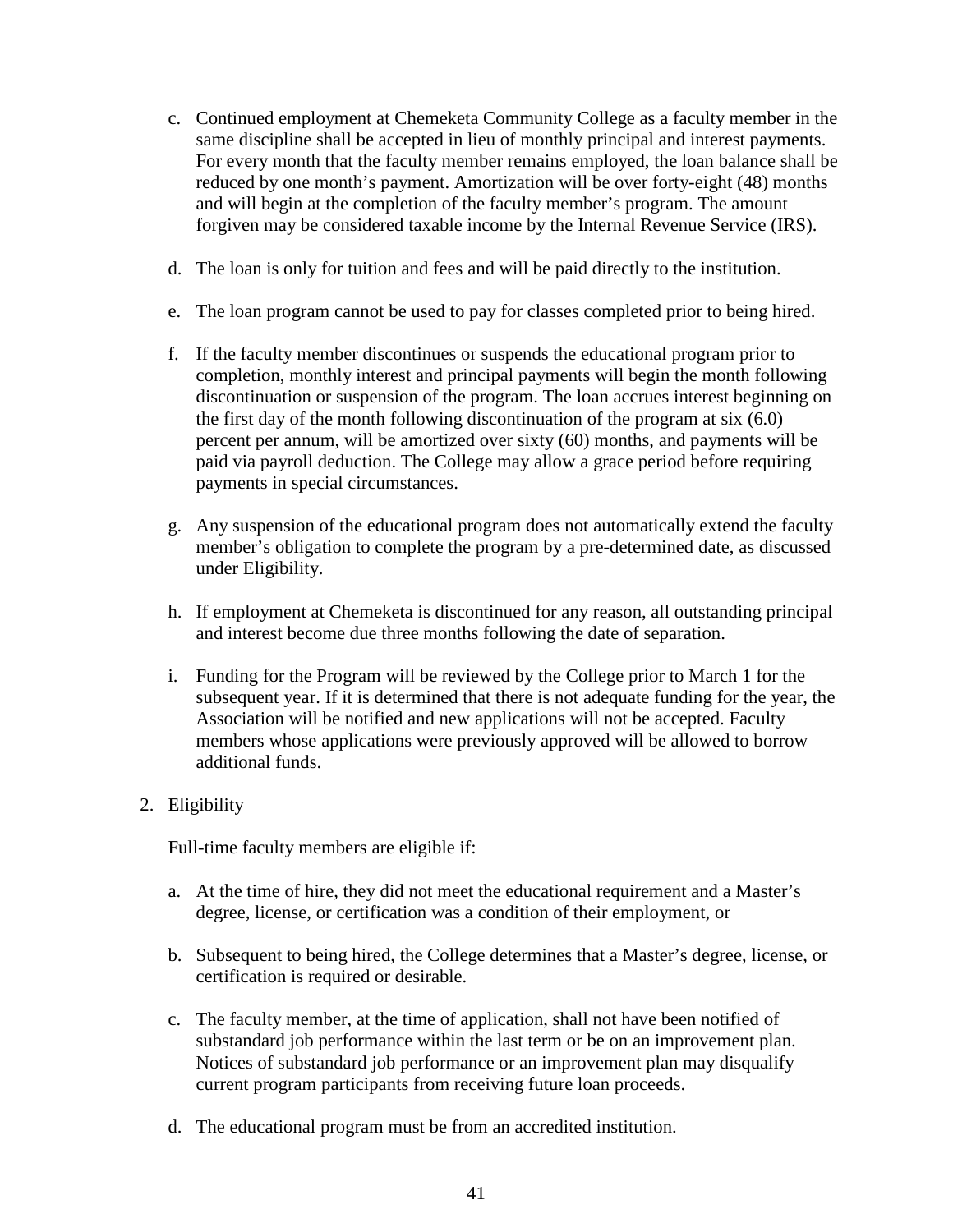c. Continued employment at Chemeketa Community College as a faculty member in the same discipline shall be accepted in lieu of monthly principal and interest payments. For every month that the faculty member remains employed, the loan balance shall be reduced by one month's payment. Amortization will be over forty-eight (48) months and will begin at the completion of the faculty member's program. The amount forgiven may be considered taxable income by the Internal Revenue Service (IRS).

d. The loan is only for tuition and fees and will be paid directly to the institution.

e. The loan program cannot be used to pay for classes completed prior to being hired.

f. If the faculty member discontinues or suspends the educational program prior to completion, monthly interest and principal payments will begin the month following discontinuation or suspension of the program. The loan accrues interest beginning on the first day of the month following discontinuation of the program at six (6.0) percent per annum, will be amortized over sixty (60) months, and payments will be paid via payroll deduction. The College may allow a grace period before requiring payments in special circumstances.

g. Any suspension of the educational program does not automatically extend the faculty member's obligation to complete the program by a pre-determined date, as discussed under Eligibility.

h. If employment at Chemeketa is discontinued for any reason, all outstanding principal and interest become due three months following the date of separation.

i. Funding for the Program will be reviewed by the College prior to March 1 for the subsequent year. If it is determined that there is not adequate funding for the year, the Association will be notified and new applications will not be accepted. Faculty members whose applications were previously approved will be allowed to borrow additional funds.

2. Eligibility

   Full-time faculty members are eligible if:

   a. At the time of hire, they did not meet the educational requirement and a Master's degree, license, or certification was a condition of their employment, or

   b. Subsequent to being hired, the College determines that a Master's degree, license, or certification is required or desirable.

   c. The faculty member, at the time of application, shall not have been notified of substandard job performance within the last term or be on an improvement plan. Notices of substandard job performance or an improvement plan may disqualify current program participants from receiving future loan proceeds.

   d. The educational program must be from an accredited institution.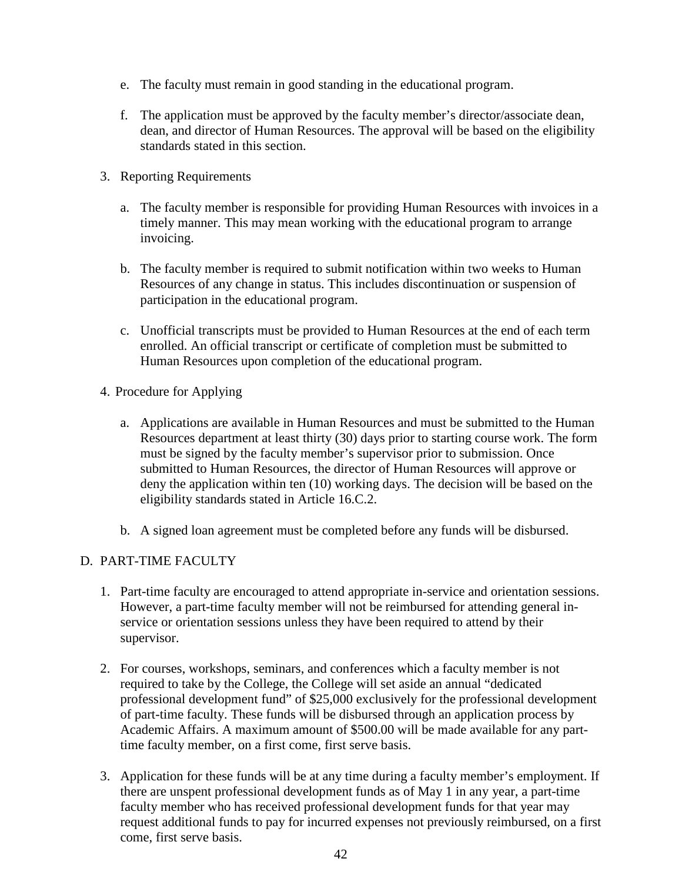e. The faculty must remain in good standing in the educational program.

   f. The application must be approved by the faculty member's director/associate dean, dean, and director of Human Resources. The approval will be based on the eligibility standards stated in this section.

3. Reporting Requirements

   a. The faculty member is responsible for providing Human Resources with invoices in a timely manner. This may mean working with the educational program to arrange invoicing.

   b. The faculty member is required to submit notification within two weeks to Human Resources of any change in status. This includes discontinuation or suspension of participation in the educational program.

   c. Unofficial transcripts must be provided to Human Resources at the end of each term enrolled. An official transcript or certificate of completion must be submitted to Human Resources upon completion of the educational program.

4. Procedure for Applying

   a. Applications are available in Human Resources and must be submitted to the Human Resources department at least thirty (30) days prior to starting course work. The form must be signed by the faculty member's supervisor prior to submission. Once submitted to Human Resources, the director of Human Resources will approve or deny the application within ten (10) working days. The decision will be based on the eligibility standards stated in Article 16.C.2.

   b. A signed loan agreement must be completed before any funds will be disbursed.

D. PART-TIME FACULTY

1. Part-time faculty are encouraged to attend appropriate in-service and orientation sessions. However, a part-time faculty member will not be reimbursed for attending general in-service or orientation sessions unless they have been required to attend by their supervisor.

2. For courses, workshops, seminars, and conferences which a faculty member is not required to take by the College, the College will set aside an annual "dedicated professional development fund" of $25,000 exclusively for the professional development of part-time faculty. These funds will be disbursed through an application process by Academic Affairs. A maximum amount of $500.00 will be made available for any part-time faculty member, on a first come, first serve basis.

3. Application for these funds will be at any time during a faculty member's employment. If there are unspent professional development funds as of May 1 in any year, a part-time faculty member who has received professional development funds for that year may request additional funds to pay for incurred expenses not previously reimbursed, on a first come, first serve basis.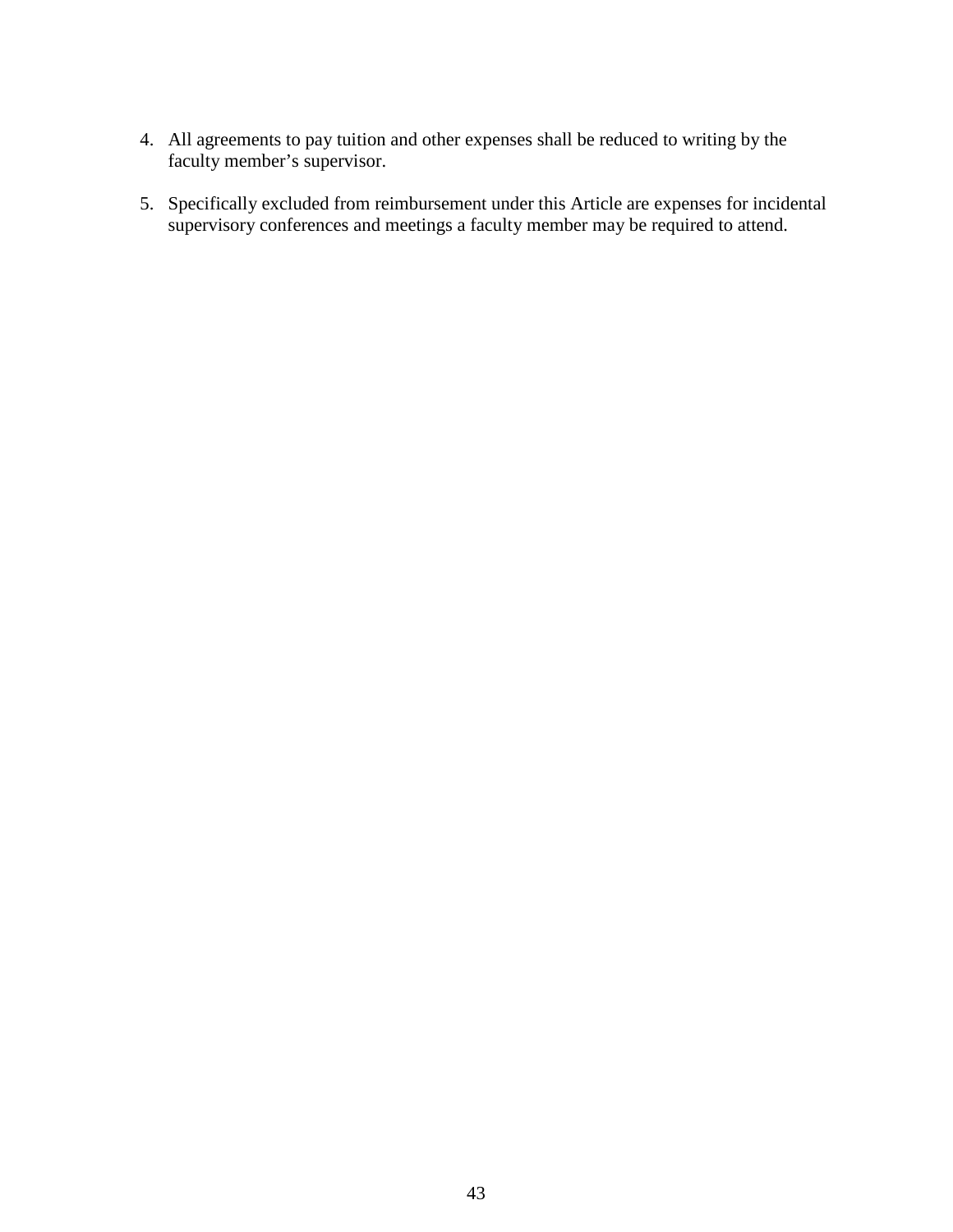4. All agreements to pay tuition and other expenses shall be reduced to writing by the faculty member's supervisor.

5. Specifically excluded from reimbursement under this Article are expenses for incidental supervisory conferences and meetings a faculty member may be required to attend.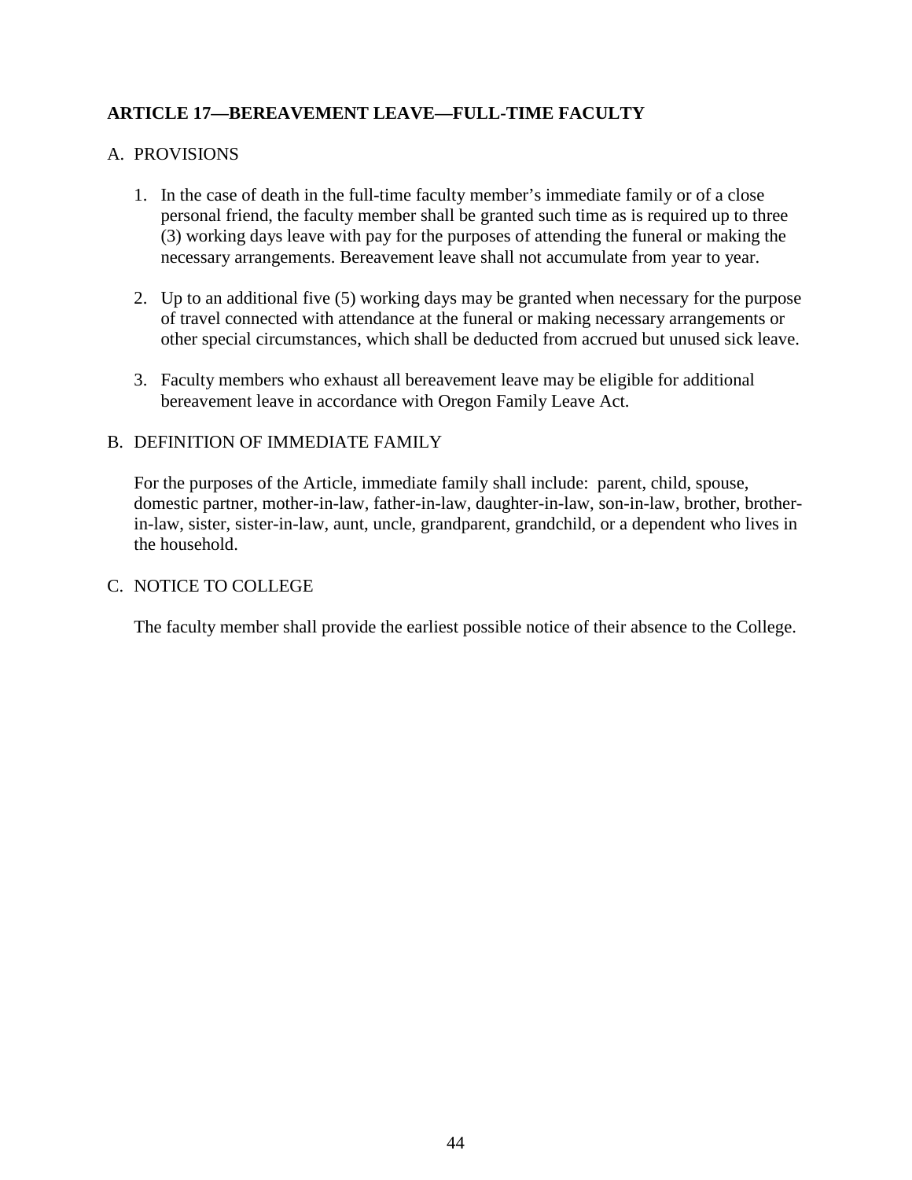## ARTICLE 17—BEREAVEMENT LEAVE—FULL-TIME FACULTY

A. PROVISIONS

1. In the case of death in the full-time faculty member's immediate family or of a close personal friend, the faculty member shall be granted such time as is required up to three (3) working days leave with pay for the purposes of attending the funeral or making the necessary arrangements. Bereavement leave shall not accumulate from year to year.

2. Up to an additional five (5) working days may be granted when necessary for the purpose of travel connected with attendance at the funeral or making necessary arrangements or other special circumstances, which shall be deducted from accrued but unused sick leave.

3. Faculty members who exhaust all bereavement leave may be eligible for additional bereavement leave in accordance with Oregon Family Leave Act.

B. DEFINITION OF IMMEDIATE FAMILY

For the purposes of the Article, immediate family shall include: parent, child, spouse, domestic partner, mother-in-law, father-in-law, daughter-in-law, son-in-law, brother, brother-in-law, sister, sister-in-law, aunt, uncle, grandparent, grandchild, or a dependent who lives in the household.

C. NOTICE TO COLLEGE

The faculty member shall provide the earliest possible notice of their absence to the College.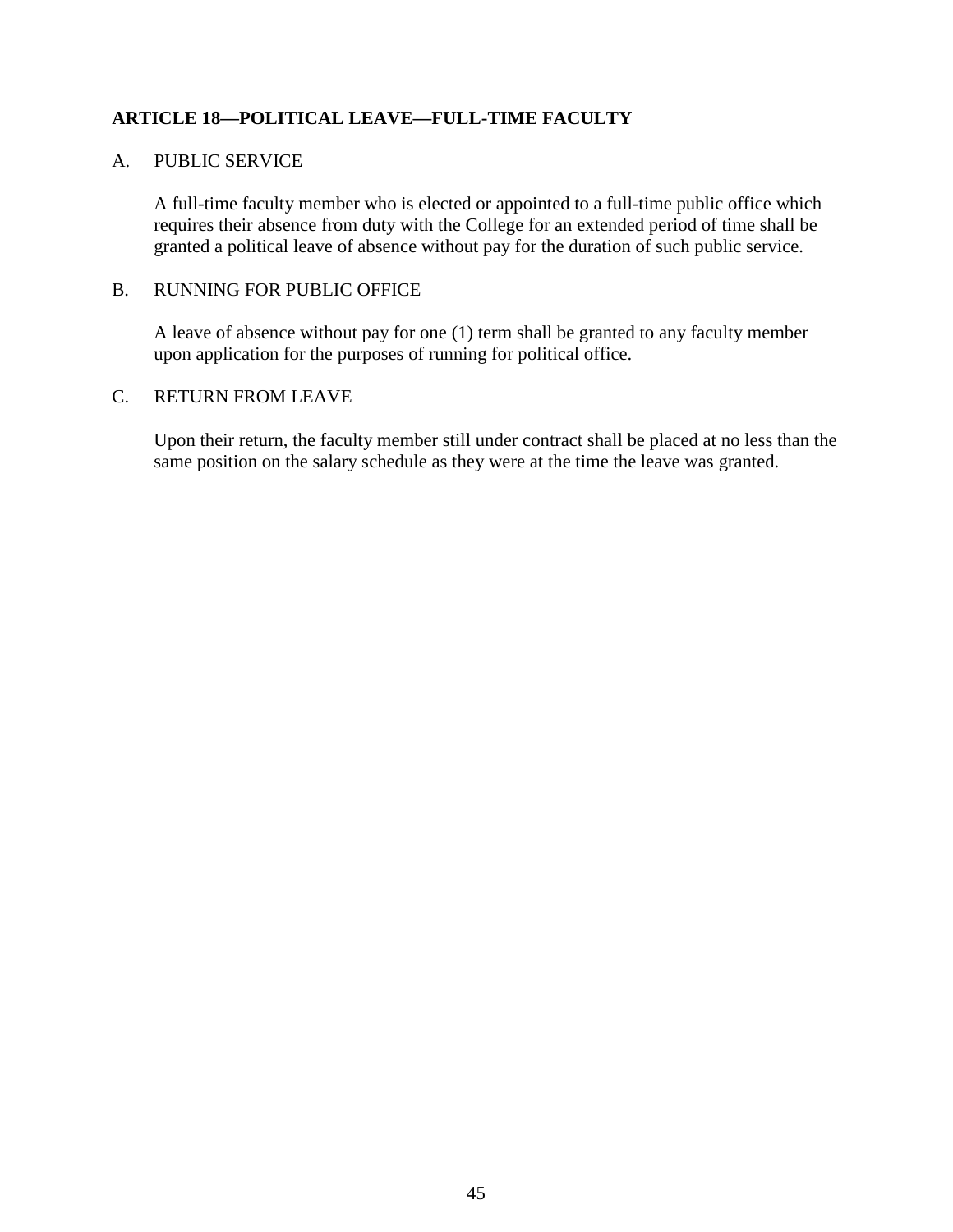## ARTICLE 18—POLITICAL LEAVE—FULL-TIME FACULTY

### A. PUBLIC SERVICE

A full-time faculty member who is elected or appointed to a full-time public office which requires their absence from duty with the College for an extended period of time shall be granted a political leave of absence without pay for the duration of such public service.

### B. RUNNING FOR PUBLIC OFFICE

A leave of absence without pay for one (1) term shall be granted to any faculty member upon application for the purposes of running for political office.

### C. RETURN FROM LEAVE

Upon their return, the faculty member still under contract shall be placed at no less than the same position on the salary schedule as they were at the time the leave was granted.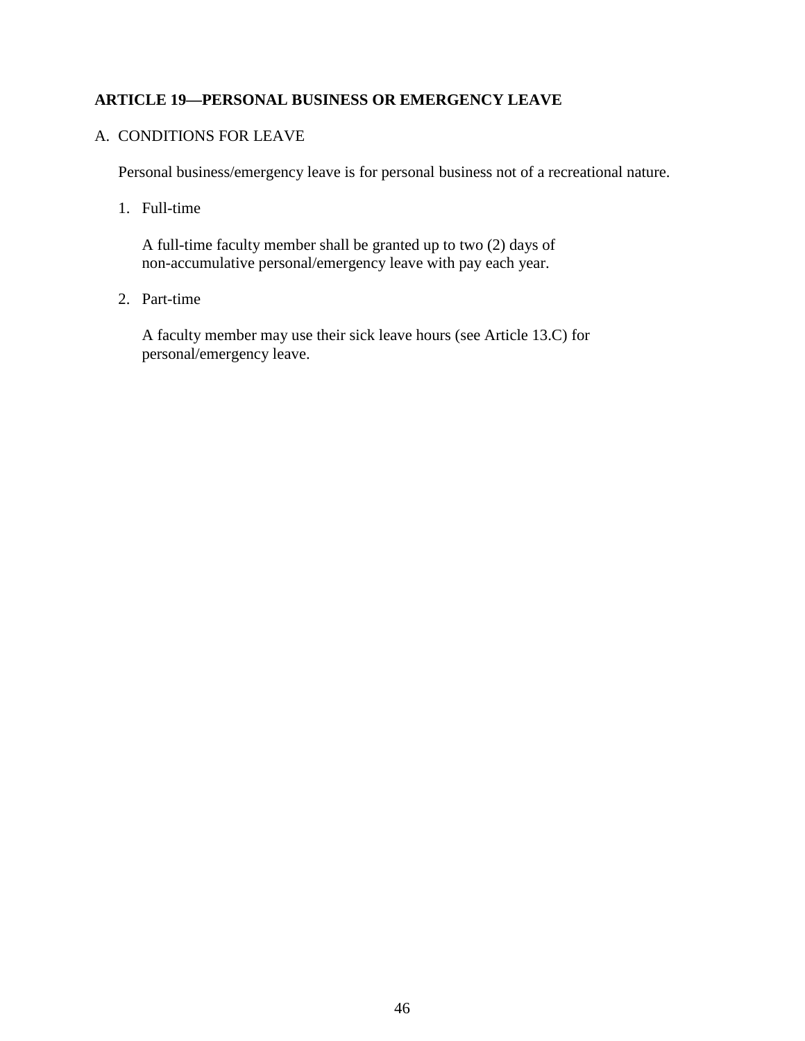## ARTICLE 19—PERSONAL BUSINESS OR EMERGENCY LEAVE

A. CONDITIONS FOR LEAVE

Personal business/emergency leave is for personal business not of a recreational nature.

1. Full-time

   A full-time faculty member shall be granted up to two (2) days of non-accumulative personal/emergency leave with pay each year.

2. Part-time

   A faculty member may use their sick leave hours (see Article 13.C) for personal/emergency leave.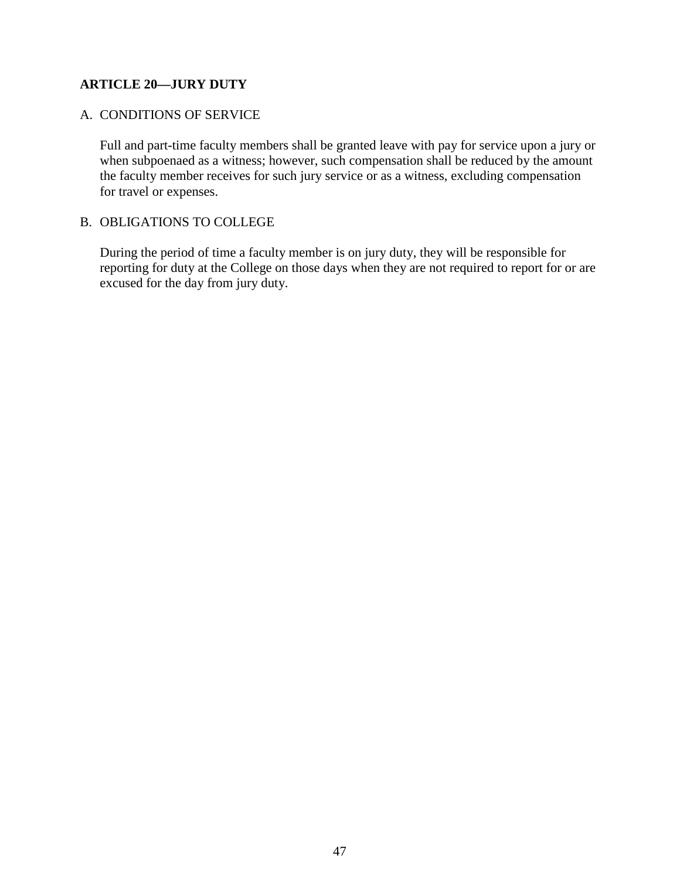## ARTICLE 20—JURY DUTY

### A. CONDITIONS OF SERVICE

Full and part-time faculty members shall be granted leave with pay for service upon a jury or when subpoenaed as a witness; however, such compensation shall be reduced by the amount the faculty member receives for such jury service or as a witness, excluding compensation for travel or expenses.

### B. OBLIGATIONS TO COLLEGE

During the period of time a faculty member is on jury duty, they will be responsible for reporting for duty at the College on those days when they are not required to report for or are excused for the day from jury duty.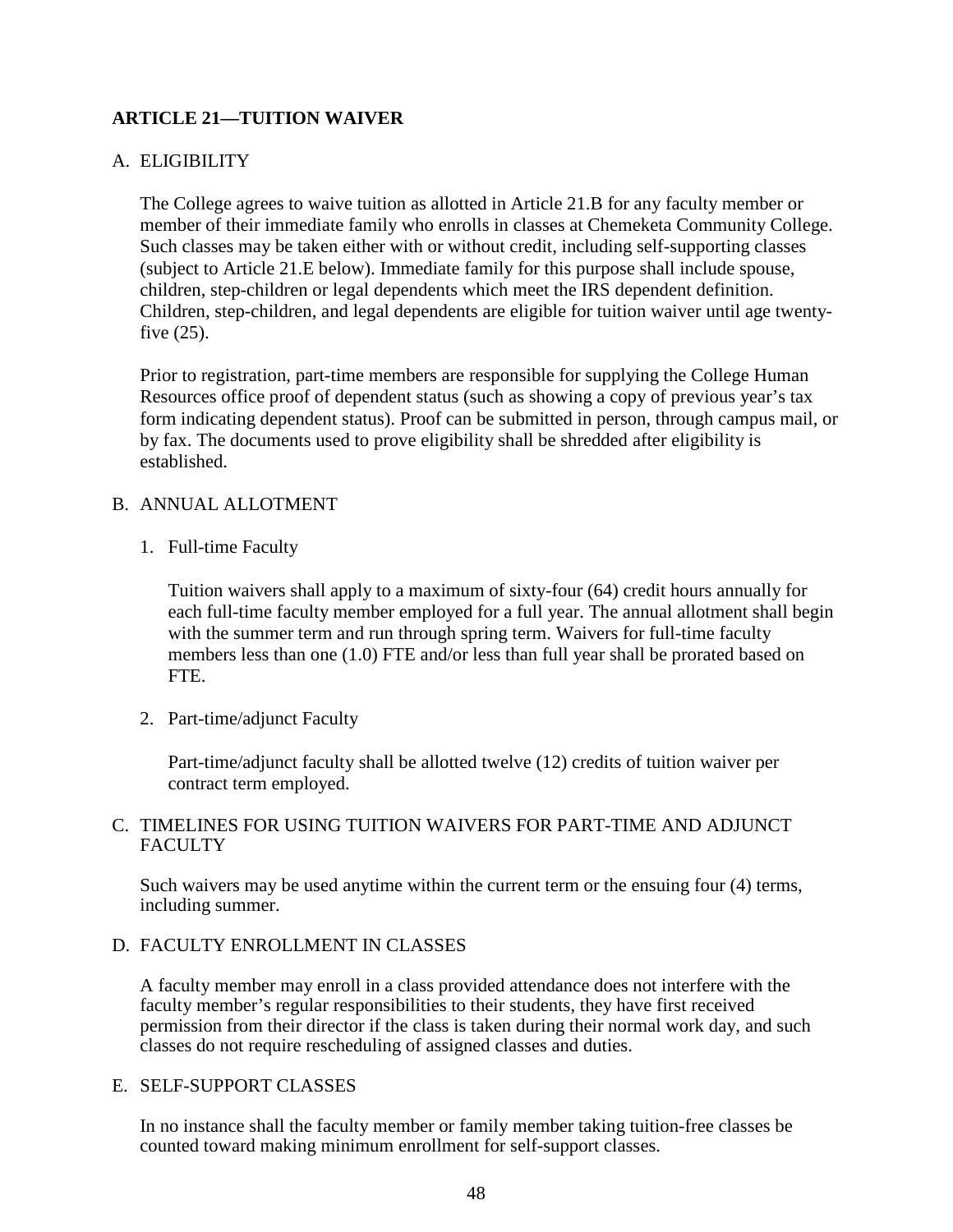## ARTICLE 21—TUITION WAIVER

A. ELIGIBILITY

The College agrees to waive tuition as allotted in Article 21.B for any faculty member or member of their immediate family who enrolls in classes at Chemeketa Community College. Such classes may be taken either with or without credit, including self-supporting classes (subject to Article 21.E below). Immediate family for this purpose shall include spouse, children, step-children or legal dependents which meet the IRS dependent definition. Children, step-children, and legal dependents are eligible for tuition waiver until age twenty-five (25).

Prior to registration, part-time members are responsible for supplying the College Human Resources office proof of dependent status (such as showing a copy of previous year's tax form indicating dependent status). Proof can be submitted in person, through campus mail, or by fax. The documents used to prove eligibility shall be shredded after eligibility is established.

B. ANNUAL ALLOTMENT

1. Full-time Faculty

   Tuition waivers shall apply to a maximum of sixty-four (64) credit hours annually for each full-time faculty member employed for a full year. The annual allotment shall begin with the summer term and run through spring term. Waivers for full-time faculty members less than one (1.0) FTE and/or less than full year shall be prorated based on FTE.

2. Part-time/adjunct Faculty

   Part-time/adjunct faculty shall be allotted twelve (12) credits of tuition waiver per contract term employed.

C. TIMELINES FOR USING TUITION WAIVERS FOR PART-TIME AND ADJUNCT FACULTY

Such waivers may be used anytime within the current term or the ensuing four (4) terms, including summer.

D. FACULTY ENROLLMENT IN CLASSES

A faculty member may enroll in a class provided attendance does not interfere with the faculty member's regular responsibilities to their students, they have first received permission from their director if the class is taken during their normal work day, and such classes do not require rescheduling of assigned classes and duties.

E. SELF-SUPPORT CLASSES

In no instance shall the faculty member or family member taking tuition-free classes be counted toward making minimum enrollment for self-support classes.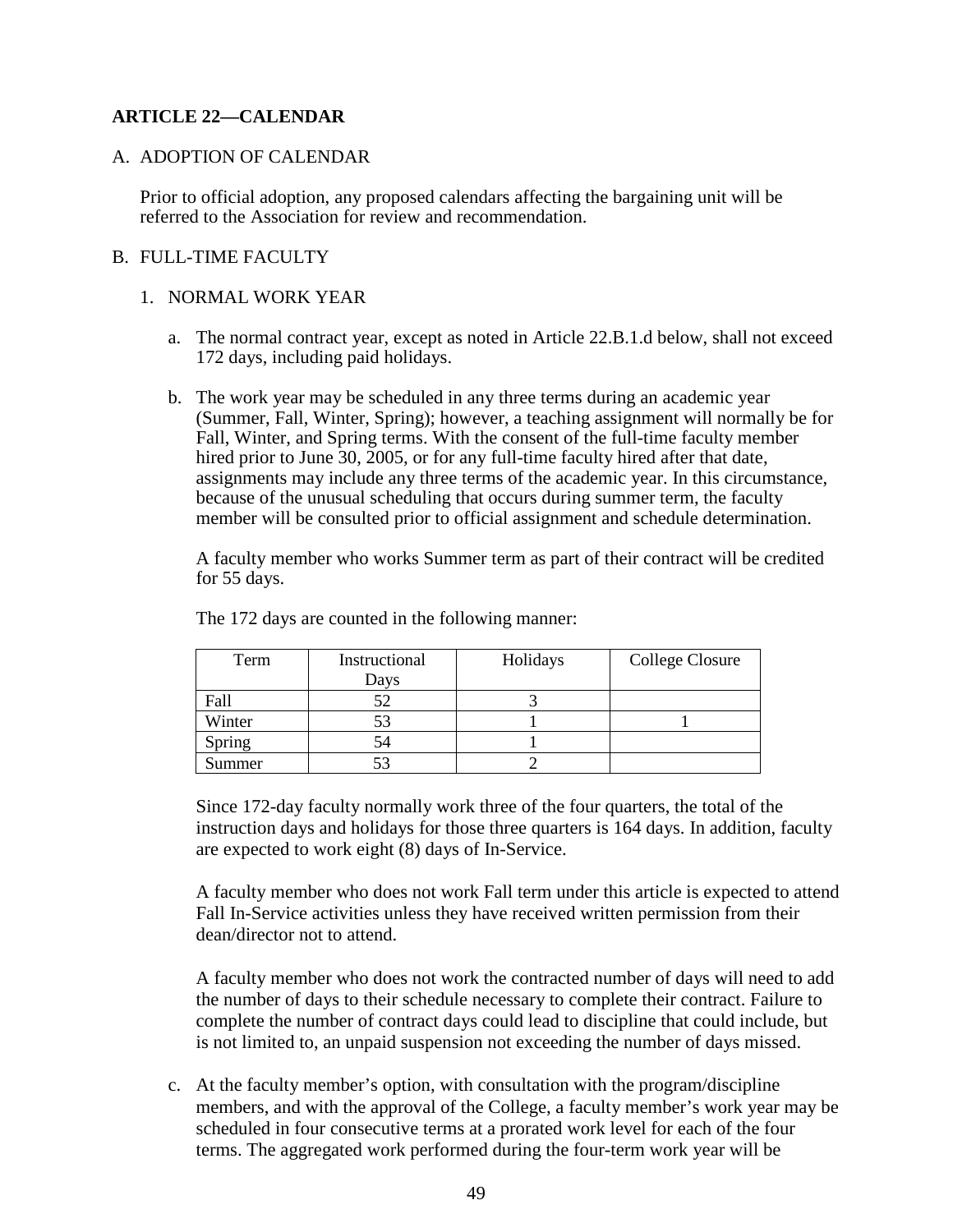## ARTICLE 22—CALENDAR

A. ADOPTION OF CALENDAR

Prior to official adoption, any proposed calendars affecting the bargaining unit will be referred to the Association for review and recommendation.

B. FULL-TIME FACULTY

1. NORMAL WORK YEAR

a. The normal contract year, except as noted in Article 22.B.1.d below, shall not exceed 172 days, including paid holidays.

b. The work year may be scheduled in any three terms during an academic year (Summer, Fall, Winter, Spring); however, a teaching assignment will normally be for Fall, Winter, and Spring terms. With the consent of the full-time faculty member hired prior to June 30, 2005, or for any full-time faculty hired after that date, assignments may include any three terms of the academic year. In this circumstance, because of the unusual scheduling that occurs during summer term, the faculty member will be consulted prior to official assignment and schedule determination.

A faculty member who works Summer term as part of their contract will be credited for 55 days.

The 172 days are counted in the following manner:

| Term | Instructional Days | Holidays | College Closure |
|---|---|---|---|
| Fall | 52 | 3 | |
| Winter | 53 | 1 | 1 |
| Spring | 54 | 1 | |
| Summer | 53 | 2 | |

Since 172-day faculty normally work three of the four quarters, the total of the instruction days and holidays for those three quarters is 164 days. In addition, faculty are expected to work eight (8) days of In-Service.

A faculty member who does not work Fall term under this article is expected to attend Fall In-Service activities unless they have received written permission from their dean/director not to attend.

A faculty member who does not work the contracted number of days will need to add the number of days to their schedule necessary to complete their contract. Failure to complete the number of contract days could lead to discipline that could include, but is not limited to, an unpaid suspension not exceeding the number of days missed.

c. At the faculty member's option, with consultation with the program/discipline members, and with the approval of the College, a faculty member's work year may be scheduled in four consecutive terms at a prorated work level for each of the four terms. The aggregated work performed during the four-term work year will be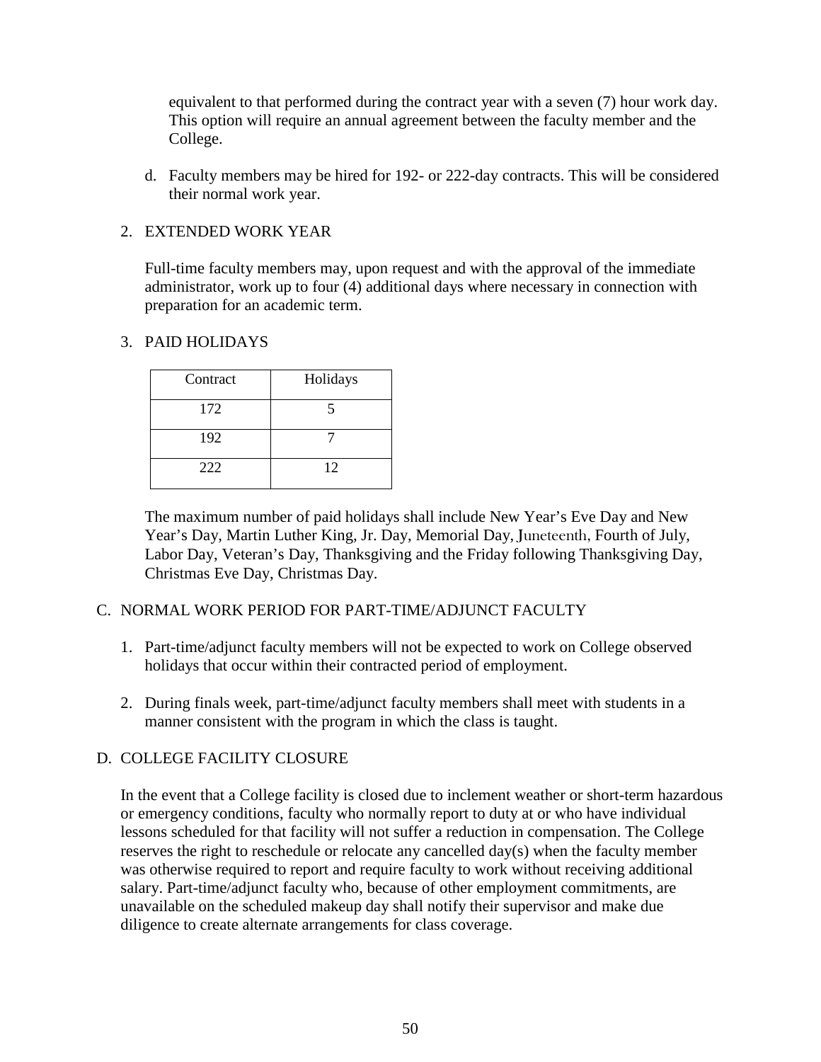equivalent to that performed during the contract year with a seven (7) hour work day. This option will require an annual agreement between the faculty member and the College.

d. Faculty members may be hired for 192- or 222-day contracts. This will be considered their normal work year.

2. EXTENDED WORK YEAR

Full-time faculty members may, upon request and with the approval of the immediate administrator, work up to four (4) additional days where necessary in connection with preparation for an academic term.

3. PAID HOLIDAYS

| Contract | Holidays |
|---|---|
| 172 | 5 |
| 192 | 7 |
| 222 | 12 |

The maximum number of paid holidays shall include New Year's Eve Day and New Year's Day, Martin Luther King, Jr. Day, Memorial Day, Juneteenth, Fourth of July, Labor Day, Veteran's Day, Thanksgiving and the Friday following Thanksgiving Day, Christmas Eve Day, Christmas Day.

C. NORMAL WORK PERIOD FOR PART-TIME/ADJUNCT FACULTY

1. Part-time/adjunct faculty members will not be expected to work on College observed holidays that occur within their contracted period of employment.

2. During finals week, part-time/adjunct faculty members shall meet with students in a manner consistent with the program in which the class is taught.

D. COLLEGE FACILITY CLOSURE

In the event that a College facility is closed due to inclement weather or short-term hazardous or emergency conditions, faculty who normally report to duty at or who have individual lessons scheduled for that facility will not suffer a reduction in compensation. The College reserves the right to reschedule or relocate any cancelled day(s) when the faculty member was otherwise required to report and require faculty to work without receiving additional salary. Part-time/adjunct faculty who, because of other employment commitments, are unavailable on the scheduled makeup day shall notify their supervisor and make due diligence to create alternate arrangements for class coverage.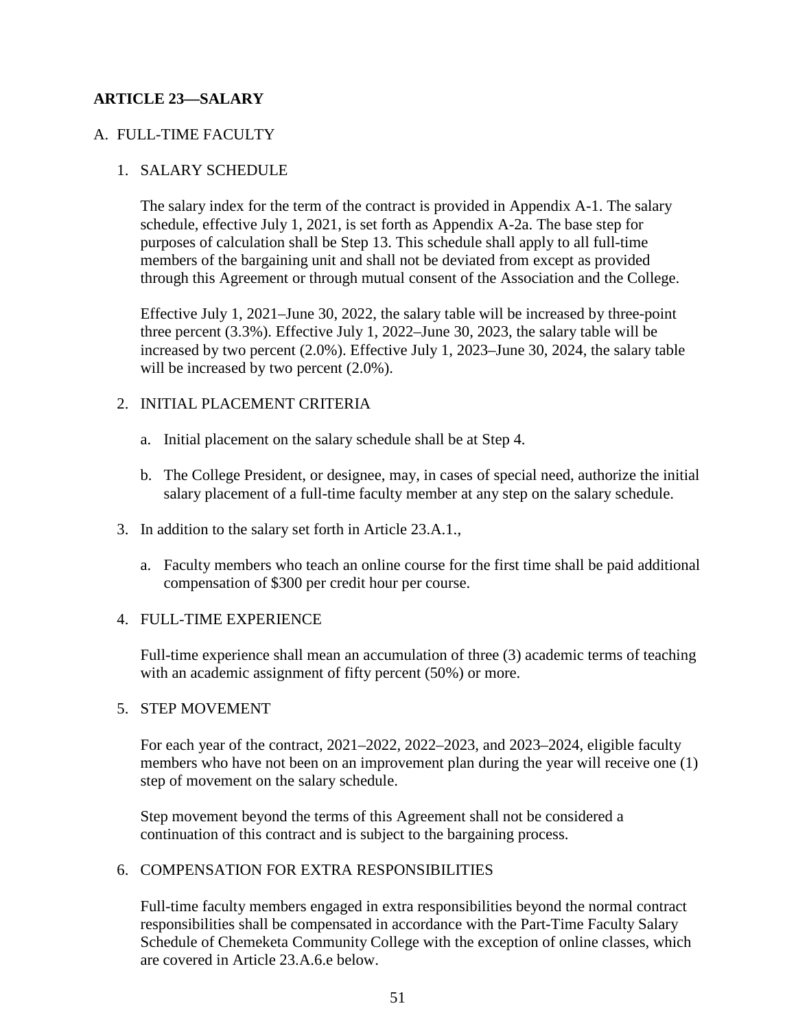## ARTICLE 23—SALARY

A. FULL-TIME FACULTY

1. SALARY SCHEDULE

   The salary index for the term of the contract is provided in Appendix A-1. The salary schedule, effective July 1, 2021, is set forth as Appendix A-2a. The base step for purposes of calculation shall be Step 13. This schedule shall apply to all full-time members of the bargaining unit and shall not be deviated from except as provided through this Agreement or through mutual consent of the Association and the College.

   Effective July 1, 2021–June 30, 2022, the salary table will be increased by three-point three percent (3.3%). Effective July 1, 2022–June 30, 2023, the salary table will be increased by two percent (2.0%). Effective July 1, 2023–June 30, 2024, the salary table will be increased by two percent (2.0%).

2. INITIAL PLACEMENT CRITERIA

   a. Initial placement on the salary schedule shall be at Step 4.

   b. The College President, or designee, may, in cases of special need, authorize the initial salary placement of a full-time faculty member at any step on the salary schedule.

3. In addition to the salary set forth in Article 23.A.1.,

   a. Faculty members who teach an online course for the first time shall be paid additional compensation of $300 per credit hour per course.

4. FULL-TIME EXPERIENCE

   Full-time experience shall mean an accumulation of three (3) academic terms of teaching with an academic assignment of fifty percent (50%) or more.

5. STEP MOVEMENT

   For each year of the contract, 2021–2022, 2022–2023, and 2023–2024, eligible faculty members who have not been on an improvement plan during the year will receive one (1) step of movement on the salary schedule.

   Step movement beyond the terms of this Agreement shall not be considered a continuation of this contract and is subject to the bargaining process.

6. COMPENSATION FOR EXTRA RESPONSIBILITIES

   Full-time faculty members engaged in extra responsibilities beyond the normal contract responsibilities shall be compensated in accordance with the Part-Time Faculty Salary Schedule of Chemeketa Community College with the exception of online classes, which are covered in Article 23.A.6.e below.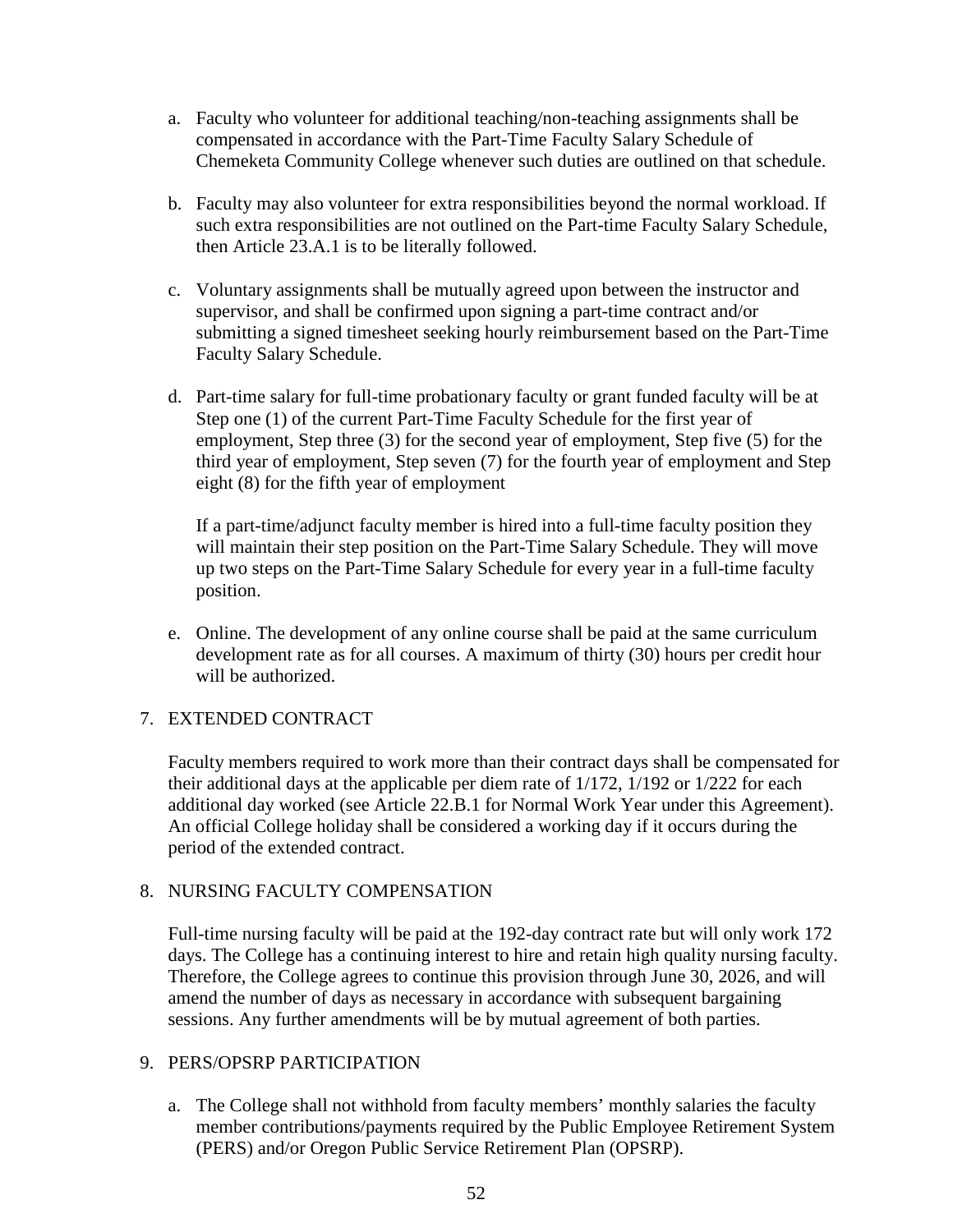a. Faculty who volunteer for additional teaching/non-teaching assignments shall be compensated in accordance with the Part-Time Faculty Salary Schedule of Chemeketa Community College whenever such duties are outlined on that schedule.

b. Faculty may also volunteer for extra responsibilities beyond the normal workload. If such extra responsibilities are not outlined on the Part-time Faculty Salary Schedule, then Article 23.A.1 is to be literally followed.

c. Voluntary assignments shall be mutually agreed upon between the instructor and supervisor, and shall be confirmed upon signing a part-time contract and/or submitting a signed timesheet seeking hourly reimbursement based on the Part-Time Faculty Salary Schedule.

d. Part-time salary for full-time probationary faculty or grant funded faculty will be at Step one (1) of the current Part-Time Faculty Schedule for the first year of employment, Step three (3) for the second year of employment, Step five (5) for the third year of employment, Step seven (7) for the fourth year of employment and Step eight (8) for the fifth year of employment

   If a part-time/adjunct faculty member is hired into a full-time faculty position they will maintain their step position on the Part-Time Salary Schedule. They will move up two steps on the Part-Time Salary Schedule for every year in a full-time faculty position.

e. Online. The development of any online course shall be paid at the same curriculum development rate as for all courses. A maximum of thirty (30) hours per credit hour will be authorized.

7. EXTENDED CONTRACT

   Faculty members required to work more than their contract days shall be compensated for their additional days at the applicable per diem rate of 1/172, 1/192 or 1/222 for each additional day worked (see Article 22.B.1 for Normal Work Year under this Agreement). An official College holiday shall be considered a working day if it occurs during the period of the extended contract.

8. NURSING FACULTY COMPENSATION

   Full-time nursing faculty will be paid at the 192-day contract rate but will only work 172 days. The College has a continuing interest to hire and retain high quality nursing faculty. Therefore, the College agrees to continue this provision through June 30, 2026, and will amend the number of days as necessary in accordance with subsequent bargaining sessions. Any further amendments will be by mutual agreement of both parties.

9. PERS/OPSRP PARTICIPATION

   a. The College shall not withhold from faculty members' monthly salaries the faculty member contributions/payments required by the Public Employee Retirement System (PERS) and/or Oregon Public Service Retirement Plan (OPSRP).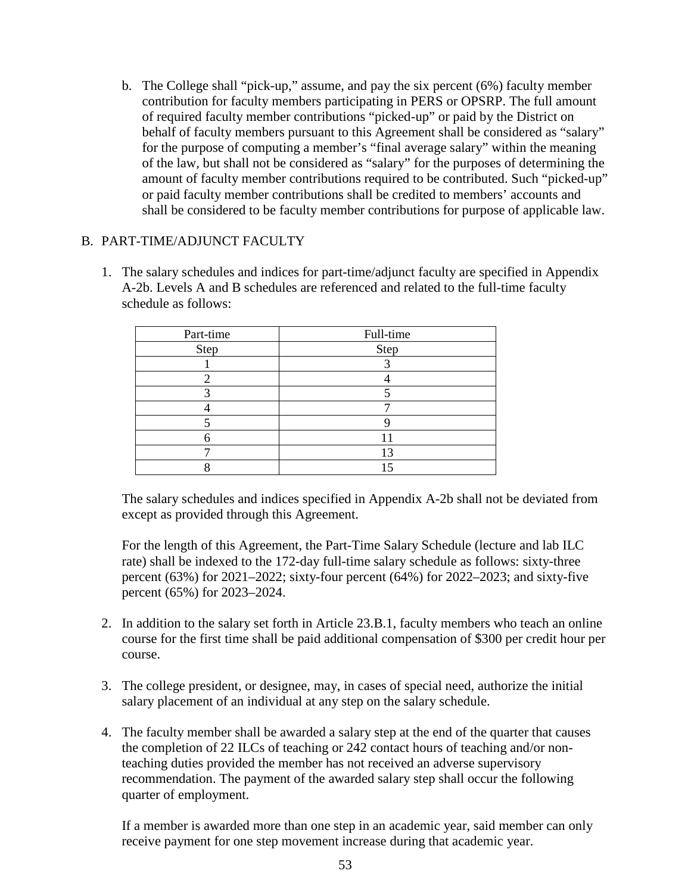b. The College shall "pick-up," assume, and pay the six percent (6%) faculty member contribution for faculty members participating in PERS or OPSRP. The full amount of required faculty member contributions "picked-up" or paid by the District on behalf of faculty members pursuant to this Agreement shall be considered as "salary" for the purpose of computing a member's "final average salary" within the meaning of the law, but shall not be considered as "salary" for the purposes of determining the amount of faculty member contributions required to be contributed. Such "picked-up" or paid faculty member contributions shall be credited to members' accounts and shall be considered to be faculty member contributions for purpose of applicable law.

## B. PART-TIME/ADJUNCT FACULTY

1. The salary schedules and indices for part-time/adjunct faculty are specified in Appendix A-2b. Levels A and B schedules are referenced and related to the full-time faculty schedule as follows:

| Part-time | Full-time |
|---|---|
| Step | Step |
| 1 | 3 |
| 2 | 4 |
| 3 | 5 |
| 4 | 7 |
| 5 | 9 |
| 6 | 11 |
| 7 | 13 |
| 8 | 15 |

   The salary schedules and indices specified in Appendix A-2b shall not be deviated from except as provided through this Agreement.

   For the length of this Agreement, the Part-Time Salary Schedule (lecture and lab ILC rate) shall be indexed to the 172-day full-time salary schedule as follows: sixty-three percent (63%) for 2021–2022; sixty-four percent (64%) for 2022–2023; and sixty-five percent (65%) for 2023–2024.

2. In addition to the salary set forth in Article 23.B.1, faculty members who teach an online course for the first time shall be paid additional compensation of $300 per credit hour per course.

3. The college president, or designee, may, in cases of special need, authorize the initial salary placement of an individual at any step on the salary schedule.

4. The faculty member shall be awarded a salary step at the end of the quarter that causes the completion of 22 ILCs of teaching or 242 contact hours of teaching and/or non-teaching duties provided the member has not received an adverse supervisory recommendation. The payment of the awarded salary step shall occur the following quarter of employment.

   If a member is awarded more than one step in an academic year, said member can only receive payment for one step movement increase during that academic year.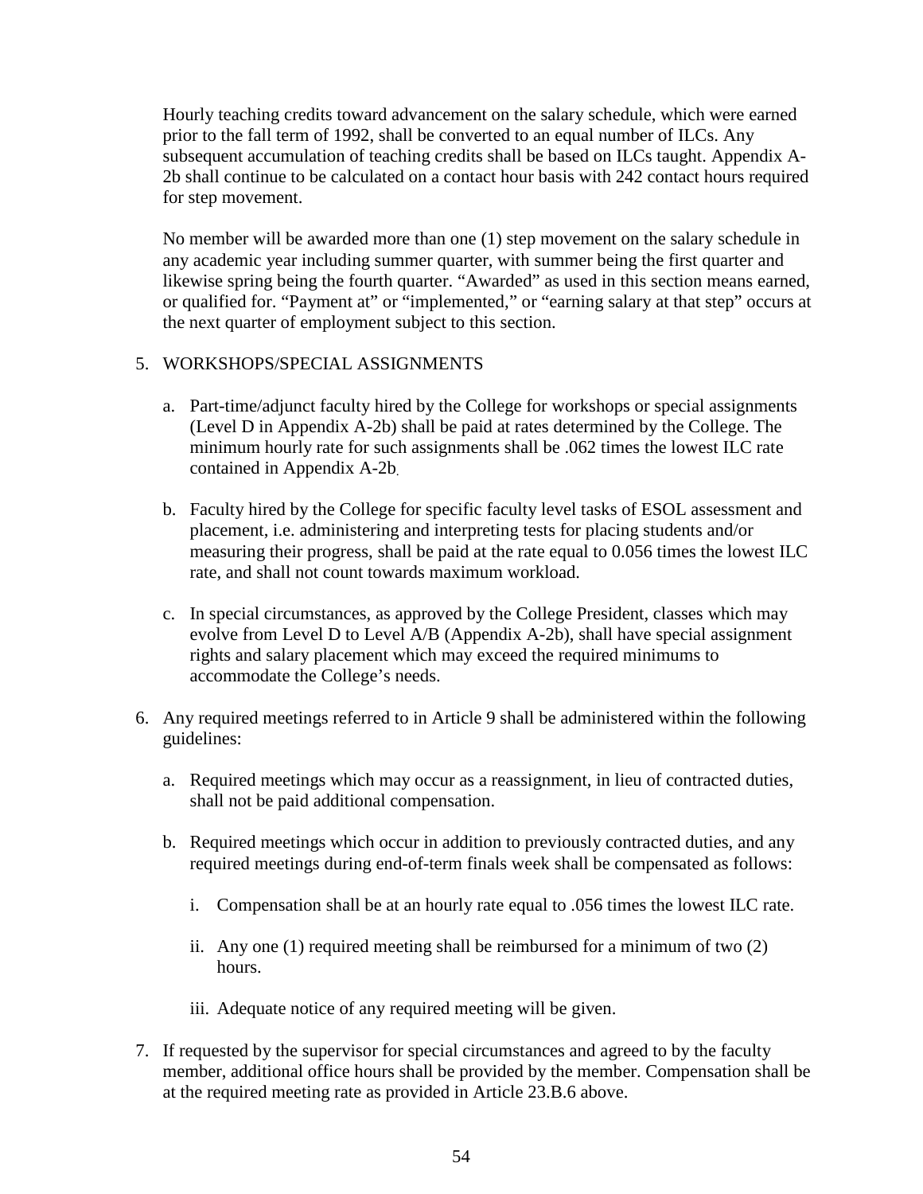Hourly teaching credits toward advancement on the salary schedule, which were earned prior to the fall term of 1992, shall be converted to an equal number of ILCs. Any subsequent accumulation of teaching credits shall be based on ILCs taught. Appendix A-2b shall continue to be calculated on a contact hour basis with 242 contact hours required for step movement.

No member will be awarded more than one (1) step movement on the salary schedule in any academic year including summer quarter, with summer being the first quarter and likewise spring being the fourth quarter. "Awarded" as used in this section means earned, or qualified for. "Payment at" or "implemented," or "earning salary at that step" occurs at the next quarter of employment subject to this section.

5. WORKSHOPS/SPECIAL ASSIGNMENTS

   a. Part-time/adjunct faculty hired by the College for workshops or special assignments (Level D in Appendix A-2b) shall be paid at rates determined by the College. The minimum hourly rate for such assignments shall be .062 times the lowest ILC rate contained in Appendix A-2b.

   b. Faculty hired by the College for specific faculty level tasks of ESOL assessment and placement, i.e. administering and interpreting tests for placing students and/or measuring their progress, shall be paid at the rate equal to 0.056 times the lowest ILC rate, and shall not count towards maximum workload.

   c. In special circumstances, as approved by the College President, classes which may evolve from Level D to Level A/B (Appendix A-2b), shall have special assignment rights and salary placement which may exceed the required minimums to accommodate the College's needs.

6. Any required meetings referred to in Article 9 shall be administered within the following guidelines:

   a. Required meetings which may occur as a reassignment, in lieu of contracted duties, shall not be paid additional compensation.

   b. Required meetings which occur in addition to previously contracted duties, and any required meetings during end-of-term finals week shall be compensated as follows:

      i. Compensation shall be at an hourly rate equal to .056 times the lowest ILC rate.

      ii. Any one (1) required meeting shall be reimbursed for a minimum of two (2) hours.

      iii. Adequate notice of any required meeting will be given.

7. If requested by the supervisor for special circumstances and agreed to by the faculty member, additional office hours shall be provided by the member. Compensation shall be at the required meeting rate as provided in Article 23.B.6 above.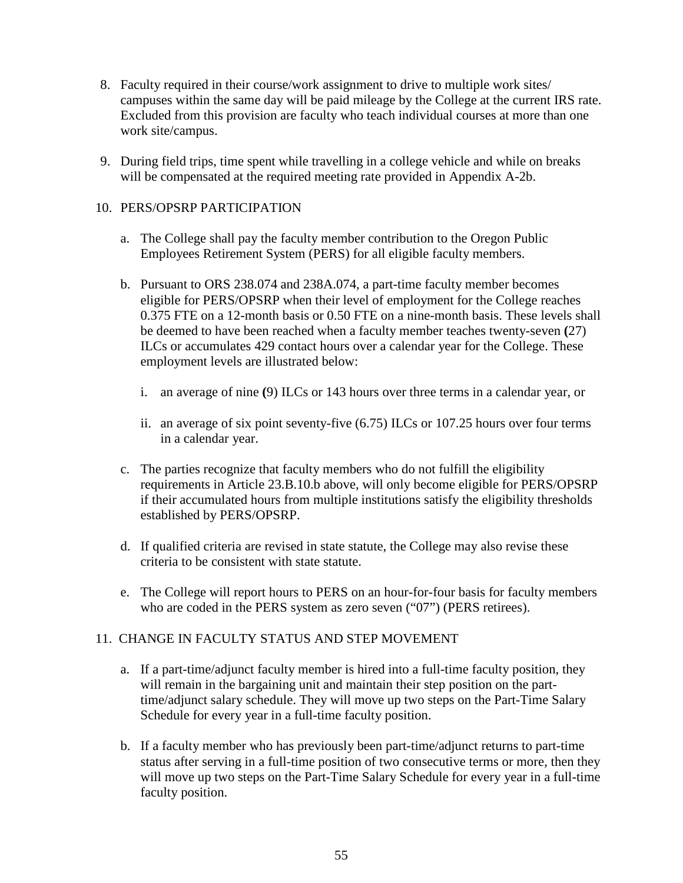8. Faculty required in their course/work assignment to drive to multiple work sites/ campuses within the same day will be paid mileage by the College at the current IRS rate. Excluded from this provision are faculty who teach individual courses at more than one work site/campus.

9. During field trips, time spent while travelling in a college vehicle and while on breaks will be compensated at the required meeting rate provided in Appendix A-2b.

10. PERS/OPSRP PARTICIPATION

    a. The College shall pay the faculty member contribution to the Oregon Public Employees Retirement System (PERS) for all eligible faculty members.

    b. Pursuant to ORS 238.074 and 238A.074, a part-time faculty member becomes eligible for PERS/OPSRP when their level of employment for the College reaches 0.375 FTE on a 12-month basis or 0.50 FTE on a nine-month basis. These levels shall be deemed to have been reached when a faculty member teaches twenty-seven (27) ILCs or accumulates 429 contact hours over a calendar year for the College. These employment levels are illustrated below:

        i. an average of nine (9) ILCs or 143 hours over three terms in a calendar year, or

        ii. an average of six point seventy-five (6.75) ILCs or 107.25 hours over four terms in a calendar year.

    c. The parties recognize that faculty members who do not fulfill the eligibility requirements in Article 23.B.10.b above, will only become eligible for PERS/OPSRP if their accumulated hours from multiple institutions satisfy the eligibility thresholds established by PERS/OPSRP.

    d. If qualified criteria are revised in state statute, the College may also revise these criteria to be consistent with state statute.

    e. The College will report hours to PERS on an hour-for-four basis for faculty members who are coded in the PERS system as zero seven ("07") (PERS retirees).

11. CHANGE IN FACULTY STATUS AND STEP MOVEMENT

    a. If a part-time/adjunct faculty member is hired into a full-time faculty position, they will remain in the bargaining unit and maintain their step position on the part-time/adjunct salary schedule. They will move up two steps on the Part-Time Salary Schedule for every year in a full-time faculty position.

    b. If a faculty member who has previously been part-time/adjunct returns to part-time status after serving in a full-time position of two consecutive terms or more, then they will move up two steps on the Part-Time Salary Schedule for every year in a full-time faculty position.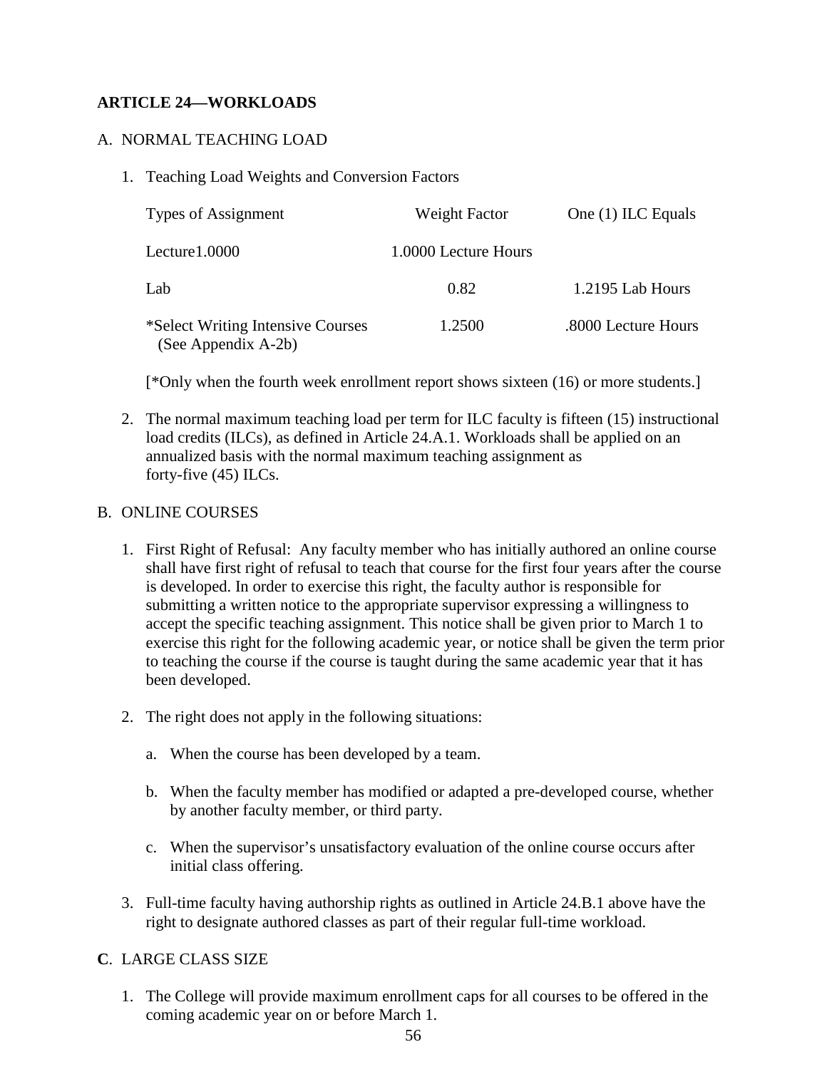**ARTICLE 24—WORKLOADS**

A. NORMAL TEACHING LOAD

1. Teaching Load Weights and Conversion Factors

| Types of Assignment | Weight Factor | One (1) ILC Equals |
|---|---|---|
| Lecture | 1.0000 | 1.0000 Lecture Hours |
| Lab | 0.82 | 1.2195 Lab Hours |
| *Select Writing Intensive Courses (See Appendix A-2b) | 1.2500 | .8000 Lecture Hours |

[*Only when the fourth week enrollment report shows sixteen (16) or more students.]

2. The normal maximum teaching load per term for ILC faculty is fifteen (15) instructional load credits (ILCs), as defined in Article 24.A.1. Workloads shall be applied on an annualized basis with the normal maximum teaching assignment as forty-five (45) ILCs.

B. ONLINE COURSES

1. First Right of Refusal: Any faculty member who has initially authored an online course shall have first right of refusal to teach that course for the first four years after the course is developed. In order to exercise this right, the faculty author is responsible for submitting a written notice to the appropriate supervisor expressing a willingness to accept the specific teaching assignment. This notice shall be given prior to March 1 to exercise this right for the following academic year, or notice shall be given the term prior to teaching the course if the course is taught during the same academic year that it has been developed.

2. The right does not apply in the following situations:

   a. When the course has been developed by a team.

   b. When the faculty member has modified or adapted a pre-developed course, whether by another faculty member, or third party.

   c. When the supervisor's unsatisfactory evaluation of the online course occurs after initial class offering.

3. Full-time faculty having authorship rights as outlined in Article 24.B.1 above have the right to designate authored classes as part of their regular full-time workload.

**C**. LARGE CLASS SIZE

1. The College will provide maximum enrollment caps for all courses to be offered in the coming academic year on or before March 1.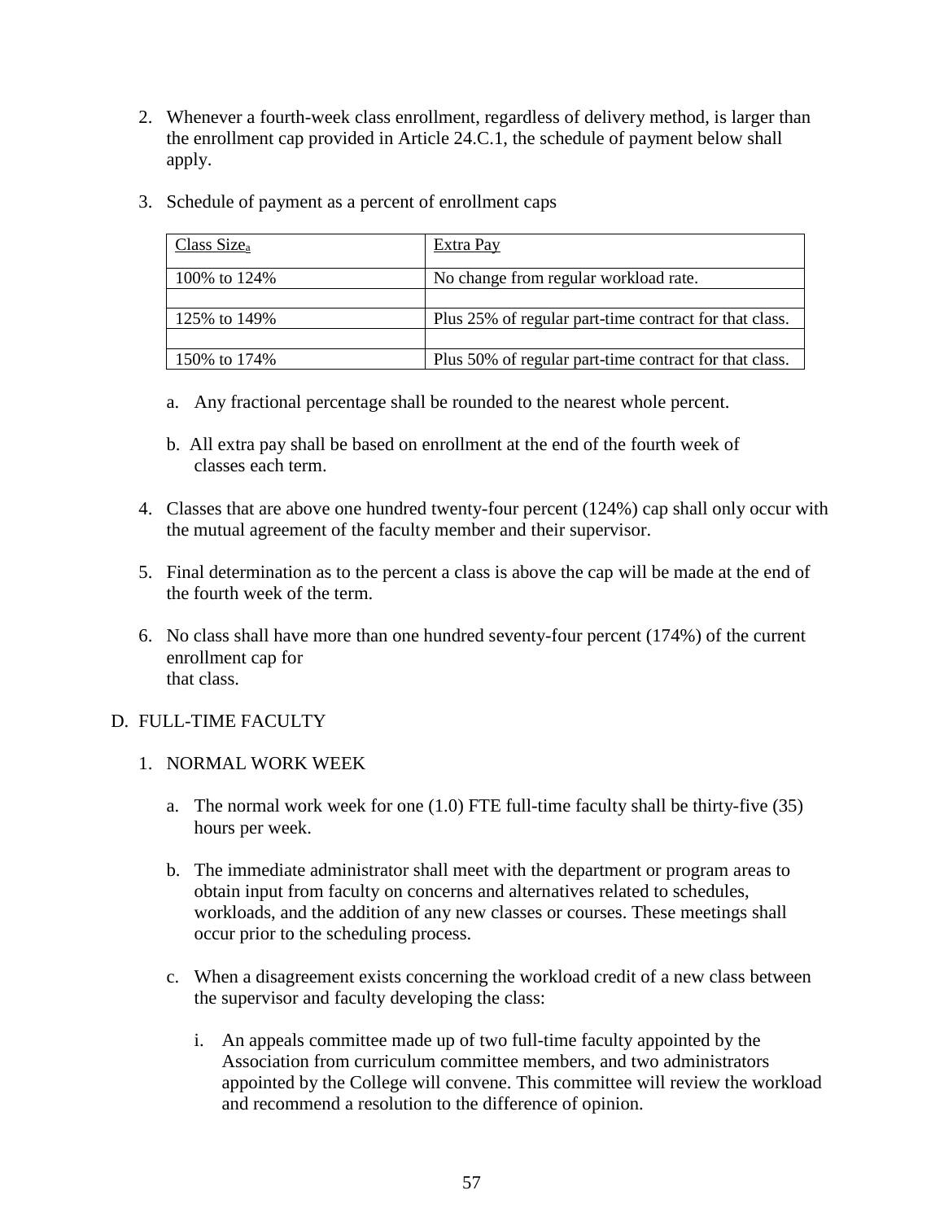2. Whenever a fourth-week class enrollment, regardless of delivery method, is larger than the enrollment cap provided in Article 24.C.1, the schedule of payment below shall apply.

3. Schedule of payment as a percent of enrollment caps

| Class Size[a] | Extra Pay |
|---|---|
| 100% to 124% | No change from regular workload rate. |
| | |
| 125% to 149% | Plus 25% of regular part-time contract for that class. |
| | |
| 150% to 174% | Plus 50% of regular part-time contract for that class. |

   a. Any fractional percentage shall be rounded to the nearest whole percent.

   b. All extra pay shall be based on enrollment at the end of the fourth week of classes each term.

4. Classes that are above one hundred twenty-four percent (124%) cap shall only occur with the mutual agreement of the faculty member and their supervisor.

5. Final determination as to the percent a class is above the cap will be made at the end of the fourth week of the term.

6. No class shall have more than one hundred seventy-four percent (174%) of the current enrollment cap for that class.

D. FULL-TIME FACULTY

1. NORMAL WORK WEEK

   a. The normal work week for one (1.0) FTE full-time faculty shall be thirty-five (35) hours per week.

   b. The immediate administrator shall meet with the department or program areas to obtain input from faculty on concerns and alternatives related to schedules, workloads, and the addition of any new classes or courses. These meetings shall occur prior to the scheduling process.

   c. When a disagreement exists concerning the workload credit of a new class between the supervisor and faculty developing the class:

      i. An appeals committee made up of two full-time faculty appointed by the Association from curriculum committee members, and two administrators appointed by the College will convene. This committee will review the workload and recommend a resolution to the difference of opinion.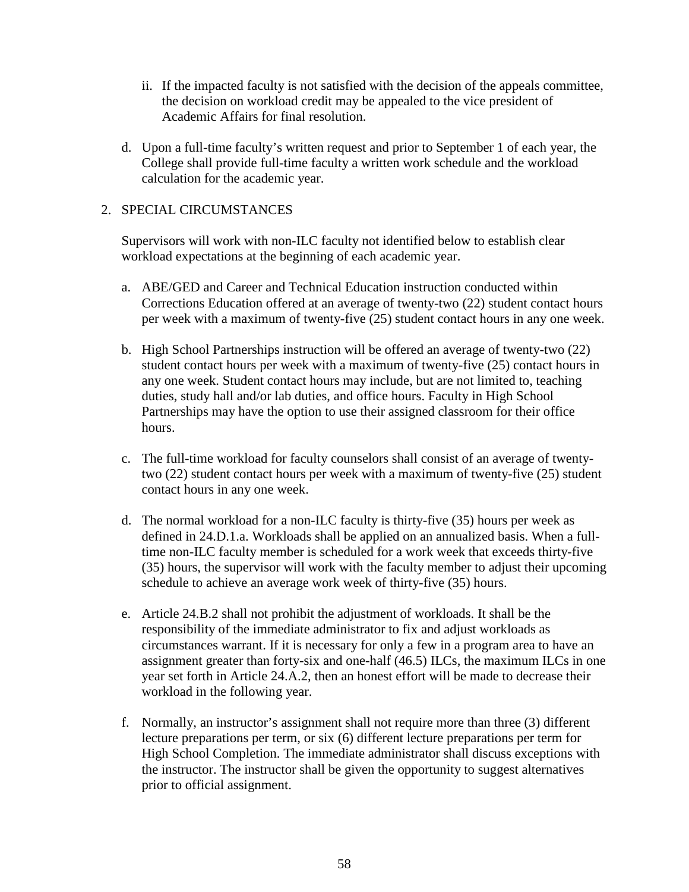ii. If the impacted faculty is not satisfied with the decision of the appeals committee, the decision on workload credit may be appealed to the vice president of Academic Affairs for final resolution.

d. Upon a full-time faculty's written request and prior to September 1 of each year, the College shall provide full-time faculty a written work schedule and the workload calculation for the academic year.

2. SPECIAL CIRCUMSTANCES

   Supervisors will work with non-ILC faculty not identified below to establish clear workload expectations at the beginning of each academic year.

   a. ABE/GED and Career and Technical Education instruction conducted within Corrections Education offered at an average of twenty-two (22) student contact hours per week with a maximum of twenty-five (25) student contact hours in any one week.

   b. High School Partnerships instruction will be offered an average of twenty-two (22) student contact hours per week with a maximum of twenty-five (25) contact hours in any one week. Student contact hours may include, but are not limited to, teaching duties, study hall and/or lab duties, and office hours. Faculty in High School Partnerships may have the option to use their assigned classroom for their office hours.

   c. The full-time workload for faculty counselors shall consist of an average of twenty-two (22) student contact hours per week with a maximum of twenty-five (25) student contact hours in any one week.

   d. The normal workload for a non-ILC faculty is thirty-five (35) hours per week as defined in 24.D.1.a. Workloads shall be applied on an annualized basis. When a full-time non-ILC faculty member is scheduled for a work week that exceeds thirty-five (35) hours, the supervisor will work with the faculty member to adjust their upcoming schedule to achieve an average work week of thirty-five (35) hours.

   e. Article 24.B.2 shall not prohibit the adjustment of workloads. It shall be the responsibility of the immediate administrator to fix and adjust workloads as circumstances warrant. If it is necessary for only a few in a program area to have an assignment greater than forty-six and one-half (46.5) ILCs, the maximum ILCs in one year set forth in Article 24.A.2, then an honest effort will be made to decrease their workload in the following year.

   f. Normally, an instructor's assignment shall not require more than three (3) different lecture preparations per term, or six (6) different lecture preparations per term for High School Completion. The immediate administrator shall discuss exceptions with the instructor. The instructor shall be given the opportunity to suggest alternatives prior to official assignment.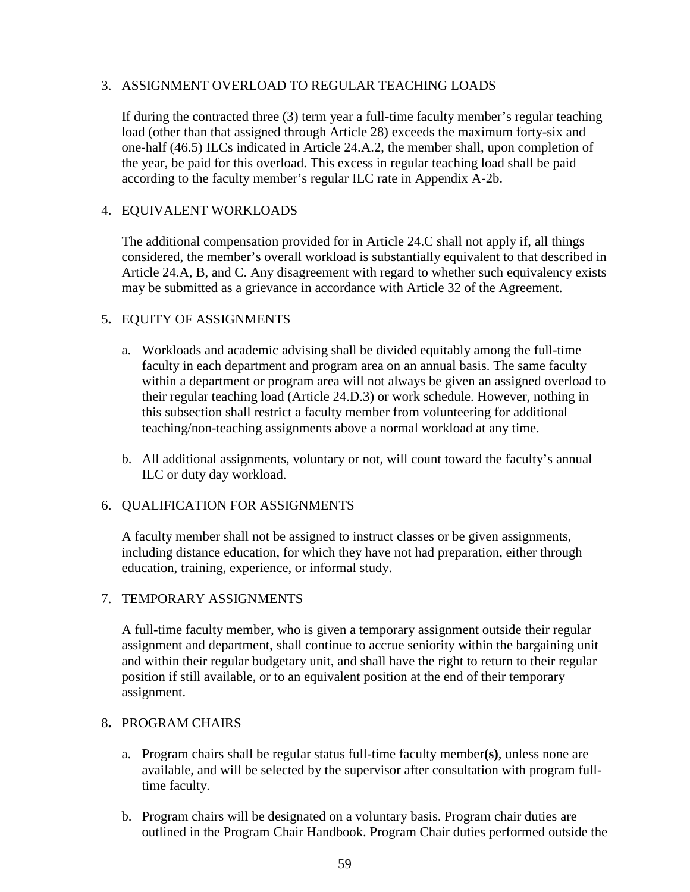3. ASSIGNMENT OVERLOAD TO REGULAR TEACHING LOADS

   If during the contracted three (3) term year a full-time faculty member's regular teaching load (other than that assigned through Article 28) exceeds the maximum forty-six and one-half (46.5) ILCs indicated in Article 24.A.2, the member shall, upon completion of the year, be paid for this overload. This excess in regular teaching load shall be paid according to the faculty member's regular ILC rate in Appendix A-2b.

4. EQUIVALENT WORKLOADS

   The additional compensation provided for in Article 24.C shall not apply if, all things considered, the member's overall workload is substantially equivalent to that described in Article 24.A, B, and C. Any disagreement with regard to whether such equivalency exists may be submitted as a grievance in accordance with Article 32 of the Agreement.

5. EQUITY OF ASSIGNMENTS

   a. Workloads and academic advising shall be divided equitably among the full-time faculty in each department and program area on an annual basis. The same faculty within a department or program area will not always be given an assigned overload to their regular teaching load (Article 24.D.3) or work schedule. However, nothing in this subsection shall restrict a faculty member from volunteering for additional teaching/non-teaching assignments above a normal workload at any time.

   b. All additional assignments, voluntary or not, will count toward the faculty's annual ILC or duty day workload.

6. QUALIFICATION FOR ASSIGNMENTS

   A faculty member shall not be assigned to instruct classes or be given assignments, including distance education, for which they have not had preparation, either through education, training, experience, or informal study.

7. TEMPORARY ASSIGNMENTS

   A full-time faculty member, who is given a temporary assignment outside their regular assignment and department, shall continue to accrue seniority within the bargaining unit and within their regular budgetary unit, and shall have the right to return to their regular position if still available, or to an equivalent position at the end of their temporary assignment.

8. PROGRAM CHAIRS

   a. Program chairs shall be regular status full-time faculty member**(s)**, unless none are available, and will be selected by the supervisor after consultation with program full-time faculty.

   b. Program chairs will be designated on a voluntary basis. Program chair duties are outlined in the Program Chair Handbook. Program Chair duties performed outside the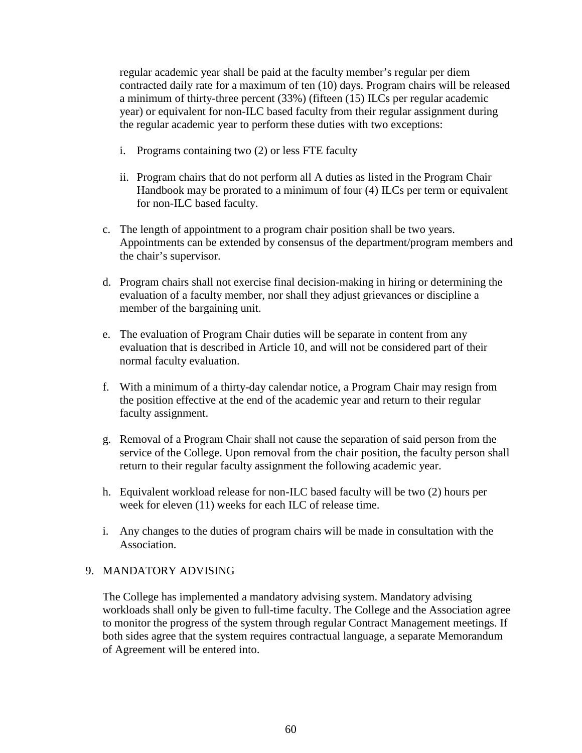regular academic year shall be paid at the faculty member's regular per diem contracted daily rate for a maximum of ten (10) days. Program chairs will be released a minimum of thirty-three percent (33%) (fifteen (15) ILCs per regular academic year) or equivalent for non-ILC based faculty from their regular assignment during the regular academic year to perform these duties with two exceptions:

   i. Programs containing two (2) or less FTE faculty

   ii. Program chairs that do not perform all A duties as listed in the Program Chair Handbook may be prorated to a minimum of four (4) ILCs per term or equivalent for non-ILC based faculty.

c. The length of appointment to a program chair position shall be two years. Appointments can be extended by consensus of the department/program members and the chair's supervisor.

d. Program chairs shall not exercise final decision-making in hiring or determining the evaluation of a faculty member, nor shall they adjust grievances or discipline a member of the bargaining unit.

e. The evaluation of Program Chair duties will be separate in content from any evaluation that is described in Article 10, and will not be considered part of their normal faculty evaluation.

f. With a minimum of a thirty-day calendar notice, a Program Chair may resign from the position effective at the end of the academic year and return to their regular faculty assignment.

g. Removal of a Program Chair shall not cause the separation of said person from the service of the College. Upon removal from the chair position, the faculty person shall return to their regular faculty assignment the following academic year.

h. Equivalent workload release for non-ILC based faculty will be two (2) hours per week for eleven (11) weeks for each ILC of release time.

i. Any changes to the duties of program chairs will be made in consultation with the Association.

9. MANDATORY ADVISING

The College has implemented a mandatory advising system. Mandatory advising workloads shall only be given to full-time faculty. The College and the Association agree to monitor the progress of the system through regular Contract Management meetings. If both sides agree that the system requires contractual language, a separate Memorandum of Agreement will be entered into.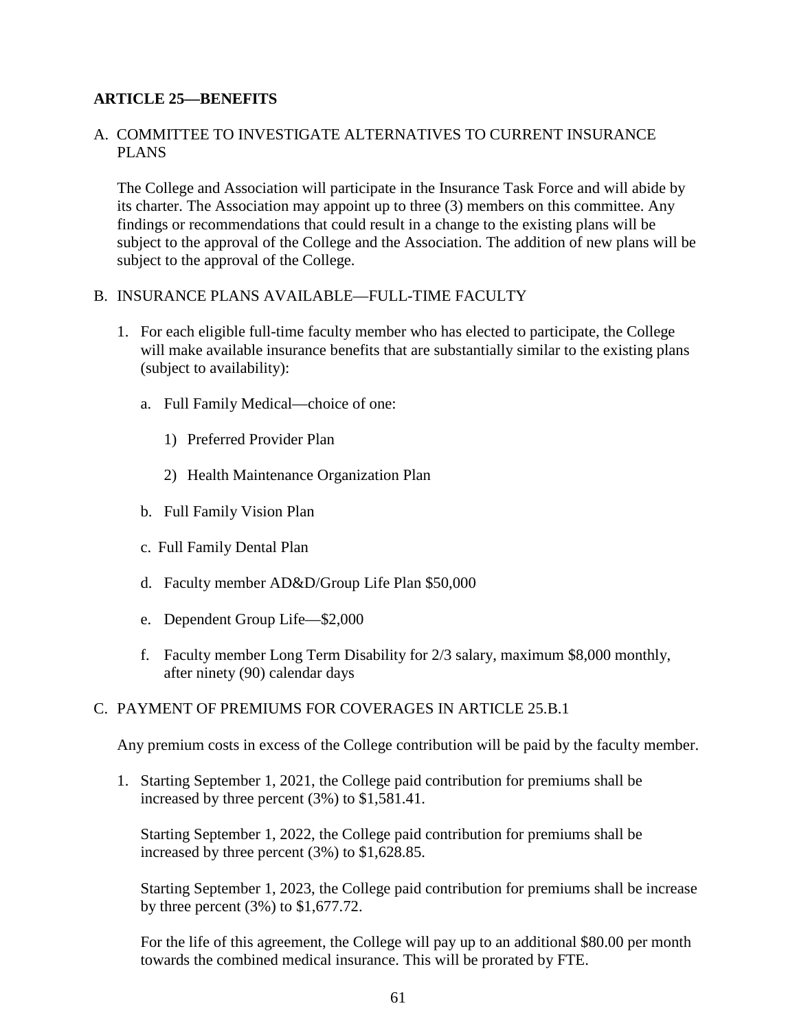## ARTICLE 25—BENEFITS

A. COMMITTEE TO INVESTIGATE ALTERNATIVES TO CURRENT INSURANCE PLANS

   The College and Association will participate in the Insurance Task Force and will abide by its charter. The Association may appoint up to three (3) members on this committee. Any findings or recommendations that could result in a change to the existing plans will be subject to the approval of the College and the Association. The addition of new plans will be subject to the approval of the College.

B. INSURANCE PLANS AVAILABLE—FULL-TIME FACULTY

   1. For each eligible full-time faculty member who has elected to participate, the College will make available insurance benefits that are substantially similar to the existing plans (subject to availability):

      a. Full Family Medical—choice of one:

         1) Preferred Provider Plan

         2) Health Maintenance Organization Plan

      b. Full Family Vision Plan

      c. Full Family Dental Plan

      d. Faculty member AD&D/Group Life Plan $50,000

      e. Dependent Group Life—$2,000

      f. Faculty member Long Term Disability for 2/3 salary, maximum $8,000 monthly, after ninety (90) calendar days

C. PAYMENT OF PREMIUMS FOR COVERAGES IN ARTICLE 25.B.1

   Any premium costs in excess of the College contribution will be paid by the faculty member.

   1. Starting September 1, 2021, the College paid contribution for premiums shall be increased by three percent (3%) to $1,581.41.

      Starting September 1, 2022, the College paid contribution for premiums shall be increased by three percent (3%) to $1,628.85.

      Starting September 1, 2023, the College paid contribution for premiums shall be increase by three percent (3%) to $1,677.72.

      For the life of this agreement, the College will pay up to an additional $80.00 per month towards the combined medical insurance. This will be prorated by FTE.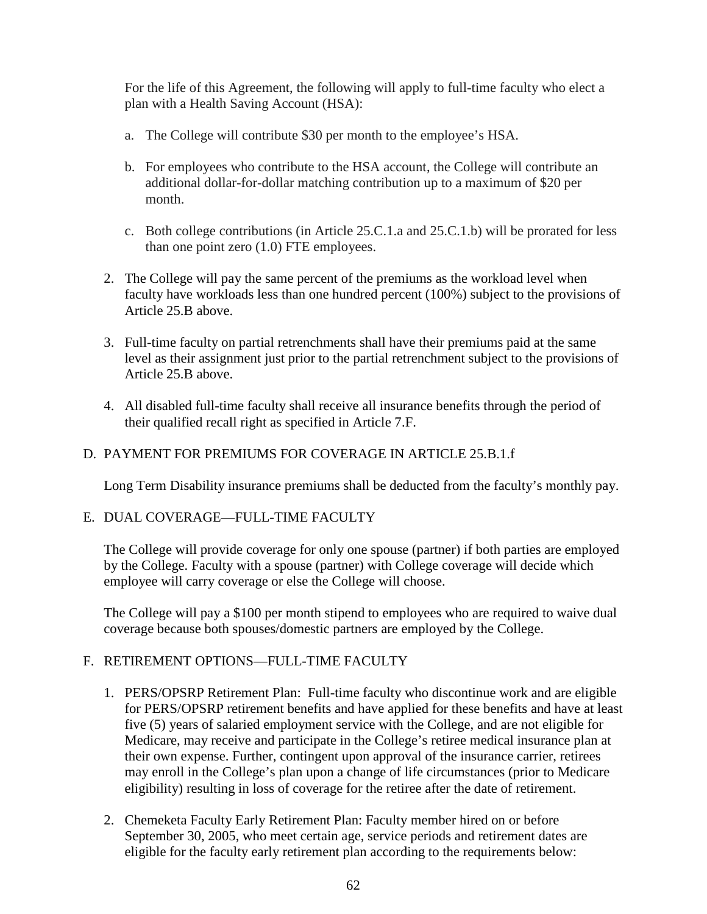For the life of this Agreement, the following will apply to full-time faculty who elect a plan with a Health Saving Account (HSA):

a. The College will contribute $30 per month to the employee's HSA.

b. For employees who contribute to the HSA account, the College will contribute an additional dollar-for-dollar matching contribution up to a maximum of $20 per month.

c. Both college contributions (in Article 25.C.1.a and 25.C.1.b) will be prorated for less than one point zero (1.0) FTE employees.

2. The College will pay the same percent of the premiums as the workload level when faculty have workloads less than one hundred percent (100%) subject to the provisions of Article 25.B above.

3. Full-time faculty on partial retrenchments shall have their premiums paid at the same level as their assignment just prior to the partial retrenchment subject to the provisions of Article 25.B above.

4. All disabled full-time faculty shall receive all insurance benefits through the period of their qualified recall right as specified in Article 7.F.

D. PAYMENT FOR PREMIUMS FOR COVERAGE IN ARTICLE 25.B.1.f

Long Term Disability insurance premiums shall be deducted from the faculty's monthly pay.

E. DUAL COVERAGE—FULL-TIME FACULTY

The College will provide coverage for only one spouse (partner) if both parties are employed by the College. Faculty with a spouse (partner) with College coverage will decide which employee will carry coverage or else the College will choose.

The College will pay a $100 per month stipend to employees who are required to waive dual coverage because both spouses/domestic partners are employed by the College.

F. RETIREMENT OPTIONS—FULL-TIME FACULTY

1. PERS/OPSRP Retirement Plan: Full-time faculty who discontinue work and are eligible for PERS/OPSRP retirement benefits and have applied for these benefits and have at least five (5) years of salaried employment service with the College, and are not eligible for Medicare, may receive and participate in the College's retiree medical insurance plan at their own expense. Further, contingent upon approval of the insurance carrier, retirees may enroll in the College's plan upon a change of life circumstances (prior to Medicare eligibility) resulting in loss of coverage for the retiree after the date of retirement.

2. Chemeketa Faculty Early Retirement Plan: Faculty member hired on or before September 30, 2005, who meet certain age, service periods and retirement dates are eligible for the faculty early retirement plan according to the requirements below: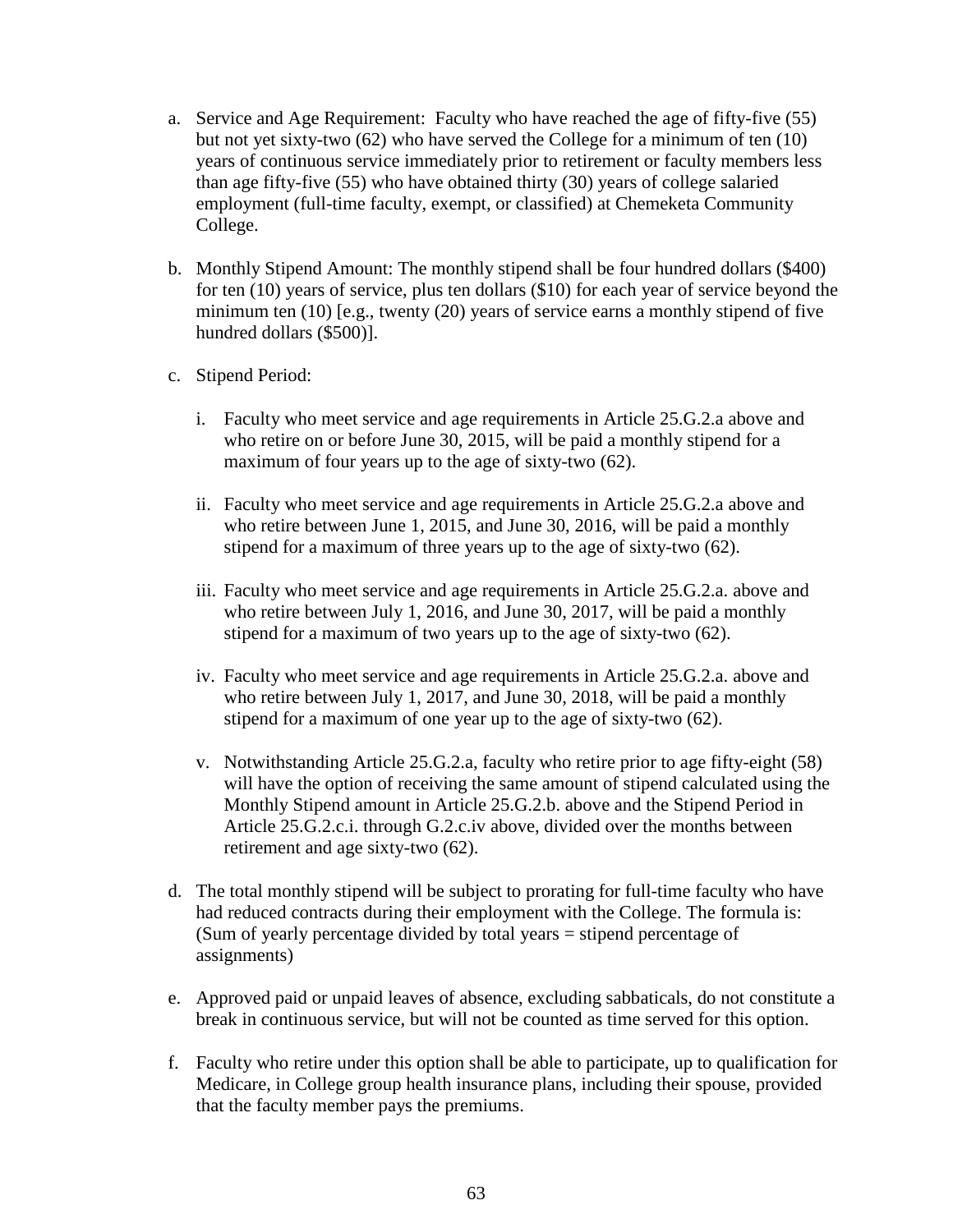a. Service and Age Requirement: Faculty who have reached the age of fifty-five (55) but not yet sixty-two (62) who have served the College for a minimum of ten (10) years of continuous service immediately prior to retirement or faculty members less than age fifty-five (55) who have obtained thirty (30) years of college salaried employment (full-time faculty, exempt, or classified) at Chemeketa Community College.

b. Monthly Stipend Amount: The monthly stipend shall be four hundred dollars ($400) for ten (10) years of service, plus ten dollars ($10) for each year of service beyond the minimum ten (10) [e.g., twenty (20) years of service earns a monthly stipend of five hundred dollars ($500)].

c. Stipend Period:

   i. Faculty who meet service and age requirements in Article 25.G.2.a above and who retire on or before June 30, 2015, will be paid a monthly stipend for a maximum of four years up to the age of sixty-two (62).

   ii. Faculty who meet service and age requirements in Article 25.G.2.a above and who retire between June 1, 2015, and June 30, 2016, will be paid a monthly stipend for a maximum of three years up to the age of sixty-two (62).

   iii. Faculty who meet service and age requirements in Article 25.G.2.a. above and who retire between July 1, 2016, and June 30, 2017, will be paid a monthly stipend for a maximum of two years up to the age of sixty-two (62).

   iv. Faculty who meet service and age requirements in Article 25.G.2.a. above and who retire between July 1, 2017, and June 30, 2018, will be paid a monthly stipend for a maximum of one year up to the age of sixty-two (62).

   v. Notwithstanding Article 25.G.2.a, faculty who retire prior to age fifty-eight (58) will have the option of receiving the same amount of stipend calculated using the Monthly Stipend amount in Article 25.G.2.b. above and the Stipend Period in Article 25.G.2.c.i. through G.2.c.iv above, divided over the months between retirement and age sixty-two (62).

d. The total monthly stipend will be subject to prorating for full-time faculty who have had reduced contracts during their employment with the College. The formula is: (Sum of yearly percentage divided by total years = stipend percentage of assignments)

e. Approved paid or unpaid leaves of absence, excluding sabbaticals, do not constitute a break in continuous service, but will not be counted as time served for this option.

f. Faculty who retire under this option shall be able to participate, up to qualification for Medicare, in College group health insurance plans, including their spouse, provided that the faculty member pays the premiums.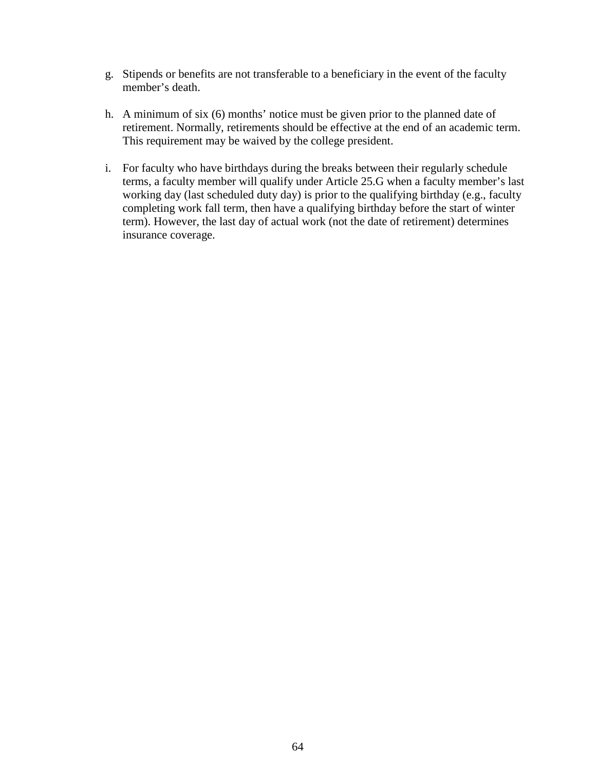g. Stipends or benefits are not transferable to a beneficiary in the event of the faculty member's death.

h. A minimum of six (6) months' notice must be given prior to the planned date of retirement. Normally, retirements should be effective at the end of an academic term. This requirement may be waived by the college president.

i. For faculty who have birthdays during the breaks between their regularly schedule terms, a faculty member will qualify under Article 25.G when a faculty member's last working day (last scheduled duty day) is prior to the qualifying birthday (e.g., faculty completing work fall term, then have a qualifying birthday before the start of winter term). However, the last day of actual work (not the date of retirement) determines insurance coverage.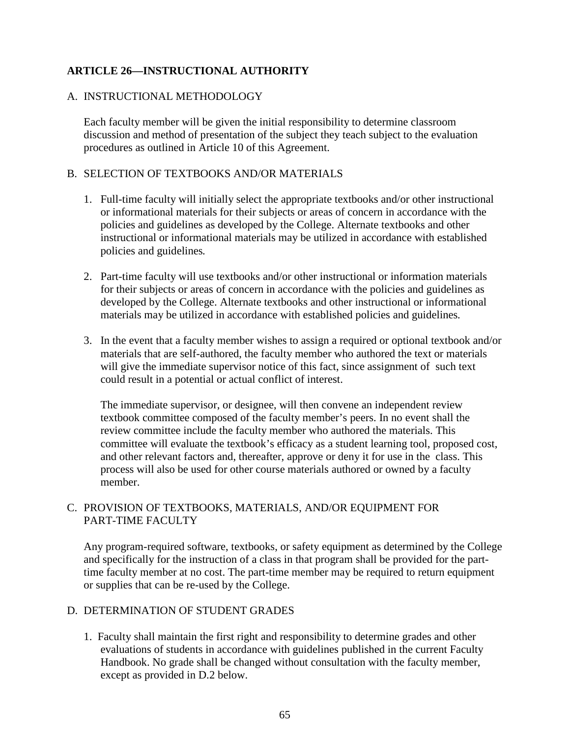## ARTICLE 26—INSTRUCTIONAL AUTHORITY

### A. INSTRUCTIONAL METHODOLOGY

Each faculty member will be given the initial responsibility to determine classroom discussion and method of presentation of the subject they teach subject to the evaluation procedures as outlined in Article 10 of this Agreement.

### B. SELECTION OF TEXTBOOKS AND/OR MATERIALS

1. Full-time faculty will initially select the appropriate textbooks and/or other instructional or informational materials for their subjects or areas of concern in accordance with the policies and guidelines as developed by the College. Alternate textbooks and other instructional or informational materials may be utilized in accordance with established policies and guidelines.

2. Part-time faculty will use textbooks and/or other instructional or information materials for their subjects or areas of concern in accordance with the policies and guidelines as developed by the College. Alternate textbooks and other instructional or informational materials may be utilized in accordance with established policies and guidelines.

3. In the event that a faculty member wishes to assign a required or optional textbook and/or materials that are self-authored, the faculty member who authored the text or materials will give the immediate supervisor notice of this fact, since assignment of such text could result in a potential or actual conflict of interest.

   The immediate supervisor, or designee, will then convene an independent review textbook committee composed of the faculty member's peers. In no event shall the review committee include the faculty member who authored the materials. This committee will evaluate the textbook's efficacy as a student learning tool, proposed cost, and other relevant factors and, thereafter, approve or deny it for use in the class. This process will also be used for other course materials authored or owned by a faculty member.

### C. PROVISION OF TEXTBOOKS, MATERIALS, AND/OR EQUIPMENT FOR PART-TIME FACULTY

Any program-required software, textbooks, or safety equipment as determined by the College and specifically for the instruction of a class in that program shall be provided for the part-time faculty member at no cost. The part-time member may be required to return equipment or supplies that can be re-used by the College.

### D. DETERMINATION OF STUDENT GRADES

1. Faculty shall maintain the first right and responsibility to determine grades and other evaluations of students in accordance with guidelines published in the current Faculty Handbook. No grade shall be changed without consultation with the faculty member, except as provided in D.2 below.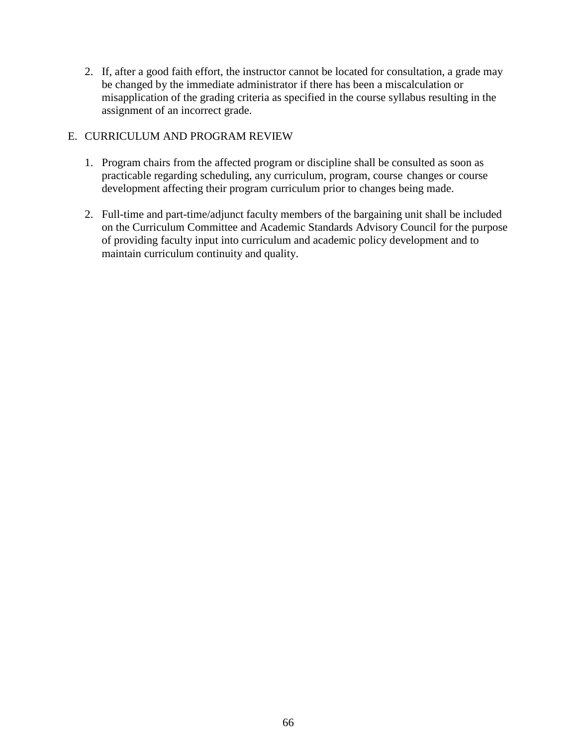2. If, after a good faith effort, the instructor cannot be located for consultation, a grade may be changed by the immediate administrator if there has been a miscalculation or misapplication of the grading criteria as specified in the course syllabus resulting in the assignment of an incorrect grade.

E. CURRICULUM AND PROGRAM REVIEW

1. Program chairs from the affected program or discipline shall be consulted as soon as practicable regarding scheduling, any curriculum, program, course changes or course development affecting their program curriculum prior to changes being made.

2. Full-time and part-time/adjunct faculty members of the bargaining unit shall be included on the Curriculum Committee and Academic Standards Advisory Council for the purpose of providing faculty input into curriculum and academic policy development and to maintain curriculum continuity and quality.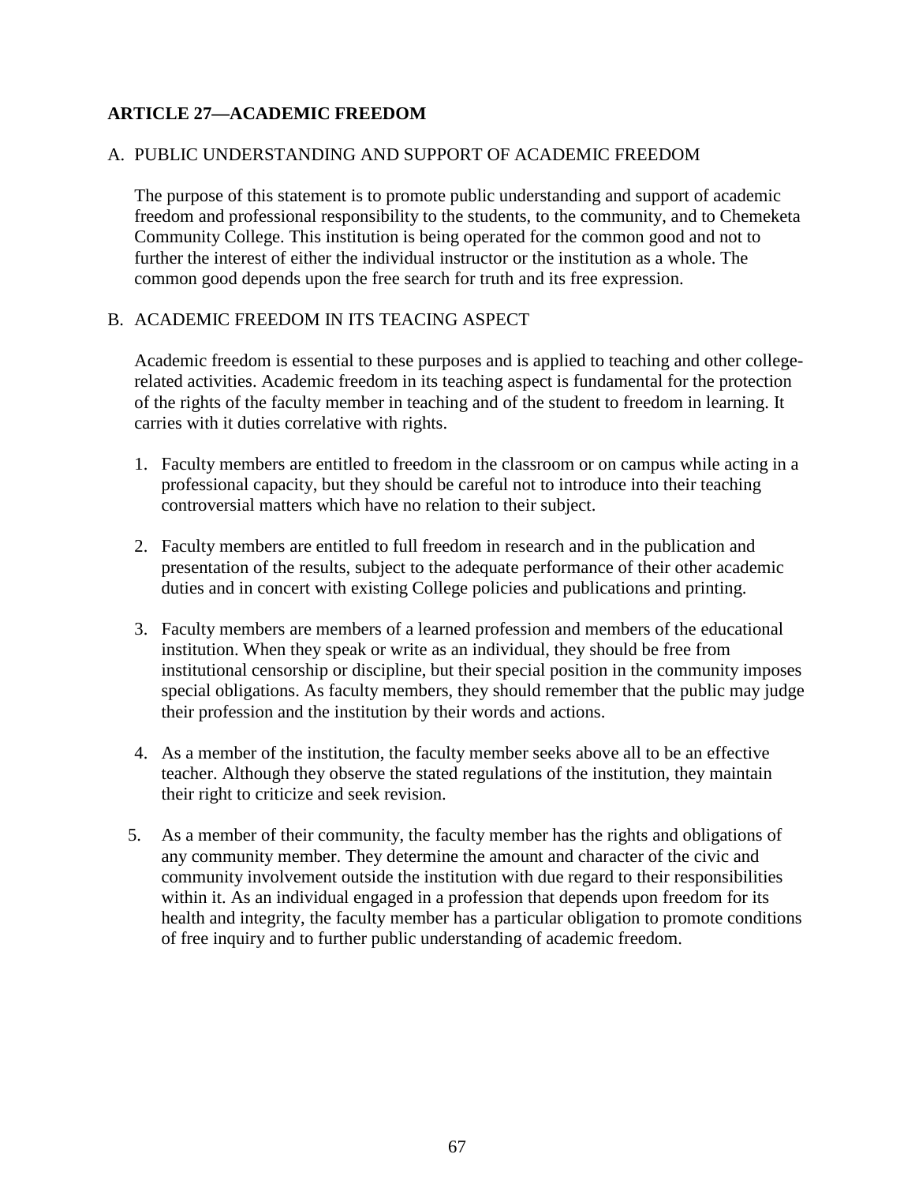## ARTICLE 27—ACADEMIC FREEDOM

### A. PUBLIC UNDERSTANDING AND SUPPORT OF ACADEMIC FREEDOM

The purpose of this statement is to promote public understanding and support of academic freedom and professional responsibility to the students, to the community, and to Chemeketa Community College. This institution is being operated for the common good and not to further the interest of either the individual instructor or the institution as a whole. The common good depends upon the free search for truth and its free expression.

### B. ACADEMIC FREEDOM IN ITS TEACING ASPECT

Academic freedom is essential to these purposes and is applied to teaching and other college-related activities. Academic freedom in its teaching aspect is fundamental for the protection of the rights of the faculty member in teaching and of the student to freedom in learning. It carries with it duties correlative with rights.

1. Faculty members are entitled to freedom in the classroom or on campus while acting in a professional capacity, but they should be careful not to introduce into their teaching controversial matters which have no relation to their subject.

2. Faculty members are entitled to full freedom in research and in the publication and presentation of the results, subject to the adequate performance of their other academic duties and in concert with existing College policies and publications and printing.

3. Faculty members are members of a learned profession and members of the educational institution. When they speak or write as an individual, they should be free from institutional censorship or discipline, but their special position in the community imposes special obligations. As faculty members, they should remember that the public may judge their profession and the institution by their words and actions.

4. As a member of the institution, the faculty member seeks above all to be an effective teacher. Although they observe the stated regulations of the institution, they maintain their right to criticize and seek revision.

5. As a member of their community, the faculty member has the rights and obligations of any community member. They determine the amount and character of the civic and community involvement outside the institution with due regard to their responsibilities within it. As an individual engaged in a profession that depends upon freedom for its health and integrity, the faculty member has a particular obligation to promote conditions of free inquiry and to further public understanding of academic freedom.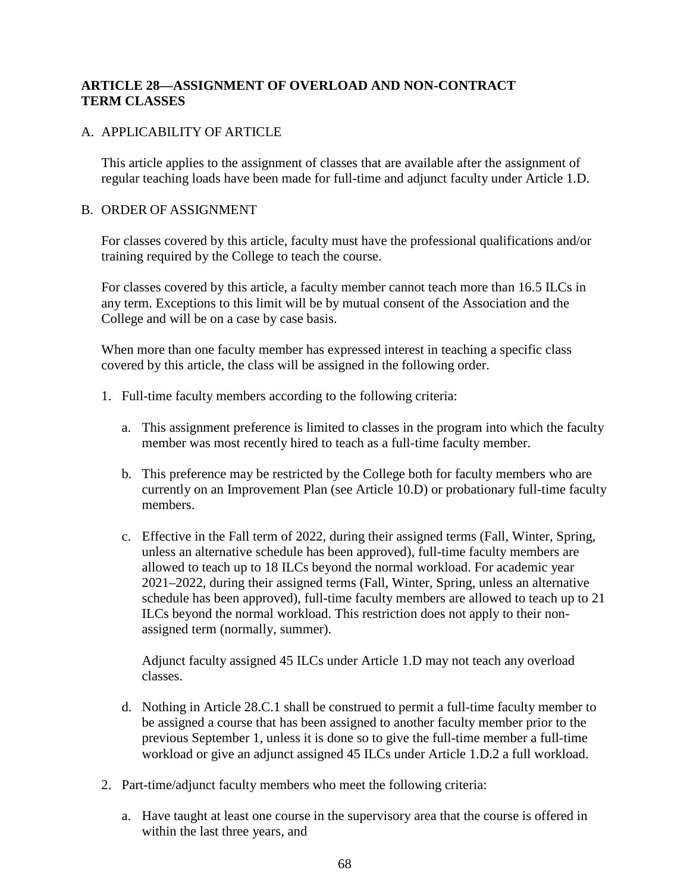## ARTICLE 28—ASSIGNMENT OF OVERLOAD AND NON-CONTRACT TERM CLASSES

A. APPLICABILITY OF ARTICLE

This article applies to the assignment of classes that are available after the assignment of regular teaching loads have been made for full-time and adjunct faculty under Article 1.D.

B. ORDER OF ASSIGNMENT

For classes covered by this article, faculty must have the professional qualifications and/or training required by the College to teach the course.

For classes covered by this article, a faculty member cannot teach more than 16.5 ILCs in any term. Exceptions to this limit will be by mutual consent of the Association and the College and will be on a case by case basis.

When more than one faculty member has expressed interest in teaching a specific class covered by this article, the class will be assigned in the following order.

1. Full-time faculty members according to the following criteria:

   a. This assignment preference is limited to classes in the program into which the faculty member was most recently hired to teach as a full-time faculty member.

   b. This preference may be restricted by the College both for faculty members who are currently on an Improvement Plan (see Article 10.D) or probationary full-time faculty members.

   c. Effective in the Fall term of 2022, during their assigned terms (Fall, Winter, Spring, unless an alternative schedule has been approved), full-time faculty members are allowed to teach up to 18 ILCs beyond the normal workload. For academic year 2021–2022, during their assigned terms (Fall, Winter, Spring, unless an alternative schedule has been approved), full-time faculty members are allowed to teach up to 21 ILCs beyond the normal workload. This restriction does not apply to their non-assigned term (normally, summer).

      Adjunct faculty assigned 45 ILCs under Article 1.D may not teach any overload classes.

   d. Nothing in Article 28.C.1 shall be construed to permit a full-time faculty member to be assigned a course that has been assigned to another faculty member prior to the previous September 1, unless it is done so to give the full-time member a full-time workload or give an adjunct assigned 45 ILCs under Article 1.D.2 a full workload.

2. Part-time/adjunct faculty members who meet the following criteria:

   a. Have taught at least one course in the supervisory area that the course is offered in within the last three years, and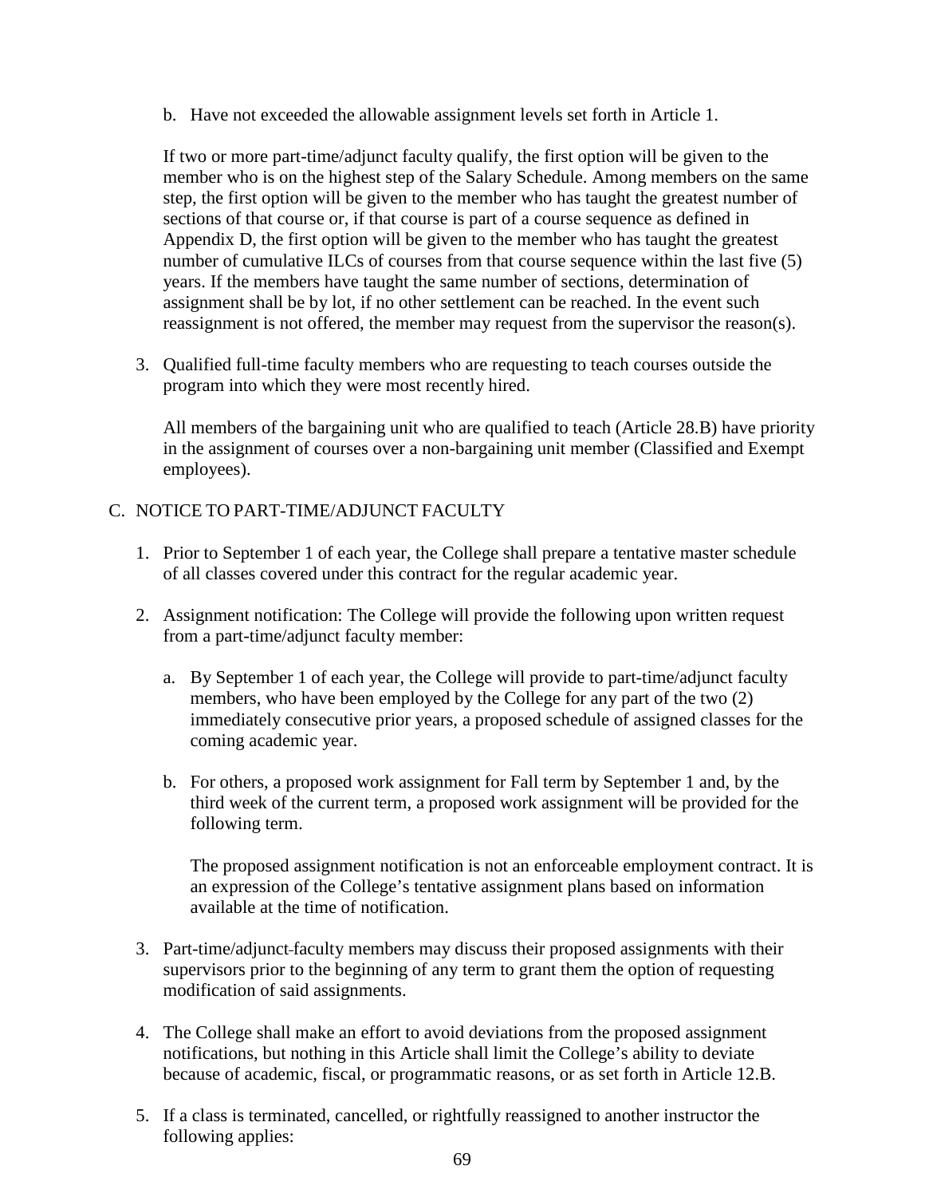b. Have not exceeded the allowable assignment levels set forth in Article 1.

If two or more part-time/adjunct faculty qualify, the first option will be given to the member who is on the highest step of the Salary Schedule. Among members on the same step, the first option will be given to the member who has taught the greatest number of sections of that course or, if that course is part of a course sequence as defined in Appendix D, the first option will be given to the member who has taught the greatest number of cumulative ILCs of courses from that course sequence within the last five (5) years. If the members have taught the same number of sections, determination of assignment shall be by lot, if no other settlement can be reached. In the event such reassignment is not offered, the member may request from the supervisor the reason(s).

3. Qualified full-time faculty members who are requesting to teach courses outside the program into which they were most recently hired.

All members of the bargaining unit who are qualified to teach (Article 28.B) have priority in the assignment of courses over a non-bargaining unit member (Classified and Exempt employees).

C. NOTICE TO PART-TIME/ADJUNCT FACULTY

1. Prior to September 1 of each year, the College shall prepare a tentative master schedule of all classes covered under this contract for the regular academic year.

2. Assignment notification: The College will provide the following upon written request from a part-time/adjunct faculty member:

   a. By September 1 of each year, the College will provide to part-time/adjunct faculty members, who have been employed by the College for any part of the two (2) immediately consecutive prior years, a proposed schedule of assigned classes for the coming academic year.

   b. For others, a proposed work assignment for Fall term by September 1 and, by the third week of the current term, a proposed work assignment will be provided for the following term.

   The proposed assignment notification is not an enforceable employment contract. It is an expression of the College's tentative assignment plans based on information available at the time of notification.

3. Part-time/adjunct faculty members may discuss their proposed assignments with their supervisors prior to the beginning of any term to grant them the option of requesting modification of said assignments.

4. The College shall make an effort to avoid deviations from the proposed assignment notifications, but nothing in this Article shall limit the College's ability to deviate because of academic, fiscal, or programmatic reasons, or as set forth in Article 12.B.

5. If a class is terminated, cancelled, or rightfully reassigned to another instructor the following applies: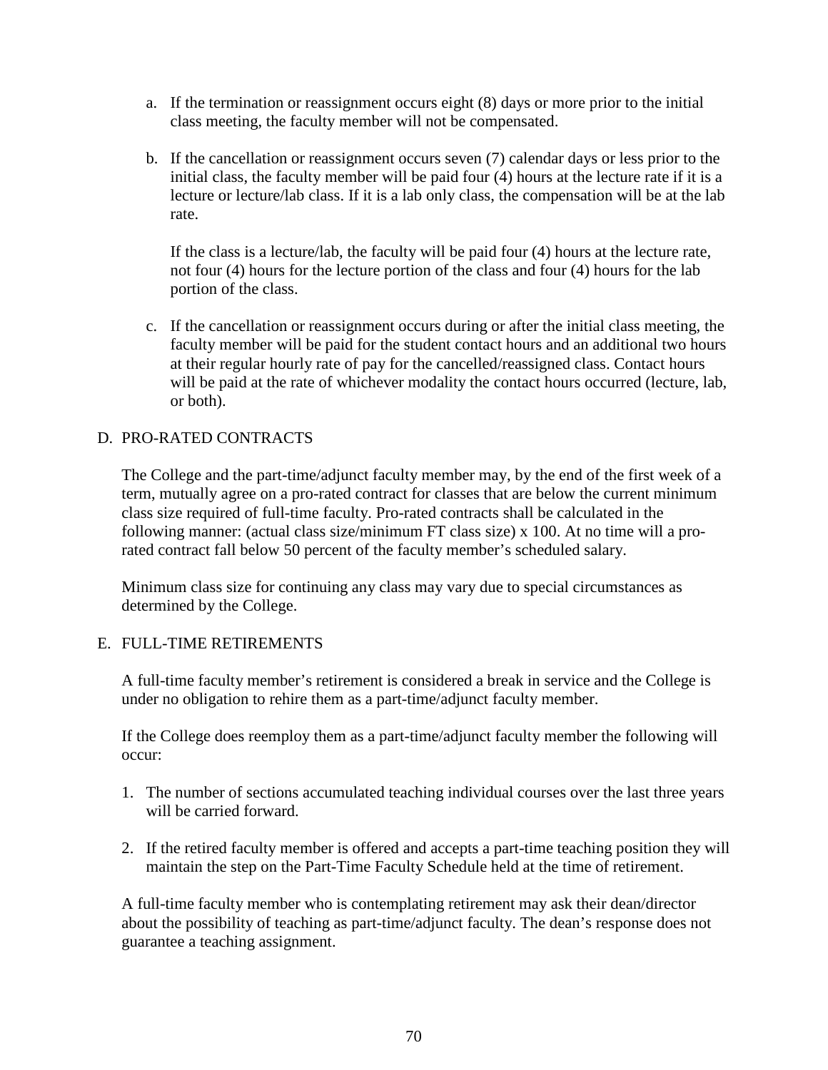a. If the termination or reassignment occurs eight (8) days or more prior to the initial class meeting, the faculty member will not be compensated.

b. If the cancellation or reassignment occurs seven (7) calendar days or less prior to the initial class, the faculty member will be paid four (4) hours at the lecture rate if it is a lecture or lecture/lab class. If it is a lab only class, the compensation will be at the lab rate.

   If the class is a lecture/lab, the faculty will be paid four (4) hours at the lecture rate, not four (4) hours for the lecture portion of the class and four (4) hours for the lab portion of the class.

c. If the cancellation or reassignment occurs during or after the initial class meeting, the faculty member will be paid for the student contact hours and an additional two hours at their regular hourly rate of pay for the cancelled/reassigned class. Contact hours will be paid at the rate of whichever modality the contact hours occurred (lecture, lab, or both).

D. PRO-RATED CONTRACTS

The College and the part-time/adjunct faculty member may, by the end of the first week of a term, mutually agree on a pro-rated contract for classes that are below the current minimum class size required of full-time faculty. Pro-rated contracts shall be calculated in the following manner: (actual class size/minimum FT class size) x 100. At no time will a pro-rated contract fall below 50 percent of the faculty member's scheduled salary.

Minimum class size for continuing any class may vary due to special circumstances as determined by the College.

E. FULL-TIME RETIREMENTS

A full-time faculty member's retirement is considered a break in service and the College is under no obligation to rehire them as a part-time/adjunct faculty member.

If the College does reemploy them as a part-time/adjunct faculty member the following will occur:

1. The number of sections accumulated teaching individual courses over the last three years will be carried forward.

2. If the retired faculty member is offered and accepts a part-time teaching position they will maintain the step on the Part-Time Faculty Schedule held at the time of retirement.

A full-time faculty member who is contemplating retirement may ask their dean/director about the possibility of teaching as part-time/adjunct faculty. The dean's response does not guarantee a teaching assignment.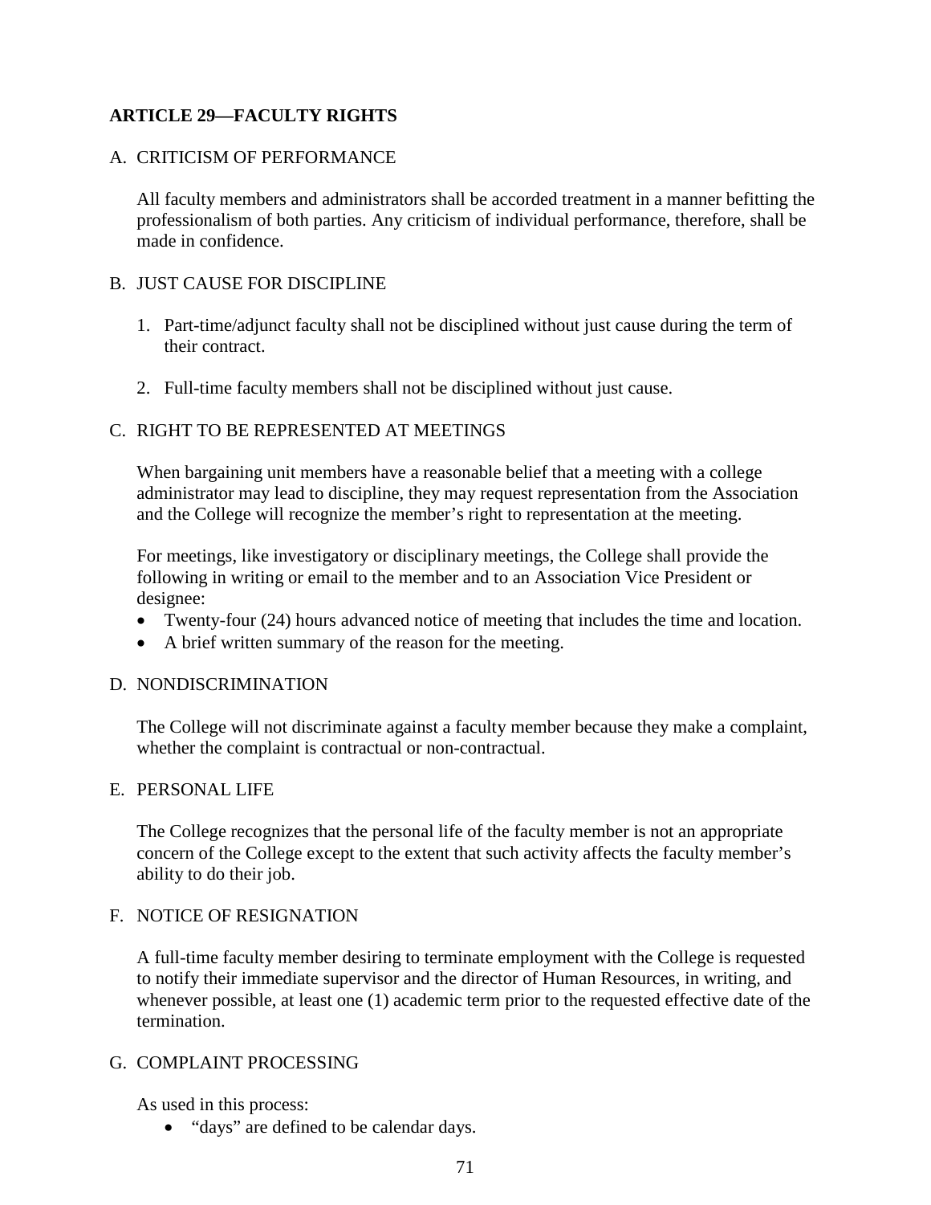## ARTICLE 29—FACULTY RIGHTS

### A. CRITICISM OF PERFORMANCE

All faculty members and administrators shall be accorded treatment in a manner befitting the professionalism of both parties. Any criticism of individual performance, therefore, shall be made in confidence.

### B. JUST CAUSE FOR DISCIPLINE

1. Part-time/adjunct faculty shall not be disciplined without just cause during the term of their contract.

2. Full-time faculty members shall not be disciplined without just cause.

### C. RIGHT TO BE REPRESENTED AT MEETINGS

When bargaining unit members have a reasonable belief that a meeting with a college administrator may lead to discipline, they may request representation from the Association and the College will recognize the member's right to representation at the meeting.

For meetings, like investigatory or disciplinary meetings, the College shall provide the following in writing or email to the member and to an Association Vice President or designee:

- Twenty-four (24) hours advanced notice of meeting that includes the time and location.
- A brief written summary of the reason for the meeting.

### D. NONDISCRIMINATION

The College will not discriminate against a faculty member because they make a complaint, whether the complaint is contractual or non-contractual.

### E. PERSONAL LIFE

The College recognizes that the personal life of the faculty member is not an appropriate concern of the College except to the extent that such activity affects the faculty member's ability to do their job.

### F. NOTICE OF RESIGNATION

A full-time faculty member desiring to terminate employment with the College is requested to notify their immediate supervisor and the director of Human Resources, in writing, and whenever possible, at least one (1) academic term prior to the requested effective date of the termination.

### G. COMPLAINT PROCESSING

As used in this process:

- "days" are defined to be calendar days.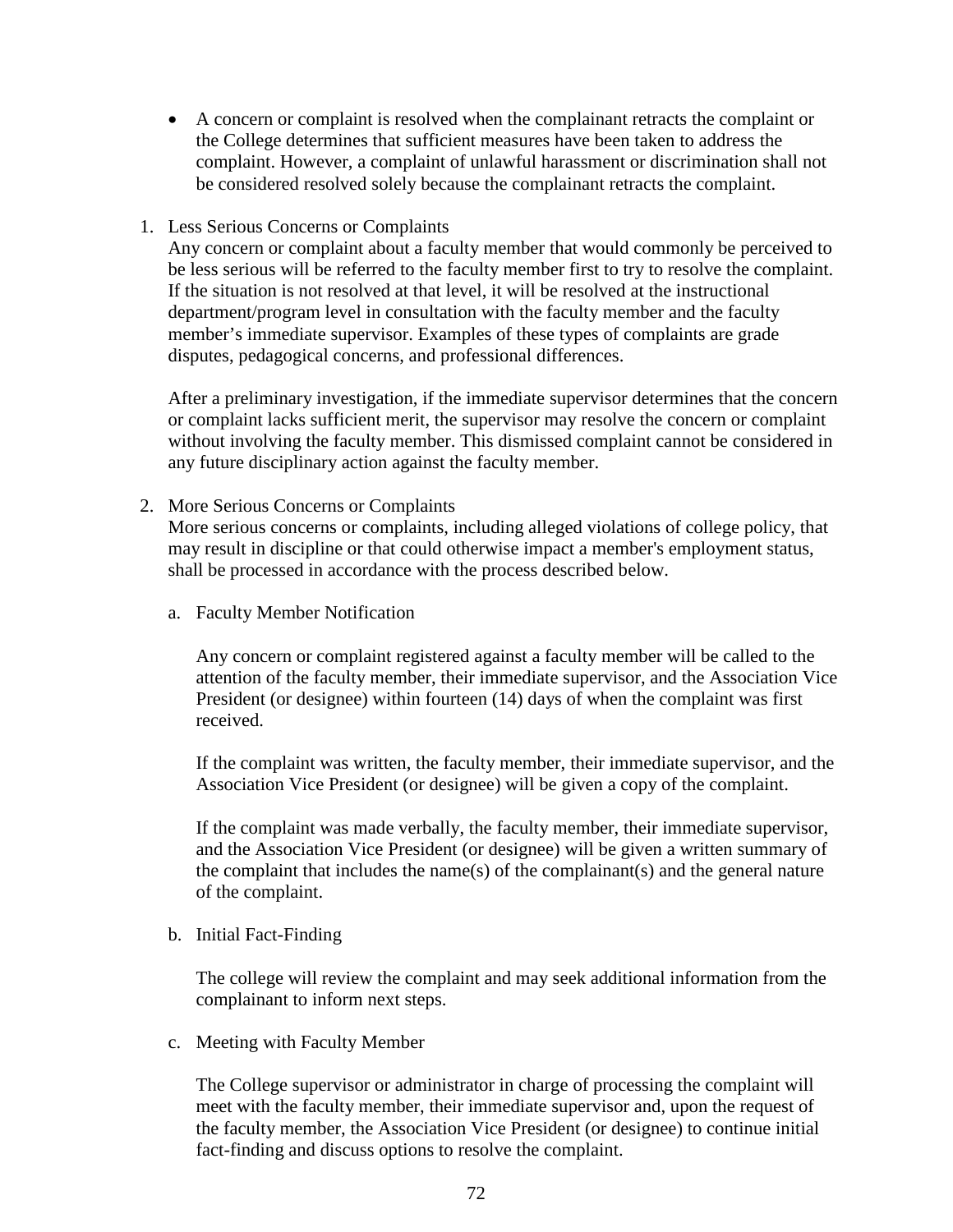- A concern or complaint is resolved when the complainant retracts the complaint or the College determines that sufficient measures have been taken to address the complaint. However, a complaint of unlawful harassment or discrimination shall not be considered resolved solely because the complainant retracts the complaint.

1. Less Serious Concerns or Complaints
   Any concern or complaint about a faculty member that would commonly be perceived to be less serious will be referred to the faculty member first to try to resolve the complaint. If the situation is not resolved at that level, it will be resolved at the instructional department/program level in consultation with the faculty member and the faculty member's immediate supervisor. Examples of these types of complaints are grade disputes, pedagogical concerns, and professional differences.

   After a preliminary investigation, if the immediate supervisor determines that the concern or complaint lacks sufficient merit, the supervisor may resolve the concern or complaint without involving the faculty member. This dismissed complaint cannot be considered in any future disciplinary action against the faculty member.

2. More Serious Concerns or Complaints
   More serious concerns or complaints, including alleged violations of college policy, that may result in discipline or that could otherwise impact a member's employment status, shall be processed in accordance with the process described below.

   a. Faculty Member Notification

      Any concern or complaint registered against a faculty member will be called to the attention of the faculty member, their immediate supervisor, and the Association Vice President (or designee) within fourteen (14) days of when the complaint was first received.

      If the complaint was written, the faculty member, their immediate supervisor, and the Association Vice President (or designee) will be given a copy of the complaint.

      If the complaint was made verbally, the faculty member, their immediate supervisor, and the Association Vice President (or designee) will be given a written summary of the complaint that includes the name(s) of the complainant(s) and the general nature of the complaint.

   b. Initial Fact-Finding

      The college will review the complaint and may seek additional information from the complainant to inform next steps.

   c. Meeting with Faculty Member

      The College supervisor or administrator in charge of processing the complaint will meet with the faculty member, their immediate supervisor and, upon the request of the faculty member, the Association Vice President (or designee) to continue initial fact-finding and discuss options to resolve the complaint.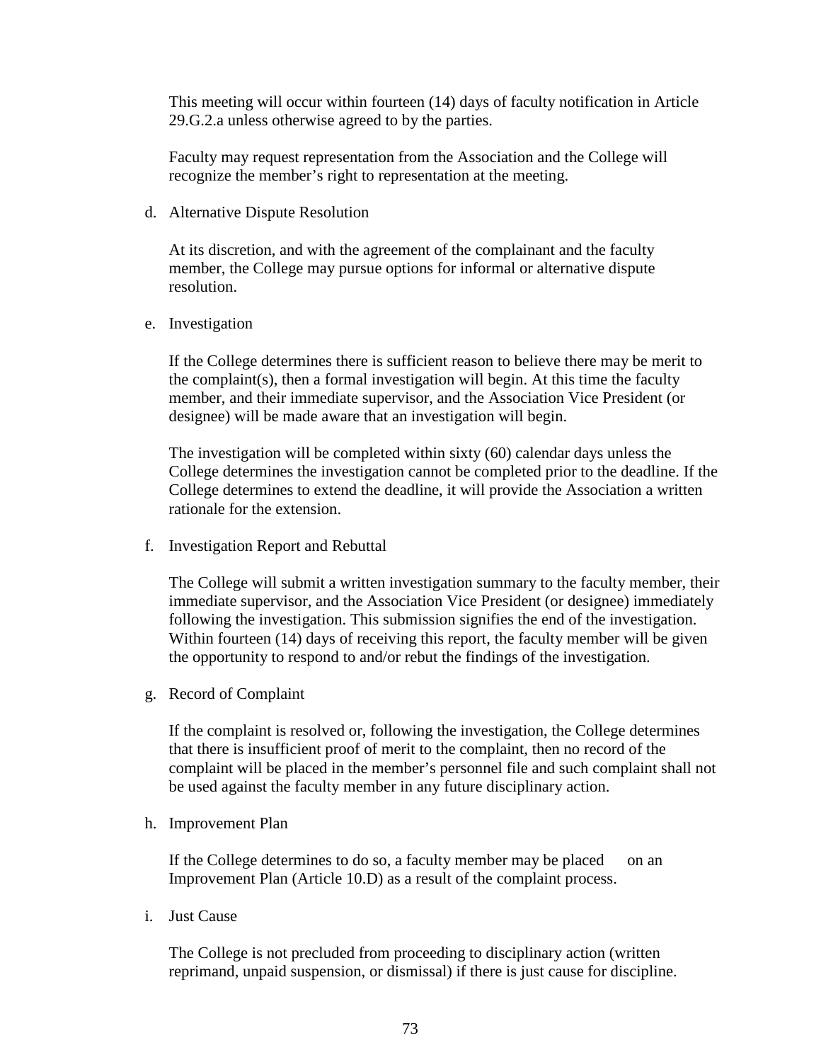This meeting will occur within fourteen (14) days of faculty notification in Article 29.G.2.a unless otherwise agreed to by the parties.

Faculty may request representation from the Association and the College will recognize the member's right to representation at the meeting.

d. Alternative Dispute Resolution

   At its discretion, and with the agreement of the complainant and the faculty member, the College may pursue options for informal or alternative dispute resolution.

e. Investigation

   If the College determines there is sufficient reason to believe there may be merit to the complaint(s), then a formal investigation will begin. At this time the faculty member, and their immediate supervisor, and the Association Vice President (or designee) will be made aware that an investigation will begin.

   The investigation will be completed within sixty (60) calendar days unless the College determines the investigation cannot be completed prior to the deadline. If the College determines to extend the deadline, it will provide the Association a written rationale for the extension.

f. Investigation Report and Rebuttal

   The College will submit a written investigation summary to the faculty member, their immediate supervisor, and the Association Vice President (or designee) immediately following the investigation. This submission signifies the end of the investigation. Within fourteen (14) days of receiving this report, the faculty member will be given the opportunity to respond to and/or rebut the findings of the investigation.

g. Record of Complaint

   If the complaint is resolved or, following the investigation, the College determines that there is insufficient proof of merit to the complaint, then no record of the complaint will be placed in the member's personnel file and such complaint shall not be used against the faculty member in any future disciplinary action.

h. Improvement Plan

   If the College determines to do so, a faculty member may be placed on an Improvement Plan (Article 10.D) as a result of the complaint process.

i. Just Cause

   The College is not precluded from proceeding to disciplinary action (written reprimand, unpaid suspension, or dismissal) if there is just cause for discipline.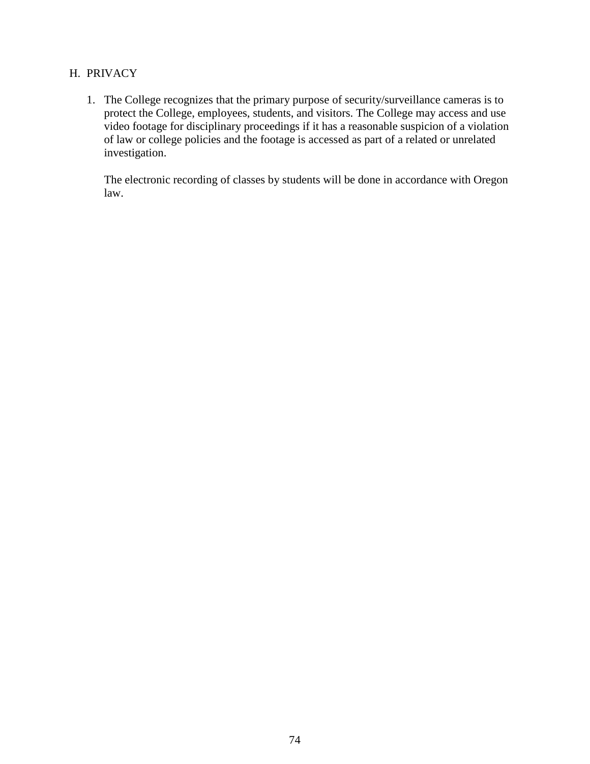## H. PRIVACY

1. The College recognizes that the primary purpose of security/surveillance cameras is to protect the College, employees, students, and visitors. The College may access and use video footage for disciplinary proceedings if it has a reasonable suspicion of a violation of law or college policies and the footage is accessed as part of a related or unrelated investigation.

   The electronic recording of classes by students will be done in accordance with Oregon law.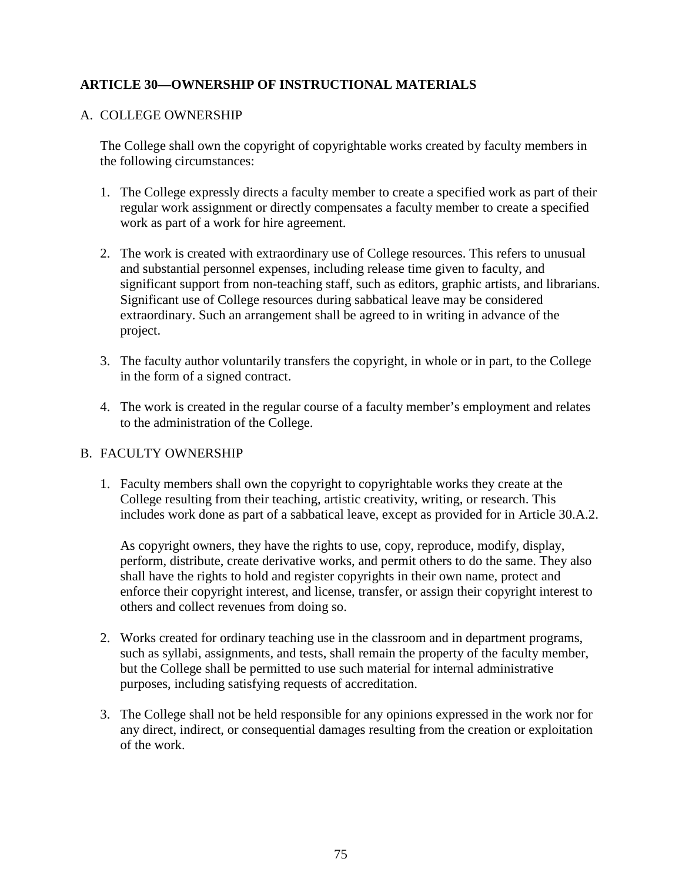## ARTICLE 30—OWNERSHIP OF INSTRUCTIONAL MATERIALS

### A. COLLEGE OWNERSHIP

The College shall own the copyright of copyrightable works created by faculty members in the following circumstances:

1. The College expressly directs a faculty member to create a specified work as part of their regular work assignment or directly compensates a faculty member to create a specified work as part of a work for hire agreement.

2. The work is created with extraordinary use of College resources. This refers to unusual and substantial personnel expenses, including release time given to faculty, and significant support from non-teaching staff, such as editors, graphic artists, and librarians. Significant use of College resources during sabbatical leave may be considered extraordinary. Such an arrangement shall be agreed to in writing in advance of the project.

3. The faculty author voluntarily transfers the copyright, in whole or in part, to the College in the form of a signed contract.

4. The work is created in the regular course of a faculty member's employment and relates to the administration of the College.

### B. FACULTY OWNERSHIP

1. Faculty members shall own the copyright to copyrightable works they create at the College resulting from their teaching, artistic creativity, writing, or research. This includes work done as part of a sabbatical leave, except as provided for in Article 30.A.2.

   As copyright owners, they have the rights to use, copy, reproduce, modify, display, perform, distribute, create derivative works, and permit others to do the same. They also shall have the rights to hold and register copyrights in their own name, protect and enforce their copyright interest, and license, transfer, or assign their copyright interest to others and collect revenues from doing so.

2. Works created for ordinary teaching use in the classroom and in department programs, such as syllabi, assignments, and tests, shall remain the property of the faculty member, but the College shall be permitted to use such material for internal administrative purposes, including satisfying requests of accreditation.

3. The College shall not be held responsible for any opinions expressed in the work nor for any direct, indirect, or consequential damages resulting from the creation or exploitation of the work.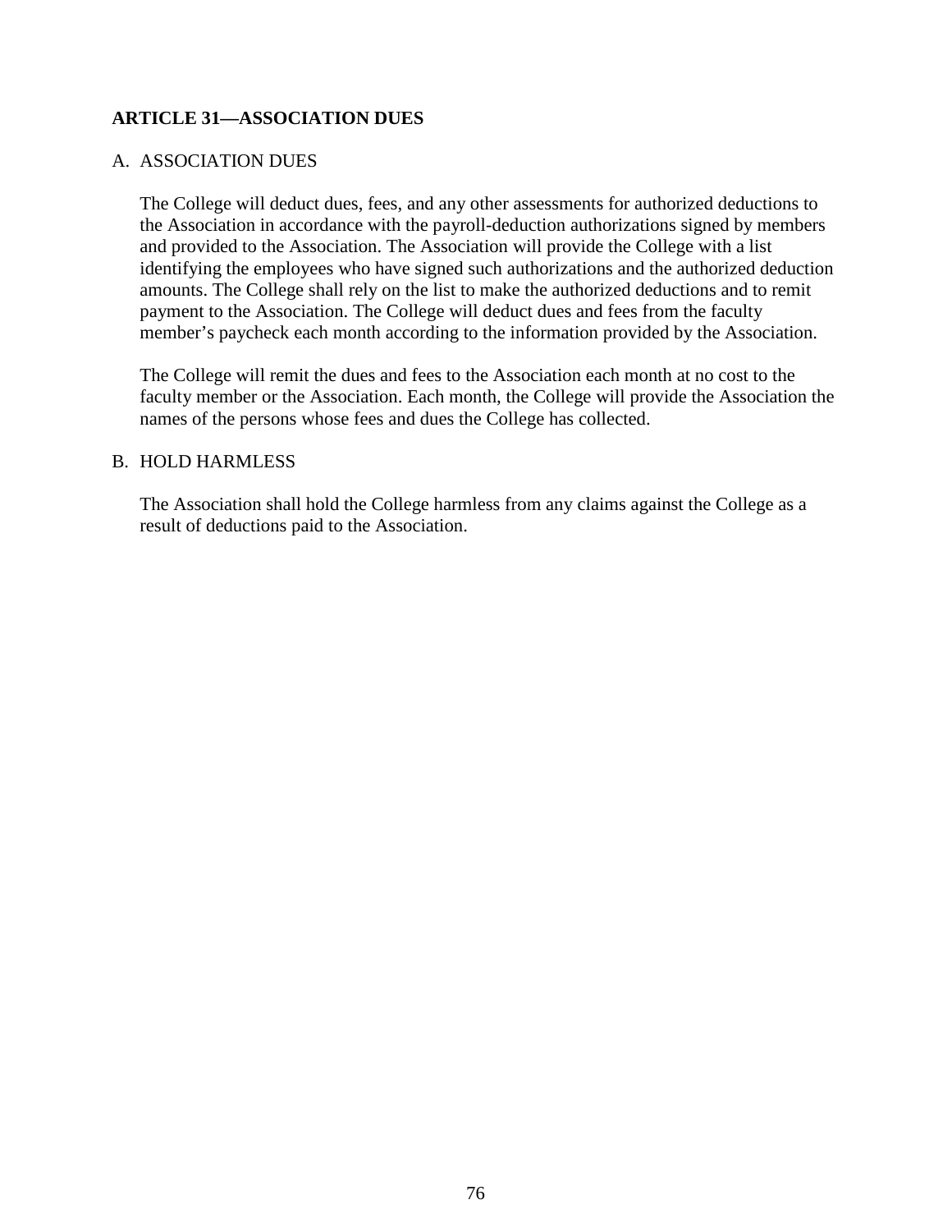## ARTICLE 31—ASSOCIATION DUES

### A. ASSOCIATION DUES

The College will deduct dues, fees, and any other assessments for authorized deductions to the Association in accordance with the payroll-deduction authorizations signed by members and provided to the Association. The Association will provide the College with a list identifying the employees who have signed such authorizations and the authorized deduction amounts. The College shall rely on the list to make the authorized deductions and to remit payment to the Association. The College will deduct dues and fees from the faculty member's paycheck each month according to the information provided by the Association.

The College will remit the dues and fees to the Association each month at no cost to the faculty member or the Association. Each month, the College will provide the Association the names of the persons whose fees and dues the College has collected.

### B. HOLD HARMLESS

The Association shall hold the College harmless from any claims against the College as a result of deductions paid to the Association.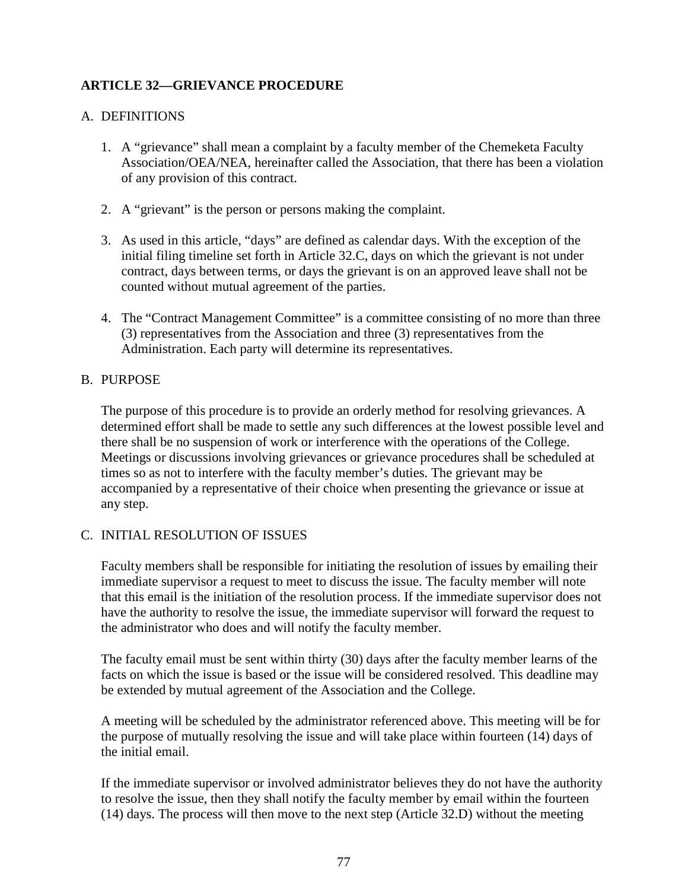## ARTICLE 32—GRIEVANCE PROCEDURE

### A. DEFINITIONS

1. A "grievance" shall mean a complaint by a faculty member of the Chemeketa Faculty Association/OEA/NEA, hereinafter called the Association, that there has been a violation of any provision of this contract.

2. A "grievant" is the person or persons making the complaint.

3. As used in this article, "days" are defined as calendar days. With the exception of the initial filing timeline set forth in Article 32.C, days on which the grievant is not under contract, days between terms, or days the grievant is on an approved leave shall not be counted without mutual agreement of the parties.

4. The "Contract Management Committee" is a committee consisting of no more than three (3) representatives from the Association and three (3) representatives from the Administration. Each party will determine its representatives.

### B. PURPOSE

The purpose of this procedure is to provide an orderly method for resolving grievances. A determined effort shall be made to settle any such differences at the lowest possible level and there shall be no suspension of work or interference with the operations of the College. Meetings or discussions involving grievances or grievance procedures shall be scheduled at times so as not to interfere with the faculty member's duties. The grievant may be accompanied by a representative of their choice when presenting the grievance or issue at any step.

### C. INITIAL RESOLUTION OF ISSUES

Faculty members shall be responsible for initiating the resolution of issues by emailing their immediate supervisor a request to meet to discuss the issue. The faculty member will note that this email is the initiation of the resolution process. If the immediate supervisor does not have the authority to resolve the issue, the immediate supervisor will forward the request to the administrator who does and will notify the faculty member.

The faculty email must be sent within thirty (30) days after the faculty member learns of the facts on which the issue is based or the issue will be considered resolved. This deadline may be extended by mutual agreement of the Association and the College.

A meeting will be scheduled by the administrator referenced above. This meeting will be for the purpose of mutually resolving the issue and will take place within fourteen (14) days of the initial email.

If the immediate supervisor or involved administrator believes they do not have the authority to resolve the issue, then they shall notify the faculty member by email within the fourteen (14) days. The process will then move to the next step (Article 32.D) without the meeting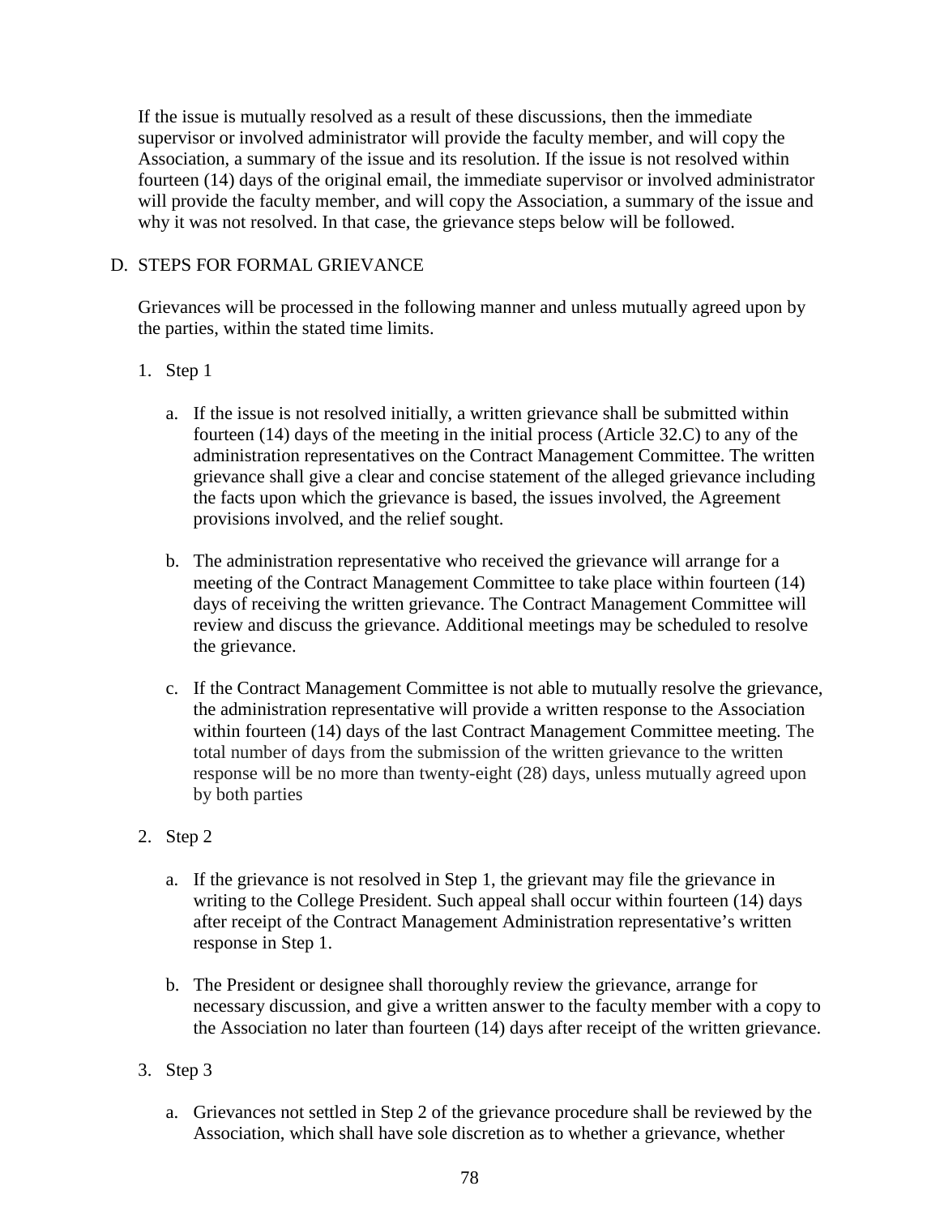If the issue is mutually resolved as a result of these discussions, then the immediate supervisor or involved administrator will provide the faculty member, and will copy the Association, a summary of the issue and its resolution. If the issue is not resolved within fourteen (14) days of the original email, the immediate supervisor or involved administrator will provide the faculty member, and will copy the Association, a summary of the issue and why it was not resolved. In that case, the grievance steps below will be followed.

D. STEPS FOR FORMAL GRIEVANCE

Grievances will be processed in the following manner and unless mutually agreed upon by the parties, within the stated time limits.

1. Step 1

   a. If the issue is not resolved initially, a written grievance shall be submitted within fourteen (14) days of the meeting in the initial process (Article 32.C) to any of the administration representatives on the Contract Management Committee. The written grievance shall give a clear and concise statement of the alleged grievance including the facts upon which the grievance is based, the issues involved, the Agreement provisions involved, and the relief sought.

   b. The administration representative who received the grievance will arrange for a meeting of the Contract Management Committee to take place within fourteen (14) days of receiving the written grievance. The Contract Management Committee will review and discuss the grievance. Additional meetings may be scheduled to resolve the grievance.

   c. If the Contract Management Committee is not able to mutually resolve the grievance, the administration representative will provide a written response to the Association within fourteen (14) days of the last Contract Management Committee meeting. The total number of days from the submission of the written grievance to the written response will be no more than twenty-eight (28) days, unless mutually agreed upon by both parties

2. Step 2

   a. If the grievance is not resolved in Step 1, the grievant may file the grievance in writing to the College President. Such appeal shall occur within fourteen (14) days after receipt of the Contract Management Administration representative's written response in Step 1.

   b. The President or designee shall thoroughly review the grievance, arrange for necessary discussion, and give a written answer to the faculty member with a copy to the Association no later than fourteen (14) days after receipt of the written grievance.

3. Step 3

   a. Grievances not settled in Step 2 of the grievance procedure shall be reviewed by the Association, which shall have sole discretion as to whether a grievance, whether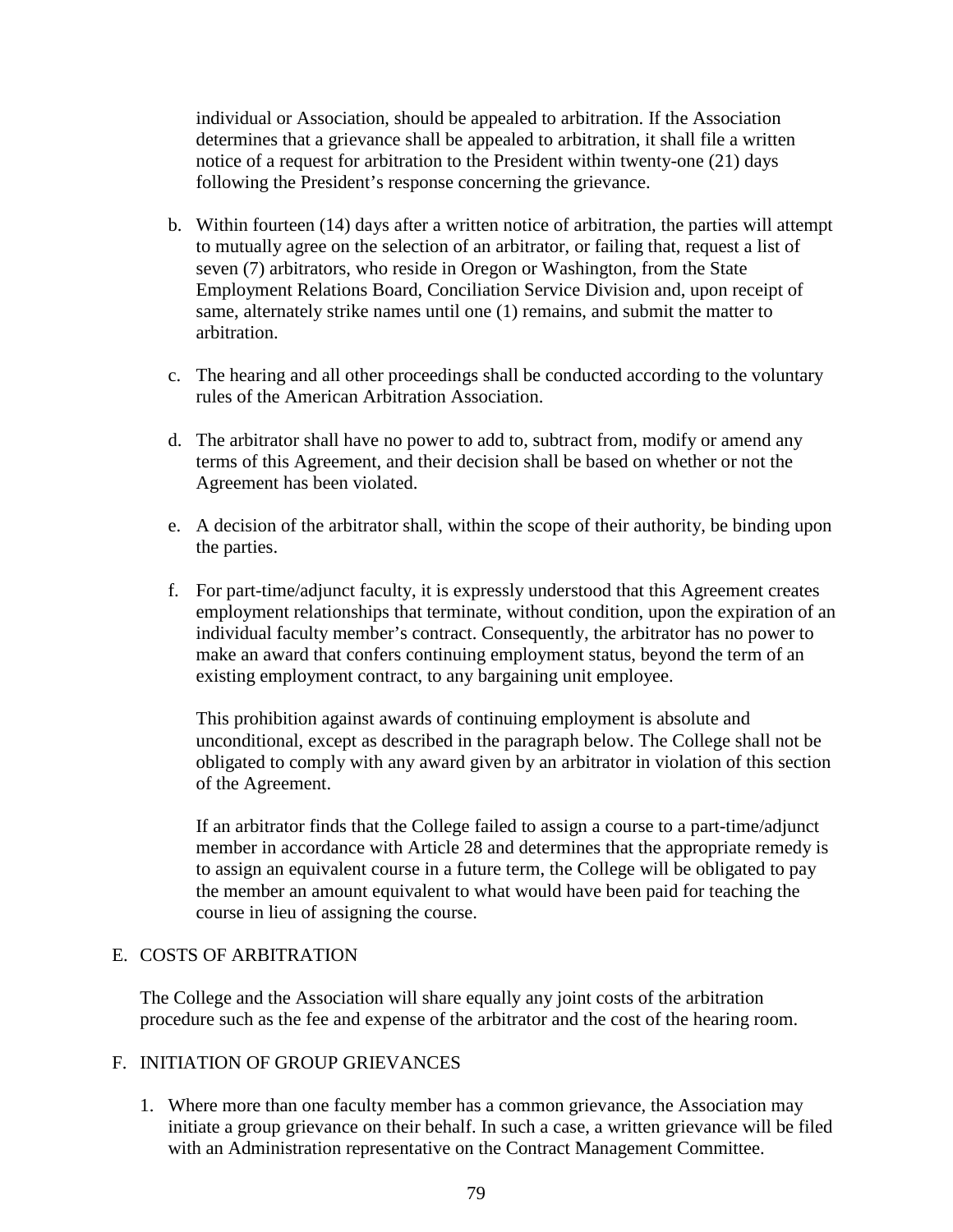individual or Association, should be appealed to arbitration. If the Association determines that a grievance shall be appealed to arbitration, it shall file a written notice of a request for arbitration to the President within twenty-one (21) days following the President's response concerning the grievance.

b. Within fourteen (14) days after a written notice of arbitration, the parties will attempt to mutually agree on the selection of an arbitrator, or failing that, request a list of seven (7) arbitrators, who reside in Oregon or Washington, from the State Employment Relations Board, Conciliation Service Division and, upon receipt of same, alternately strike names until one (1) remains, and submit the matter to arbitration.

c. The hearing and all other proceedings shall be conducted according to the voluntary rules of the American Arbitration Association.

d. The arbitrator shall have no power to add to, subtract from, modify or amend any terms of this Agreement, and their decision shall be based on whether or not the Agreement has been violated.

e. A decision of the arbitrator shall, within the scope of their authority, be binding upon the parties.

f. For part-time/adjunct faculty, it is expressly understood that this Agreement creates employment relationships that terminate, without condition, upon the expiration of an individual faculty member's contract. Consequently, the arbitrator has no power to make an award that confers continuing employment status, beyond the term of an existing employment contract, to any bargaining unit employee.

   This prohibition against awards of continuing employment is absolute and unconditional, except as described in the paragraph below. The College shall not be obligated to comply with any award given by an arbitrator in violation of this section of the Agreement.

   If an arbitrator finds that the College failed to assign a course to a part-time/adjunct member in accordance with Article 28 and determines that the appropriate remedy is to assign an equivalent course in a future term, the College will be obligated to pay the member an amount equivalent to what would have been paid for teaching the course in lieu of assigning the course.

E. COSTS OF ARBITRATION

The College and the Association will share equally any joint costs of the arbitration procedure such as the fee and expense of the arbitrator and the cost of the hearing room.

F. INITIATION OF GROUP GRIEVANCES

1. Where more than one faculty member has a common grievance, the Association may initiate a group grievance on their behalf. In such a case, a written grievance will be filed with an Administration representative on the Contract Management Committee.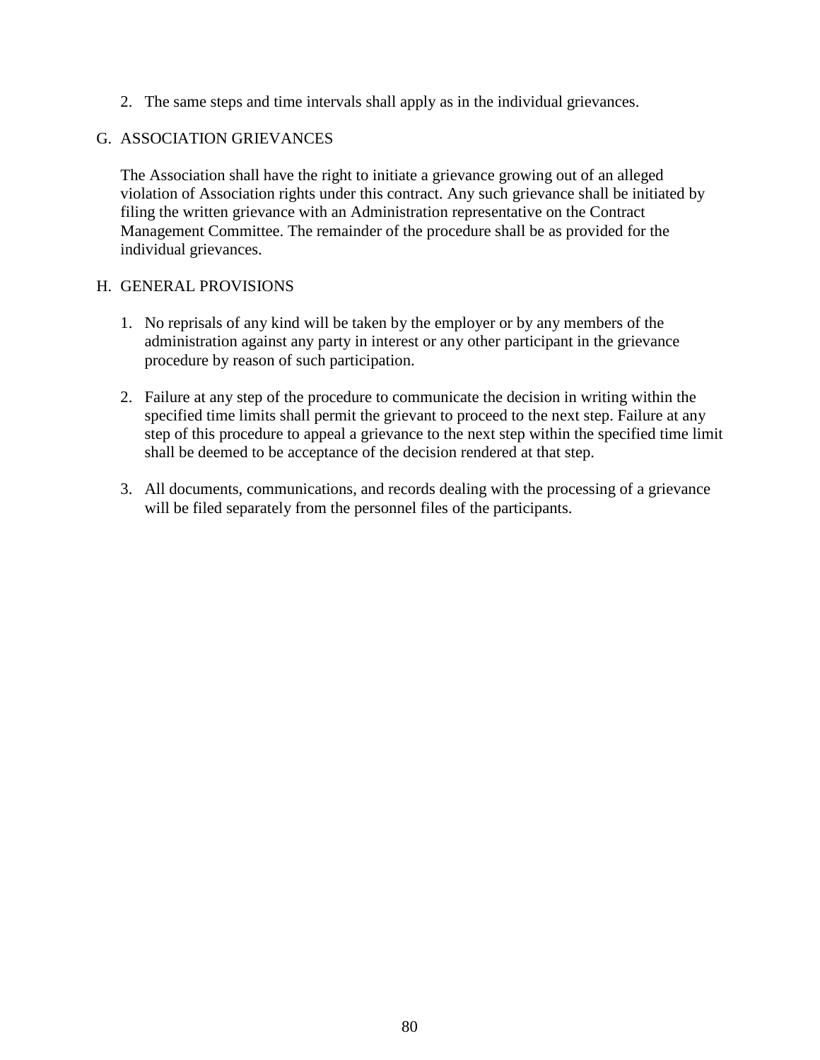2. The same steps and time intervals shall apply as in the individual grievances.

G. ASSOCIATION GRIEVANCES

The Association shall have the right to initiate a grievance growing out of an alleged violation of Association rights under this contract. Any such grievance shall be initiated by filing the written grievance with an Administration representative on the Contract Management Committee. The remainder of the procedure shall be as provided for the individual grievances.

H. GENERAL PROVISIONS

1. No reprisals of any kind will be taken by the employer or by any members of the administration against any party in interest or any other participant in the grievance procedure by reason of such participation.

2. Failure at any step of the procedure to communicate the decision in writing within the specified time limits shall permit the grievant to proceed to the next step. Failure at any step of this procedure to appeal a grievance to the next step within the specified time limit shall be deemed to be acceptance of the decision rendered at that step.

3. All documents, communications, and records dealing with the processing of a grievance will be filed separately from the personnel files of the participants.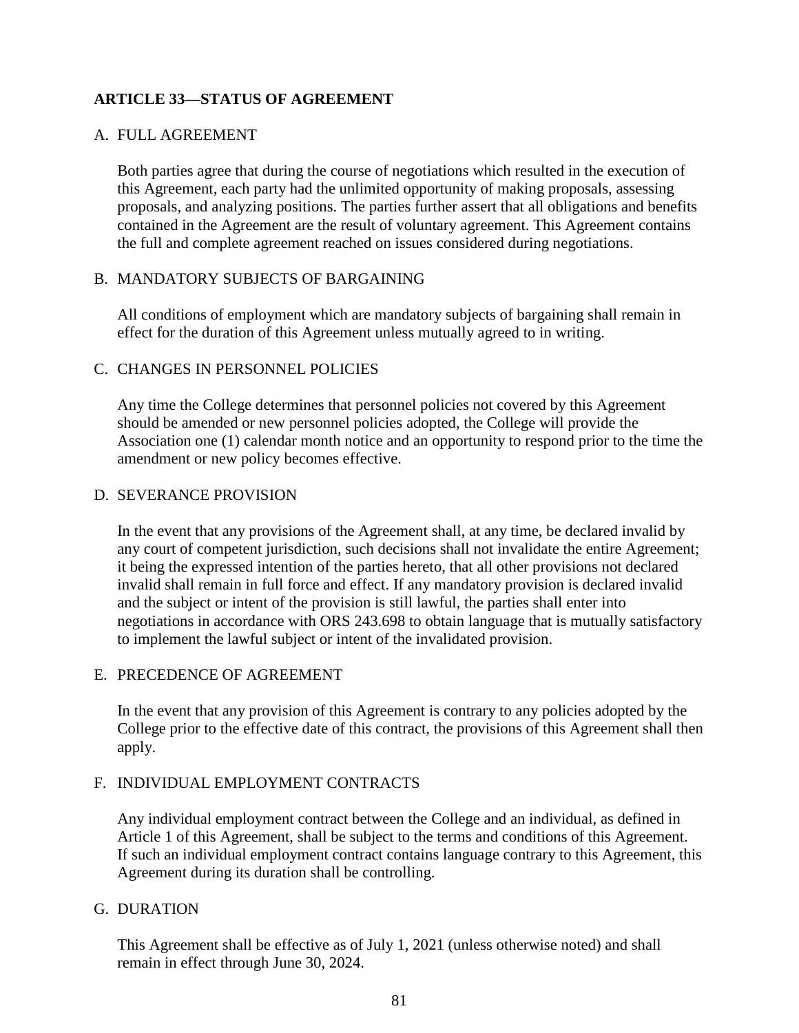## ARTICLE 33—STATUS OF AGREEMENT

### A. FULL AGREEMENT

Both parties agree that during the course of negotiations which resulted in the execution of this Agreement, each party had the unlimited opportunity of making proposals, assessing proposals, and analyzing positions. The parties further assert that all obligations and benefits contained in the Agreement are the result of voluntary agreement. This Agreement contains the full and complete agreement reached on issues considered during negotiations.

### B. MANDATORY SUBJECTS OF BARGAINING

All conditions of employment which are mandatory subjects of bargaining shall remain in effect for the duration of this Agreement unless mutually agreed to in writing.

### C. CHANGES IN PERSONNEL POLICIES

Any time the College determines that personnel policies not covered by this Agreement should be amended or new personnel policies adopted, the College will provide the Association one (1) calendar month notice and an opportunity to respond prior to the time the amendment or new policy becomes effective.

### D. SEVERANCE PROVISION

In the event that any provisions of the Agreement shall, at any time, be declared invalid by any court of competent jurisdiction, such decisions shall not invalidate the entire Agreement; it being the expressed intention of the parties hereto, that all other provisions not declared invalid shall remain in full force and effect. If any mandatory provision is declared invalid and the subject or intent of the provision is still lawful, the parties shall enter into negotiations in accordance with ORS 243.698 to obtain language that is mutually satisfactory to implement the lawful subject or intent of the invalidated provision.

### E. PRECEDENCE OF AGREEMENT

In the event that any provision of this Agreement is contrary to any policies adopted by the College prior to the effective date of this contract, the provisions of this Agreement shall then apply.

### F. INDIVIDUAL EMPLOYMENT CONTRACTS

Any individual employment contract between the College and an individual, as defined in Article 1 of this Agreement, shall be subject to the terms and conditions of this Agreement. If such an individual employment contract contains language contrary to this Agreement, this Agreement during its duration shall be controlling.

### G. DURATION

This Agreement shall be effective as of July 1, 2021 (unless otherwise noted) and shall remain in effect through June 30, 2024.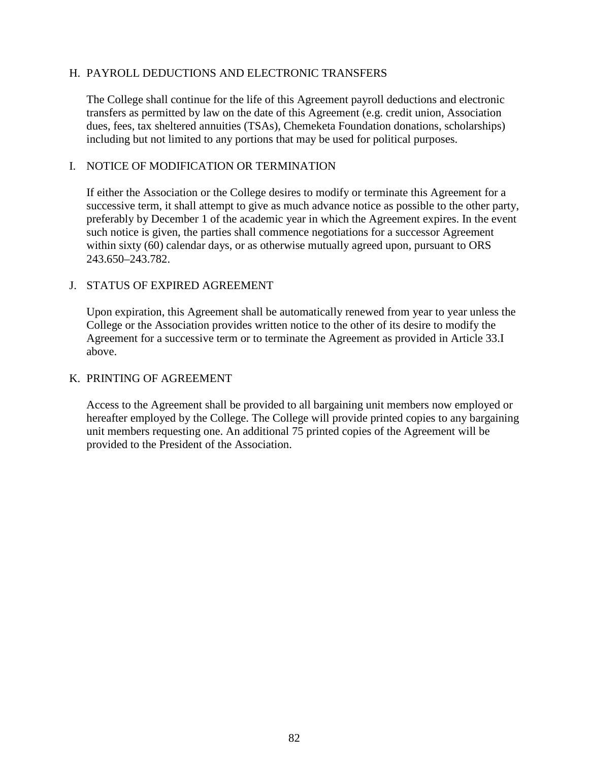## H. PAYROLL DEDUCTIONS AND ELECTRONIC TRANSFERS

The College shall continue for the life of this Agreement payroll deductions and electronic transfers as permitted by law on the date of this Agreement (e.g. credit union, Association dues, fees, tax sheltered annuities (TSAs), Chemeketa Foundation donations, scholarships) including but not limited to any portions that may be used for political purposes.

## I. NOTICE OF MODIFICATION OR TERMINATION

If either the Association or the College desires to modify or terminate this Agreement for a successive term, it shall attempt to give as much advance notice as possible to the other party, preferably by December 1 of the academic year in which the Agreement expires. In the event such notice is given, the parties shall commence negotiations for a successor Agreement within sixty (60) calendar days, or as otherwise mutually agreed upon, pursuant to ORS 243.650–243.782.

## J. STATUS OF EXPIRED AGREEMENT

Upon expiration, this Agreement shall be automatically renewed from year to year unless the College or the Association provides written notice to the other of its desire to modify the Agreement for a successive term or to terminate the Agreement as provided in Article 33.I above.

## K. PRINTING OF AGREEMENT

Access to the Agreement shall be provided to all bargaining unit members now employed or hereafter employed by the College. The College will provide printed copies to any bargaining unit members requesting one. An additional 75 printed copies of the Agreement will be provided to the President of the Association.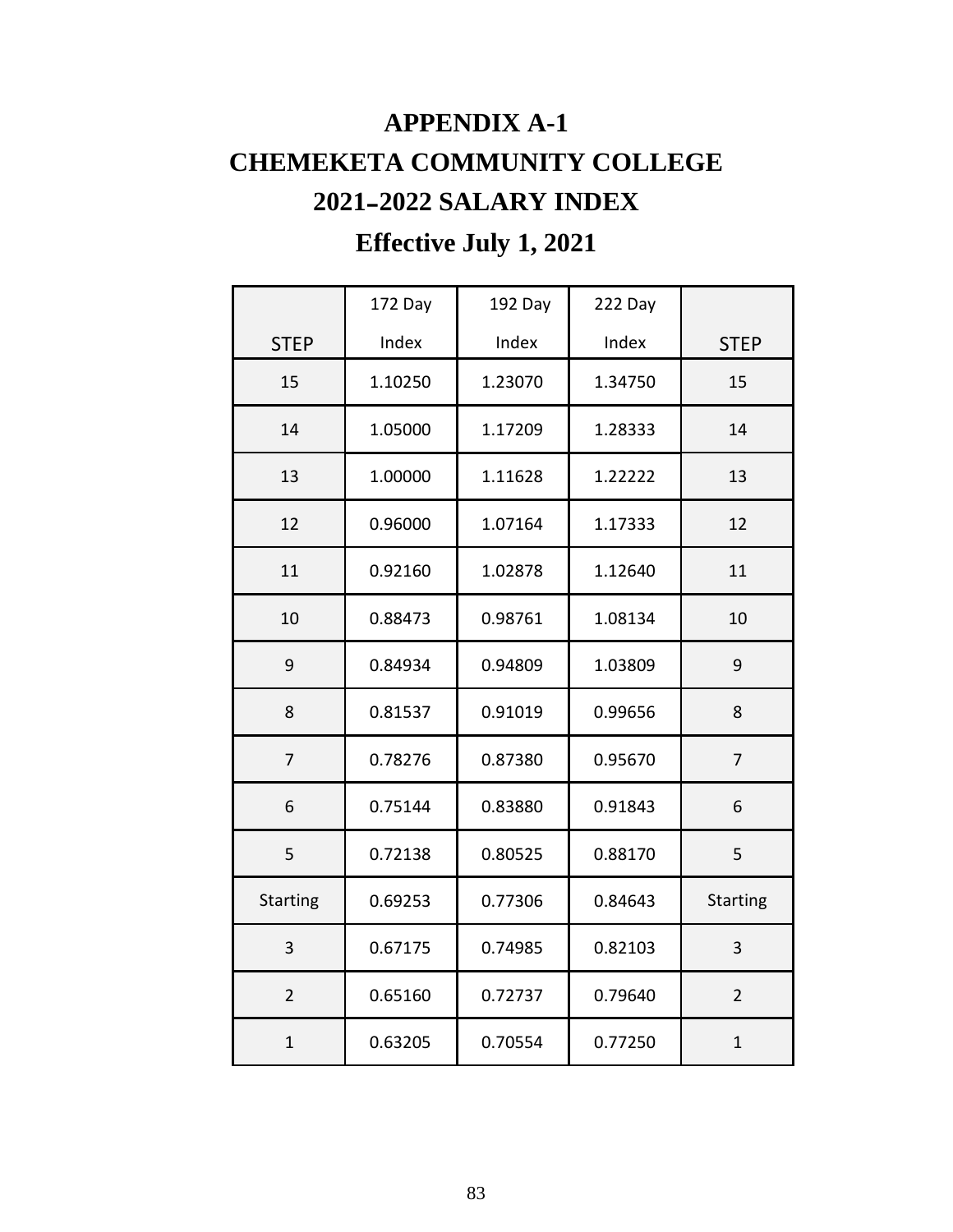# APPENDIX A-1

# CHEMEKETA COMMUNITY COLLEGE

# 2021–2022 SALARY INDEX

## Effective July 1, 2021

| STEP | 172 Day Index | 192 Day Index | 222 Day Index | STEP |
|---|---|---|---|---|
| 15 | 1.10250 | 1.23070 | 1.34750 | 15 |
| 14 | 1.05000 | 1.17209 | 1.28333 | 14 |
| 13 | 1.00000 | 1.11628 | 1.22222 | 13 |
| 12 | 0.96000 | 1.07164 | 1.17333 | 12 |
| 11 | 0.92160 | 1.02878 | 1.12640 | 11 |
| 10 | 0.88473 | 0.98761 | 1.08134 | 10 |
| 9 | 0.84934 | 0.94809 | 1.03809 | 9 |
| 8 | 0.81537 | 0.91019 | 0.99656 | 8 |
| 7 | 0.78276 | 0.87380 | 0.95670 | 7 |
| 6 | 0.75144 | 0.83880 | 0.91843 | 6 |
| 5 | 0.72138 | 0.80525 | 0.88170 | 5 |
| Starting | 0.69253 | 0.77306 | 0.84643 | Starting |
| 3 | 0.67175 | 0.74985 | 0.82103 | 3 |
| 2 | 0.65160 | 0.72737 | 0.79640 | 2 |
| 1 | 0.63205 | 0.70554 | 0.77250 | 1 |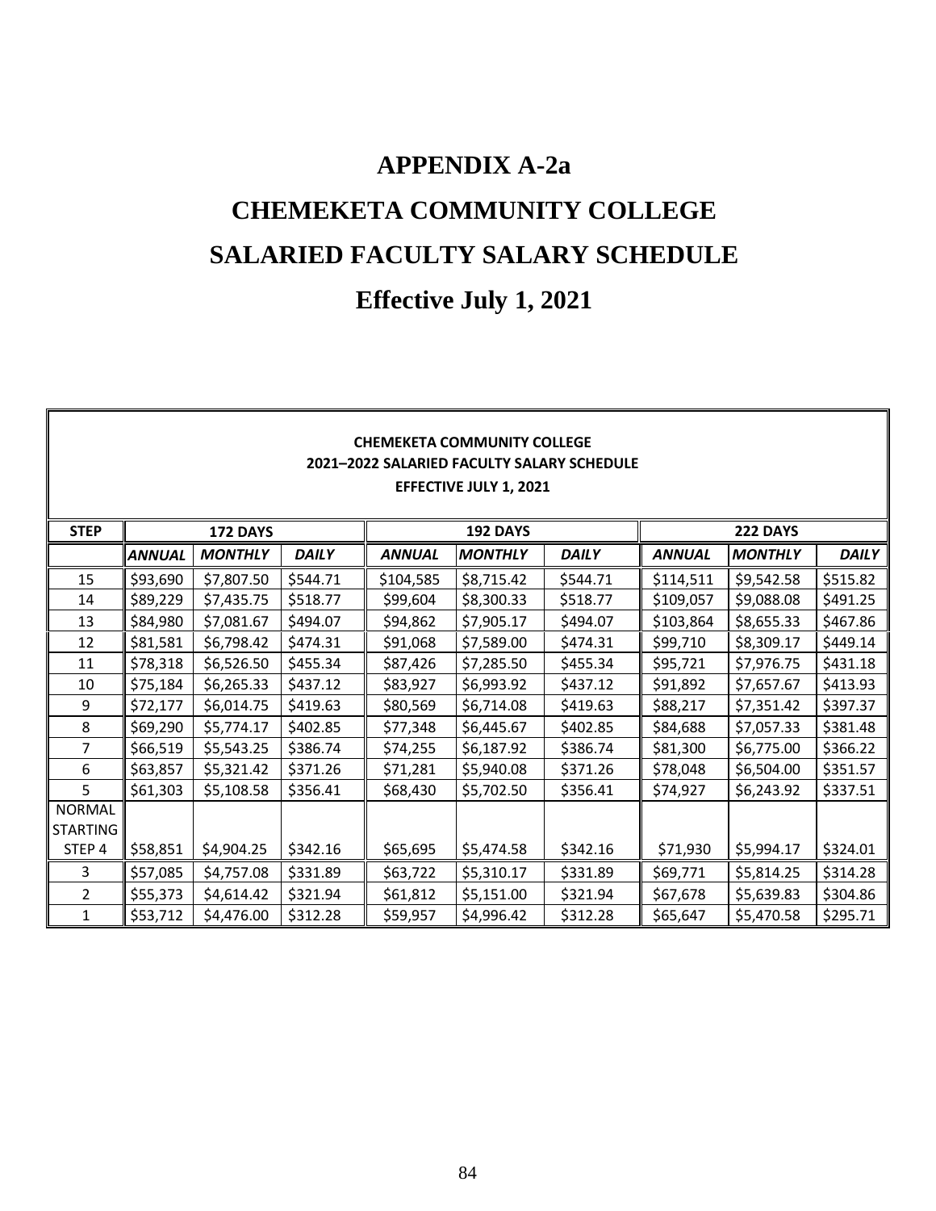# APPENDIX A-2a

# CHEMEKETA COMMUNITY COLLEGE

# SALARIED FACULTY SALARY SCHEDULE

# Effective July 1, 2021

**CHEMEKETA COMMUNITY COLLEGE**
**2021–2022 SALARIED FACULTY SALARY SCHEDULE**
**EFFECTIVE JULY 1, 2021**

| STEP | 172 DAYS | | | 192 DAYS | | | 222 DAYS | | |
|---|---|---|---|---|---|---|---|---|---|
| | *ANNUAL* | *MONTHLY* | *DAILY* | *ANNUAL* | *MONTHLY* | *DAILY* | *ANNUAL* | *MONTHLY* | *DAILY* |
| 15 | $93,690 | $7,807.50 | $544.71 | $104,585 | $8,715.42 | $544.71 | $114,511 | $9,542.58 | $515.82 |
| 14 | $89,229 | $7,435.75 | $518.77 | $99,604 | $8,300.33 | $518.77 | $109,057 | $9,088.08 | $491.25 |
| 13 | $84,980 | $7,081.67 | $494.07 | $94,862 | $7,905.17 | $494.07 | $103,864 | $8,655.33 | $467.86 |
| 12 | $81,581 | $6,798.42 | $474.31 | $91,068 | $7,589.00 | $474.31 | $99,710 | $8,309.17 | $449.14 |
| 11 | $78,318 | $6,526.50 | $455.34 | $87,426 | $7,285.50 | $455.34 | $95,721 | $7,976.75 | $431.18 |
| 10 | $75,184 | $6,265.33 | $437.12 | $83,927 | $6,993.92 | $437.12 | $91,892 | $7,657.67 | $413.93 |
| 9 | $72,177 | $6,014.75 | $419.63 | $80,569 | $6,714.08 | $419.63 | $88,217 | $7,351.42 | $397.37 |
| 8 | $69,290 | $5,774.17 | $402.85 | $77,348 | $6,445.67 | $402.85 | $84,688 | $7,057.33 | $381.48 |
| 7 | $66,519 | $5,543.25 | $386.74 | $74,255 | $6,187.92 | $386.74 | $81,300 | $6,775.00 | $366.22 |
| 6 | $63,857 | $5,321.42 | $371.26 | $71,281 | $5,940.08 | $371.26 | $78,048 | $6,504.00 | $351.57 |
| 5 | $61,303 | $5,108.58 | $356.41 | $68,430 | $5,702.50 | $356.41 | $74,927 | $6,243.92 | $337.51 |
| NORMAL STARTING STEP 4 | $58,851 | $4,904.25 | $342.16 | $65,695 | $5,474.58 | $342.16 | $71,930 | $5,994.17 | $324.01 |
| 3 | $57,085 | $4,757.08 | $331.89 | $63,722 | $5,310.17 | $331.89 | $69,771 | $5,814.25 | $314.28 |
| 2 | $55,373 | $4,614.42 | $321.94 | $61,812 | $5,151.00 | $321.94 | $67,678 | $5,639.83 | $304.86 |
| 1 | $53,712 | $4,476.00 | $312.28 | $59,957 | $4,996.42 | $312.28 | $65,647 | $5,470.58 | $295.71 |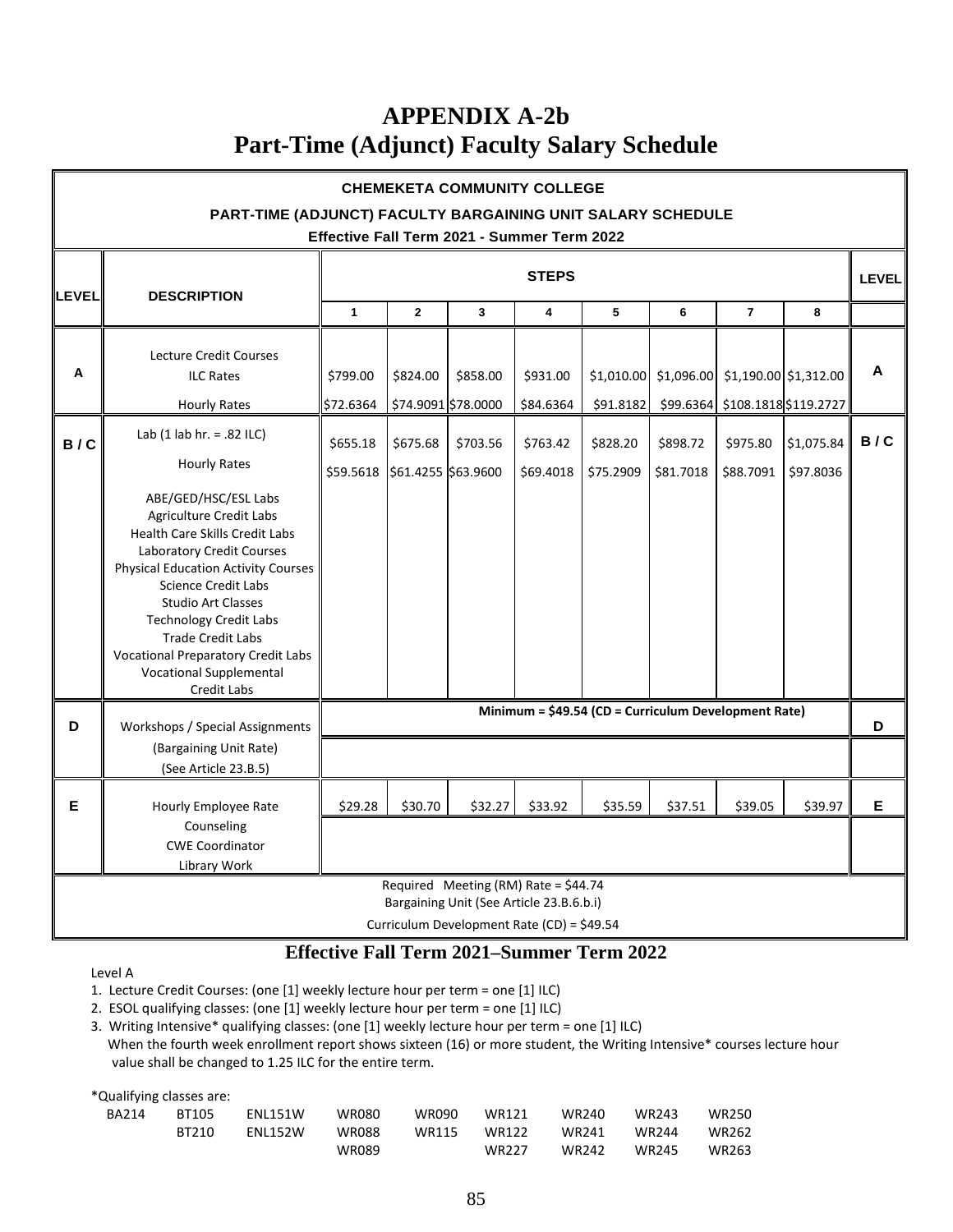# APPENDIX A-2b
# Part-Time (Adjunct) Faculty Salary Schedule

**CHEMEKETA COMMUNITY COLLEGE**

**PART-TIME (ADJUNCT) FACULTY BARGAINING UNIT SALARY SCHEDULE**

**Effective Fall Term 2021 - Summer Term 2022**

| LEVEL | DESCRIPTION | STEPS | | | | | | | | LEVEL |
|---|---|---|---|---|---|---|---|---|---|---|
| | | 1 | 2 | 3 | 4 | 5 | 6 | 7 | 8 | |
| A | Lecture Credit Courses<br>ILC Rates | $799.00 | $824.00 | $858.00 | $931.00 | $1,010.00 | $1,096.00 | $1,190.00 | $1,312.00 | A |
| | Hourly Rates | $72.6364 | $74.9091 | $78.0000 | $84.6364 | $91.8182 | $99.6364 | $108.1818 | $119.2727 | |
| B / C | Lab (1 lab hr. = .82 ILC) | $655.18 | $675.68 | $703.56 | $763.42 | $828.20 | $898.72 | $975.80 | $1,075.84 | B / C |
| | Hourly Rates | $59.5618 | $61.4255 | $63.9600 | $69.4018 | $75.2909 | $81.7018 | $88.7091 | $97.8036 | |
| | ABE/GED/HSC/ESL Labs<br>Agriculture Credit Labs<br>Health Care Skills Credit Labs<br>Laboratory Credit Courses<br>Physical Education Activity Courses<br>Science Credit Labs<br>Studio Art Classes<br>Technology Credit Labs<br>Trade Credit Labs<br>Vocational Preparatory Credit Labs<br>Vocational Supplemental Credit Labs | | | | | | | | | |
| D | Workshops / Special Assignments<br>(Bargaining Unit Rate)<br>(See Article 23.B.5) | Minimum = $49.54 (CD = Curriculum Development Rate) | | | | | | | | D |
| E | Hourly Employee Rate<br>Counseling<br>CWE Coordinator<br>Library Work | $29.28 | $30.70 | $32.27 | $33.92 | $35.59 | $37.51 | $39.05 | $39.97 | E |

Required Meeting (RM) Rate = $44.74
Bargaining Unit (See Article 23.B.6.b.i)

Curriculum Development Rate (CD) = $49.54

**Effective Fall Term 2021–Summer Term 2022**

Level A

1. Lecture Credit Courses: (one [1] weekly lecture hour per term = one [1] ILC)
2. ESOL qualifying classes: (one [1] weekly lecture hour per term = one [1] ILC)
3. Writing Intensive* qualifying classes: (one [1] weekly lecture hour per term = one [1] ILC)
   When the fourth week enrollment report shows sixteen (16) or more student, the Writing Intensive* courses lecture hour value shall be changed to 1.25 ILC for the entire term.

*Qualifying classes are:

| | | | | | | | | |
|---|---|---|---|---|---|---|---|---|
| BA214 | BT105 | ENL151W | WR080 | WR090 | WR121 | WR240 | WR243 | WR250 |
| | BT210 | ENL152W | WR088 | WR115 | WR122 | WR241 | WR244 | WR262 |
| | | | WR089 | | WR227 | WR242 | WR245 | WR263 |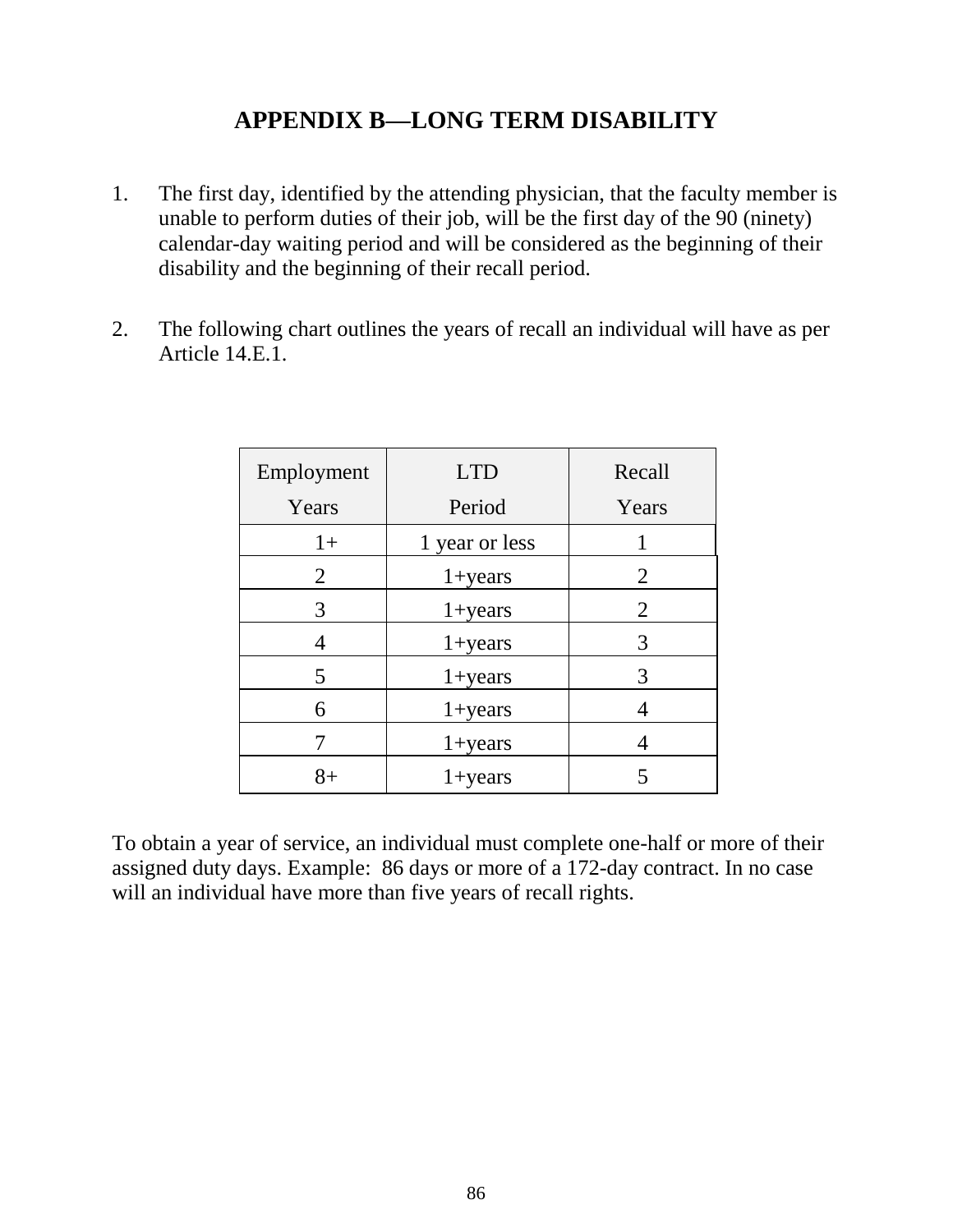# APPENDIX B—LONG TERM DISABILITY

1. The first day, identified by the attending physician, that the faculty member is unable to perform duties of their job, will be the first day of the 90 (ninety) calendar-day waiting period and will be considered as the beginning of their disability and the beginning of their recall period.

2. The following chart outlines the years of recall an individual will have as per Article 14.E.1.

| Employment Years | LTD Period | Recall Years |
|---|---|---|
| 1+ | 1 year or less | 1 |
| 2 | 1+years | 2 |
| 3 | 1+years | 2 |
| 4 | 1+years | 3 |
| 5 | 1+years | 3 |
| 6 | 1+years | 4 |
| 7 | 1+years | 4 |
| 8+ | 1+years | 5 |

To obtain a year of service, an individual must complete one-half or more of their assigned duty days. Example: 86 days or more of a 172-day contract. In no case will an individual have more than five years of recall rights.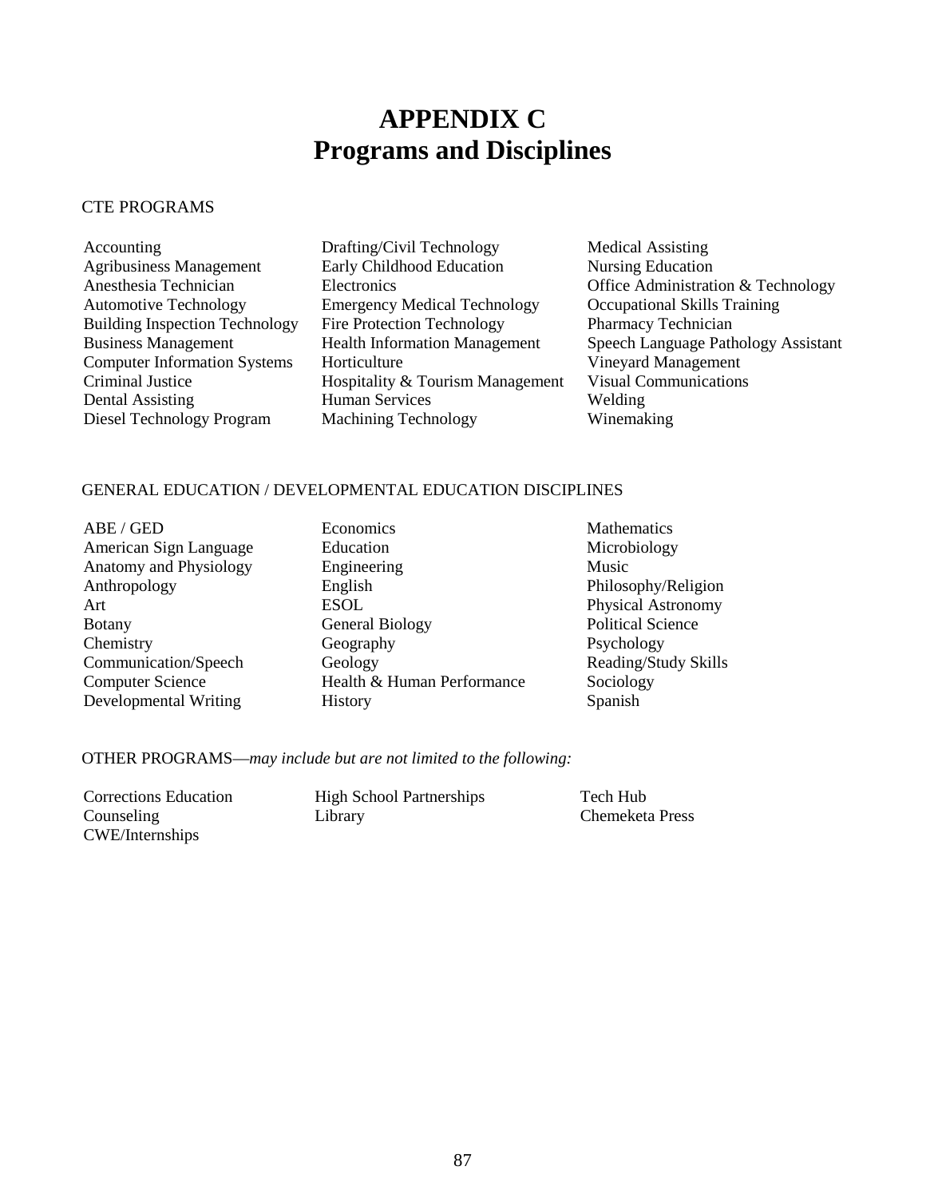# APPENDIX C
# Programs and Disciplines

CTE PROGRAMS

- Accounting
- Agribusiness Management
- Anesthesia Technician
- Automotive Technology
- Building Inspection Technology
- Business Management
- Computer Information Systems
- Criminal Justice
- Dental Assisting
- Diesel Technology Program
- Drafting/Civil Technology
- Early Childhood Education
- Electronics
- Emergency Medical Technology
- Fire Protection Technology
- Health Information Management
- Horticulture
- Hospitality & Tourism Management
- Human Services
- Machining Technology
- Medical Assisting
- Nursing Education
- Office Administration & Technology
- Occupational Skills Training
- Pharmacy Technician
- Speech Language Pathology Assistant
- Vineyard Management
- Visual Communications
- Welding
- Winemaking

GENERAL EDUCATION / DEVELOPMENTAL EDUCATION DISCIPLINES

- ABE / GED
- American Sign Language
- Anatomy and Physiology
- Anthropology
- Art
- Botany
- Chemistry
- Communication/Speech
- Computer Science
- Developmental Writing
- Economics
- Education
- Engineering
- English
- ESOL
- General Biology
- Geography
- Geology
- Health & Human Performance
- History
- Mathematics
- Microbiology
- Music
- Philosophy/Religion
- Physical Astronomy
- Political Science
- Psychology
- Reading/Study Skills
- Sociology
- Spanish

OTHER PROGRAMS—*may include but are not limited to the following:*

- Corrections Education
- Counseling
- CWE/Internships
- High School Partnerships
- Library
- Tech Hub
- Chemeketa Press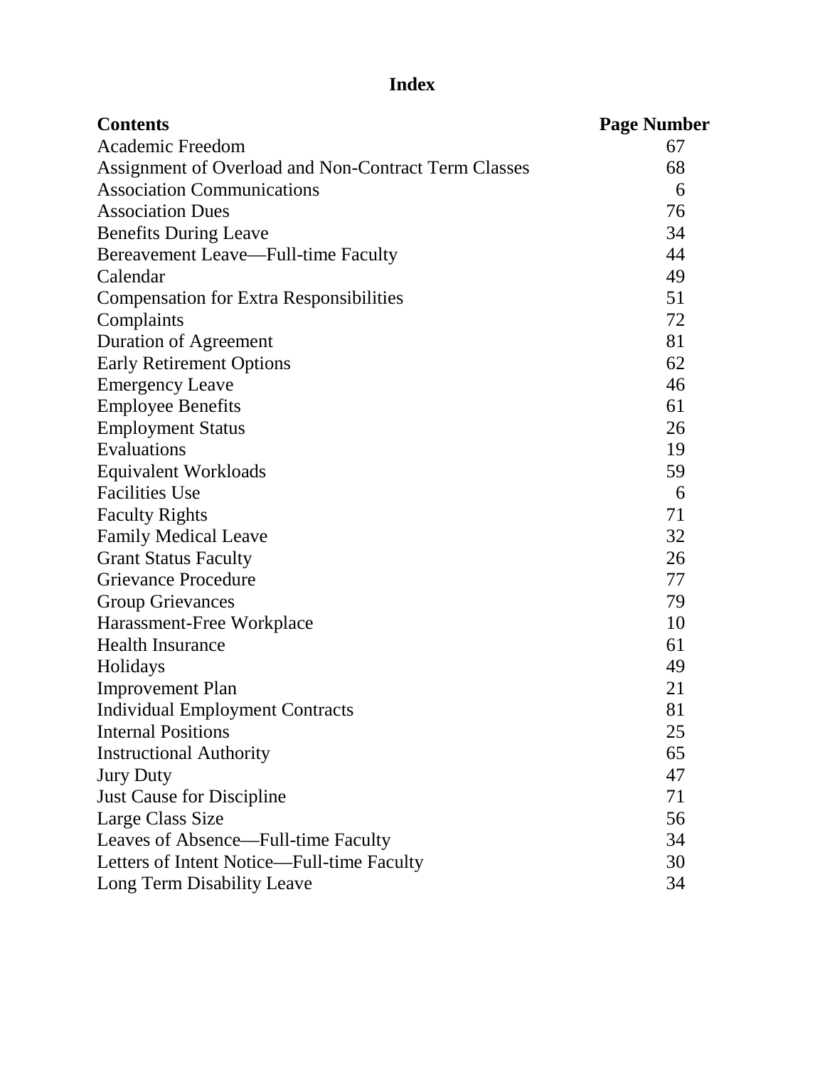# Index

| Contents | Page Number |
|---|---|
| Academic Freedom | 67 |
| Assignment of Overload and Non-Contract Term Classes | 68 |
| Association Communications | 6 |
| Association Dues | 76 |
| Benefits During Leave | 34 |
| Bereavement Leave—Full-time Faculty | 44 |
| Calendar | 49 |
| Compensation for Extra Responsibilities | 51 |
| Complaints | 72 |
| Duration of Agreement | 81 |
| Early Retirement Options | 62 |
| Emergency Leave | 46 |
| Employee Benefits | 61 |
| Employment Status | 26 |
| Evaluations | 19 |
| Equivalent Workloads | 59 |
| Facilities Use | 6 |
| Faculty Rights | 71 |
| Family Medical Leave | 32 |
| Grant Status Faculty | 26 |
| Grievance Procedure | 77 |
| Group Grievances | 79 |
| Harassment-Free Workplace | 10 |
| Health Insurance | 61 |
| Holidays | 49 |
| Improvement Plan | 21 |
| Individual Employment Contracts | 81 |
| Internal Positions | 25 |
| Instructional Authority | 65 |
| Jury Duty | 47 |
| Just Cause for Discipline | 71 |
| Large Class Size | 56 |
| Leaves of Absence—Full-time Faculty | 34 |
| Letters of Intent Notice—Full-time Faculty | 30 |
| Long Term Disability Leave | 34 |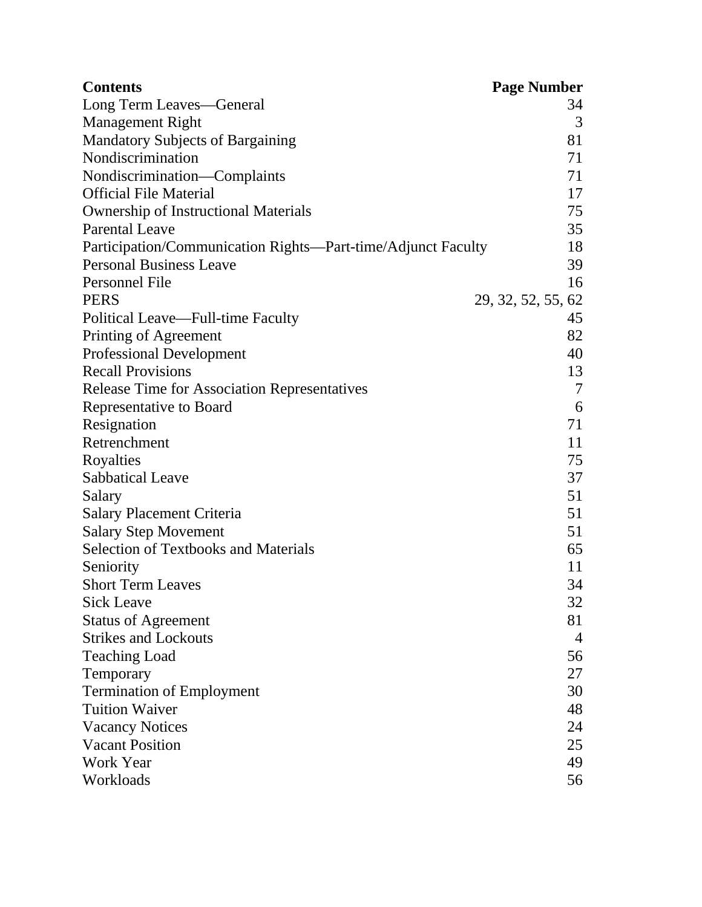| Contents | Page Number |
|---|---|
| Long Term Leaves—General | 34 |
| Management Right | 3 |
| Mandatory Subjects of Bargaining | 81 |
| Nondiscrimination | 71 |
| Nondiscrimination—Complaints | 71 |
| Official File Material | 17 |
| Ownership of Instructional Materials | 75 |
| Parental Leave | 35 |
| Participation/Communication Rights—Part-time/Adjunct Faculty | 18 |
| Personal Business Leave | 39 |
| Personnel File | 16 |
| PERS | 29, 32, 52, 55, 62 |
| Political Leave—Full-time Faculty | 45 |
| Printing of Agreement | 82 |
| Professional Development | 40 |
| Recall Provisions | 13 |
| Release Time for Association Representatives | 7 |
| Representative to Board | 6 |
| Resignation | 71 |
| Retrenchment | 11 |
| Royalties | 75 |
| Sabbatical Leave | 37 |
| Salary | 51 |
| Salary Placement Criteria | 51 |
| Salary Step Movement | 51 |
| Selection of Textbooks and Materials | 65 |
| Seniority | 11 |
| Short Term Leaves | 34 |
| Sick Leave | 32 |
| Status of Agreement | 81 |
| Strikes and Lockouts | 4 |
| Teaching Load | 56 |
| Temporary | 27 |
| Termination of Employment | 30 |
| Tuition Waiver | 48 |
| Vacancy Notices | 24 |
| Vacant Position | 25 |
| Work Year | 49 |
| Workloads | 56 |